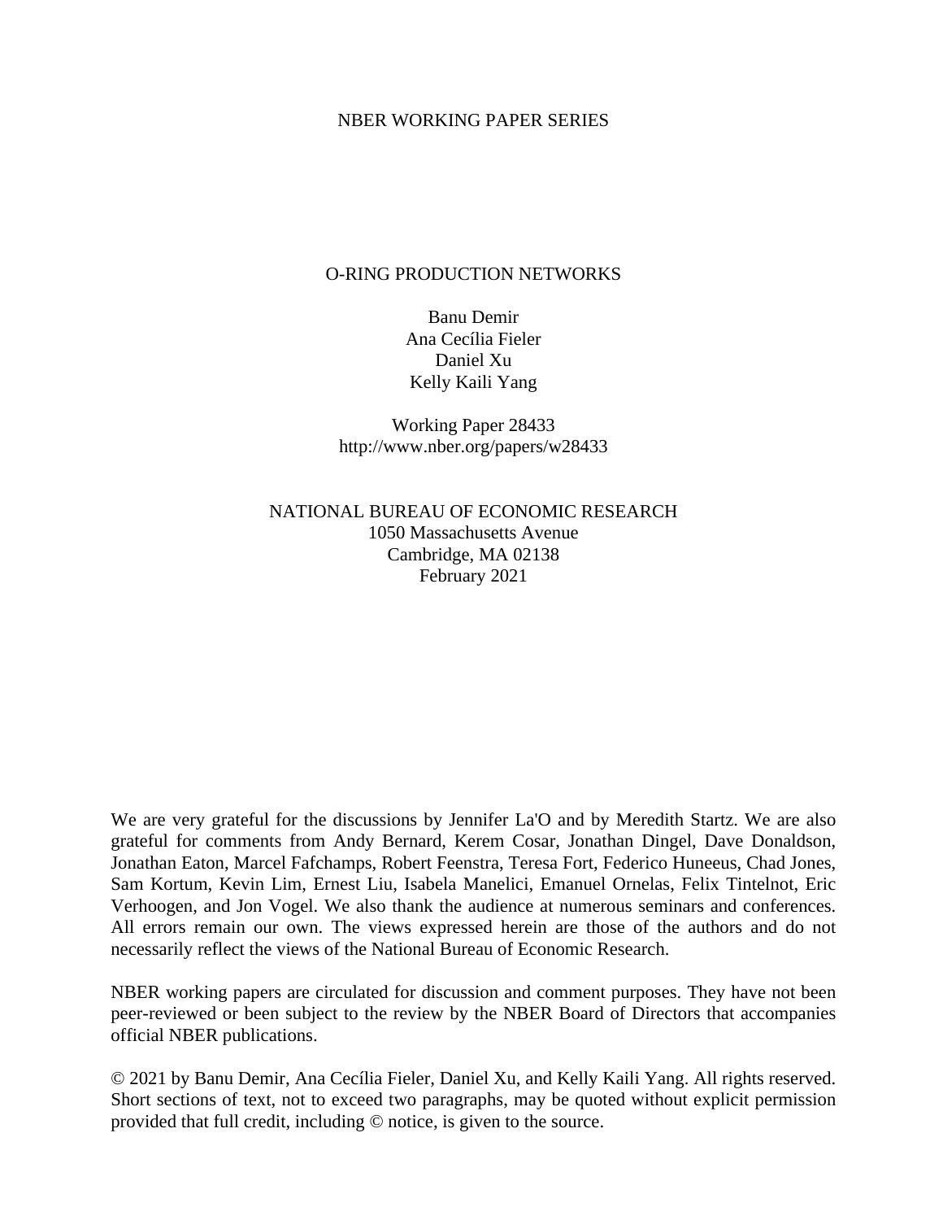NBER WORKING PAPER SERIES

# O-RING PRODUCTION NETWORKS

Banu Demir
Ana Cecília Fieler
Daniel Xu
Kelly Kaili Yang

Working Paper 28433
http://www.nber.org/papers/w28433

NATIONAL BUREAU OF ECONOMIC RESEARCH
1050 Massachusetts Avenue
Cambridge, MA 02138
February 2021

We are very grateful for the discussions by Jennifer La'O and by Meredith Startz. We are also grateful for comments from Andy Bernard, Kerem Cosar, Jonathan Dingel, Dave Donaldson, Jonathan Eaton, Marcel Fafchamps, Robert Feenstra, Teresa Fort, Federico Huneeus, Chad Jones, Sam Kortum, Kevin Lim, Ernest Liu, Isabela Manelici, Emanuel Ornelas, Felix Tintelnot, Eric Verhoogen, and Jon Vogel. We also thank the audience at numerous seminars and conferences. All errors remain our own. The views expressed herein are those of the authors and do not necessarily reflect the views of the National Bureau of Economic Research.

NBER working papers are circulated for discussion and comment purposes. They have not been peer-reviewed or been subject to the review by the NBER Board of Directors that accompanies official NBER publications.

© 2021 by Banu Demir, Ana Cecília Fieler, Daniel Xu, and Kelly Kaili Yang. All rights reserved. Short sections of text, not to exceed two paragraphs, may be quoted without explicit permission provided that full credit, including © notice, is given to the source.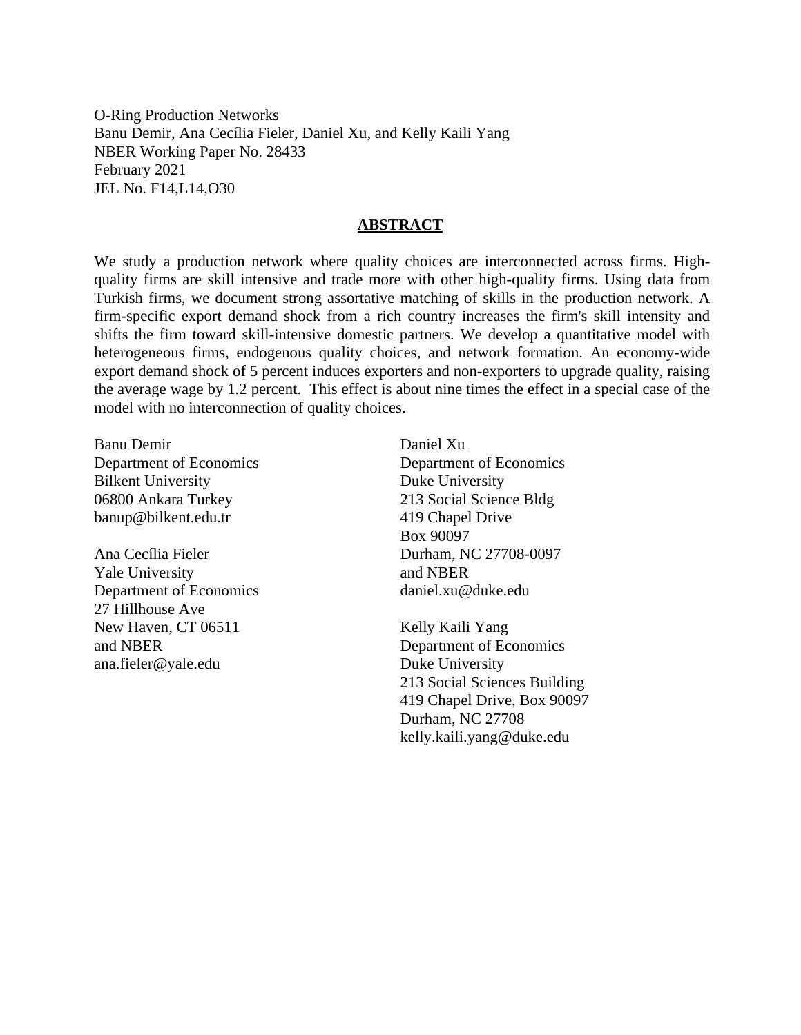O-Ring Production Networks
Banu Demir, Ana Cecília Fieler, Daniel Xu, and Kelly Kaili Yang
NBER Working Paper No. 28433
February 2021
JEL No. F14,L14,O30

## ABSTRACT

We study a production network where quality choices are interconnected across firms. High-quality firms are skill intensive and trade more with other high-quality firms. Using data from Turkish firms, we document strong assortative matching of skills in the production network. A firm-specific export demand shock from a rich country increases the firm's skill intensity and shifts the firm toward skill-intensive domestic partners. We develop a quantitative model with heterogeneous firms, endogenous quality choices, and network formation. An economy-wide export demand shock of 5 percent induces exporters and non-exporters to upgrade quality, raising the average wage by 1.2 percent. This effect is about nine times the effect in a special case of the model with no interconnection of quality choices.

Banu Demir
Department of Economics
Bilkent University
06800 Ankara Turkey
banup@bilkent.edu.tr

Ana Cecília Fieler
Yale University
Department of Economics
27 Hillhouse Ave
New Haven, CT 06511
and NBER
ana.fieler@yale.edu

Daniel Xu
Department of Economics
Duke University
213 Social Science Bldg
419 Chapel Drive
Box 90097
Durham, NC 27708-0097
and NBER
daniel.xu@duke.edu

Kelly Kaili Yang
Department of Economics
Duke University
213 Social Sciences Building
419 Chapel Drive, Box 90097
Durham, NC 27708
kelly.kaili.yang@duke.edu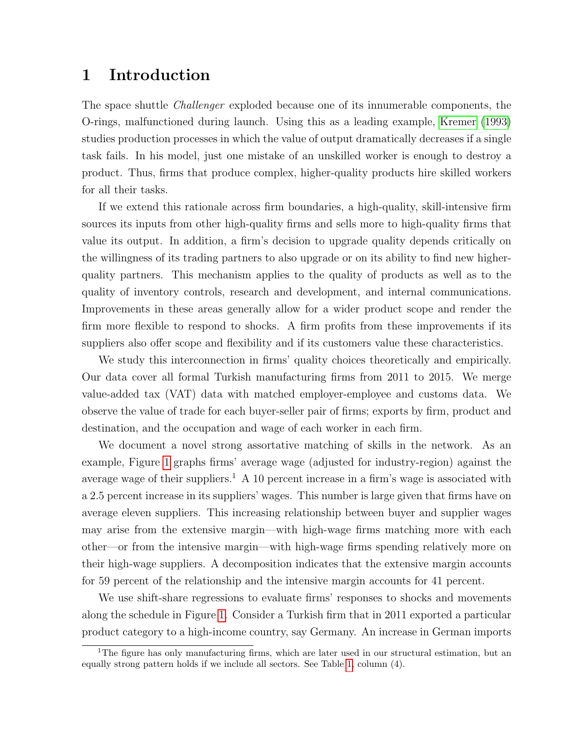# 1 Introduction

The space shuttle *Challenger* exploded because one of its innumerable components, the O-rings, malfunctioned during launch. Using this as a leading example, Kremer (1993) studies production processes in which the value of output dramatically decreases if a single task fails. In his model, just one mistake of an unskilled worker is enough to destroy a product. Thus, firms that produce complex, higher-quality products hire skilled workers for all their tasks.

If we extend this rationale across firm boundaries, a high-quality, skill-intensive firm sources its inputs from other high-quality firms and sells more to high-quality firms that value its output. In addition, a firm's decision to upgrade quality depends critically on the willingness of its trading partners to also upgrade or on its ability to find new higher-quality partners. This mechanism applies to the quality of products as well as to the quality of inventory controls, research and development, and internal communications. Improvements in these areas generally allow for a wider product scope and render the firm more flexible to respond to shocks. A firm profits from these improvements if its suppliers also offer scope and flexibility and if its customers value these characteristics.

We study this interconnection in firms' quality choices theoretically and empirically. Our data cover all formal Turkish manufacturing firms from 2011 to 2015. We merge value-added tax (VAT) data with matched employer-employee and customs data. We observe the value of trade for each buyer-seller pair of firms; exports by firm, product and destination, and the occupation and wage of each worker in each firm.

We document a novel strong assortative matching of skills in the network. As an example, Figure 1 graphs firms' average wage (adjusted for industry-region) against the average wage of their suppliers.[1] A 10 percent increase in a firm's wage is associated with a 2.5 percent increase in its suppliers' wages. This number is large given that firms have on average eleven suppliers. This increasing relationship between buyer and supplier wages may arise from the extensive margin—with high-wage firms matching more with each other—or from the intensive margin—with high-wage firms spending relatively more on their high-wage suppliers. A decomposition indicates that the extensive margin accounts for 59 percent of the relationship and the intensive margin accounts for 41 percent.

We use shift-share regressions to evaluate firms' responses to shocks and movements along the schedule in Figure 1. Consider a Turkish firm that in 2011 exported a particular product category to a high-income country, say Germany. An increase in German imports

[1] The figure has only manufacturing firms, which are later used in our structural estimation, but an equally strong pattern holds if we include all sectors. See Table 1, column (4).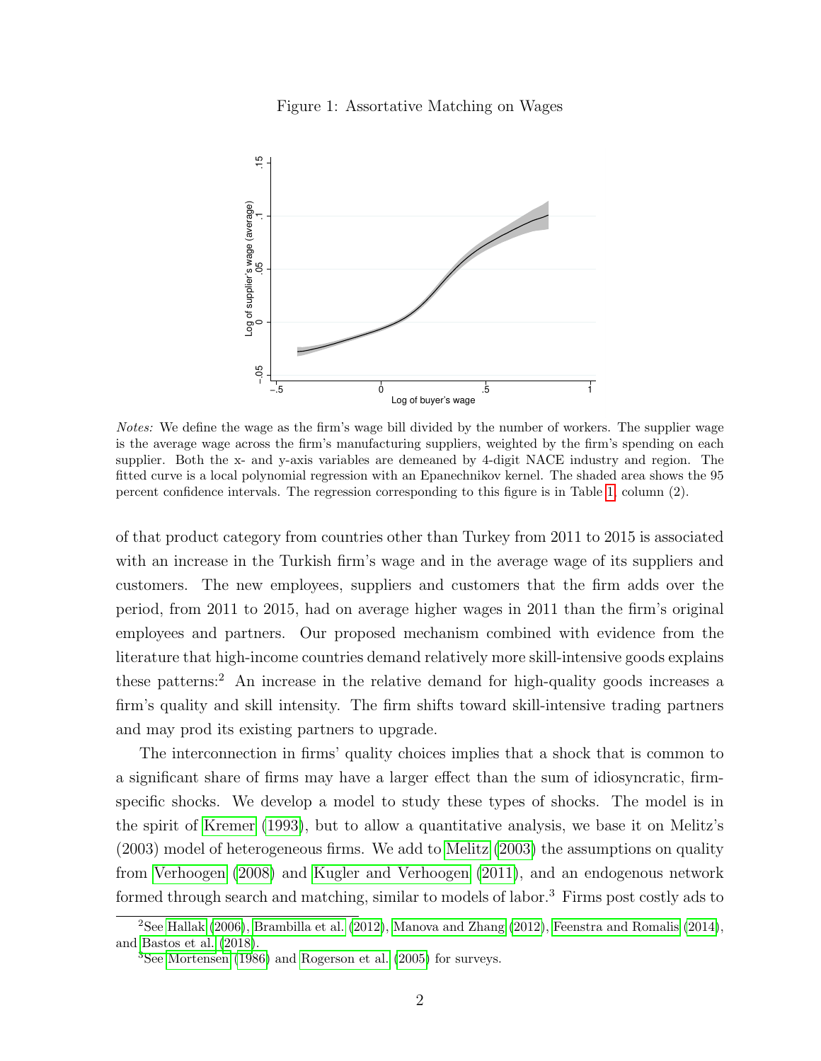Figure 1: Assortative Matching on Wages

*Notes:* We define the wage as the firm's wage bill divided by the number of workers. The supplier wage is the average wage across the firm's manufacturing suppliers, weighted by the firm's spending on each supplier. Both the x- and y-axis variables are demeaned by 4-digit NACE industry and region. The fitted curve is a local polynomial regression with an Epanechnikov kernel. The shaded area shows the 95 percent confidence intervals. The regression corresponding to this figure is in Table 1, column (2).

of that product category from countries other than Turkey from 2011 to 2015 is associated with an increase in the Turkish firm's wage and in the average wage of its suppliers and customers. The new employees, suppliers and customers that the firm adds over the period, from 2011 to 2015, had on average higher wages in 2011 than the firm's original employees and partners. Our proposed mechanism combined with evidence from the literature that high-income countries demand relatively more skill-intensive goods explains these patterns:[2] An increase in the relative demand for high-quality goods increases a firm's quality and skill intensity. The firm shifts toward skill-intensive trading partners and may prod its existing partners to upgrade.

The interconnection in firms' quality choices implies that a shock that is common to a significant share of firms may have a larger effect than the sum of idiosyncratic, firm-specific shocks. We develop a model to study these types of shocks. The model is in the spirit of Kremer (1993), but to allow a quantitative analysis, we base it on Melitz's (2003) model of heterogeneous firms. We add to Melitz (2003) the assumptions on quality from Verhoogen (2008) and Kugler and Verhoogen (2011), and an endogenous network formed through search and matching, similar to models of labor.[3] Firms post costly ads to

[2] See Hallak (2006), Brambilla et al. (2012), Manova and Zhang (2012), Feenstra and Romalis (2014), and Bastos et al. (2018).

[3] See Mortensen (1986) and Rogerson et al. (2005) for surveys.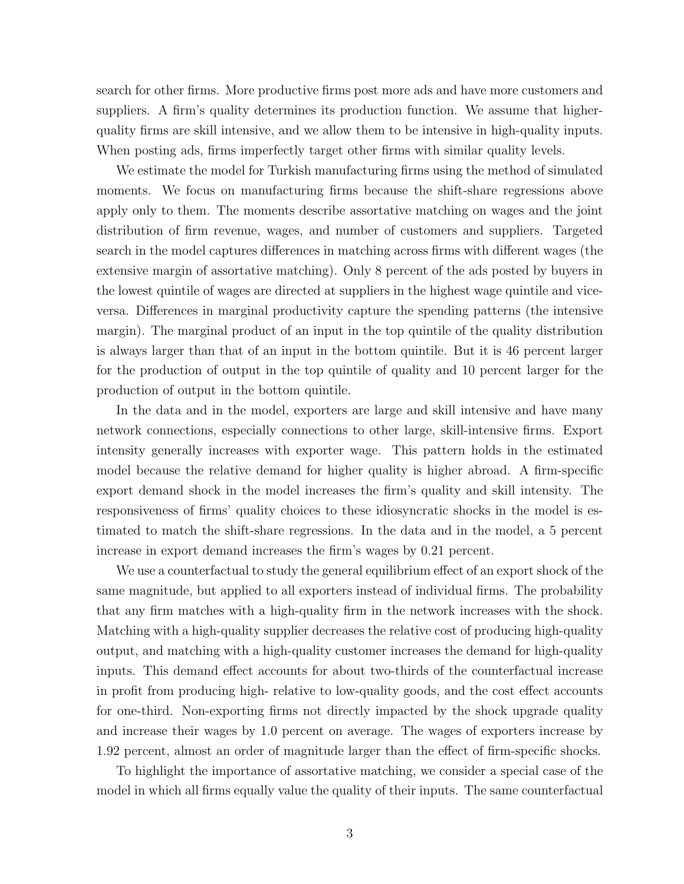search for other firms. More productive firms post more ads and have more customers and suppliers. A firm's quality determines its production function. We assume that higher-quality firms are skill intensive, and we allow them to be intensive in high-quality inputs. When posting ads, firms imperfectly target other firms with similar quality levels.

We estimate the model for Turkish manufacturing firms using the method of simulated moments. We focus on manufacturing firms because the shift-share regressions above apply only to them. The moments describe assortative matching on wages and the joint distribution of firm revenue, wages, and number of customers and suppliers. Targeted search in the model captures differences in matching across firms with different wages (the extensive margin of assortative matching). Only 8 percent of the ads posted by buyers in the lowest quintile of wages are directed at suppliers in the highest wage quintile and vice-versa. Differences in marginal productivity capture the spending patterns (the intensive margin). The marginal product of an input in the top quintile of the quality distribution is always larger than that of an input in the bottom quintile. But it is 46 percent larger for the production of output in the top quintile of quality and 10 percent larger for the production of output in the bottom quintile.

In the data and in the model, exporters are large and skill intensive and have many network connections, especially connections to other large, skill-intensive firms. Export intensity generally increases with exporter wage. This pattern holds in the estimated model because the relative demand for higher quality is higher abroad. A firm-specific export demand shock in the model increases the firm's quality and skill intensity. The responsiveness of firms' quality choices to these idiosyncratic shocks in the model is estimated to match the shift-share regressions. In the data and in the model, a 5 percent increase in export demand increases the firm's wages by 0.21 percent.

We use a counterfactual to study the general equilibrium effect of an export shock of the same magnitude, but applied to all exporters instead of individual firms. The probability that any firm matches with a high-quality firm in the network increases with the shock. Matching with a high-quality supplier decreases the relative cost of producing high-quality output, and matching with a high-quality customer increases the demand for high-quality inputs. This demand effect accounts for about two-thirds of the counterfactual increase in profit from producing high- relative to low-quality goods, and the cost effect accounts for one-third. Non-exporting firms not directly impacted by the shock upgrade quality and increase their wages by 1.0 percent on average. The wages of exporters increase by 1.92 percent, almost an order of magnitude larger than the effect of firm-specific shocks.

To highlight the importance of assortative matching, we consider a special case of the model in which all firms equally value the quality of their inputs. The same counterfactual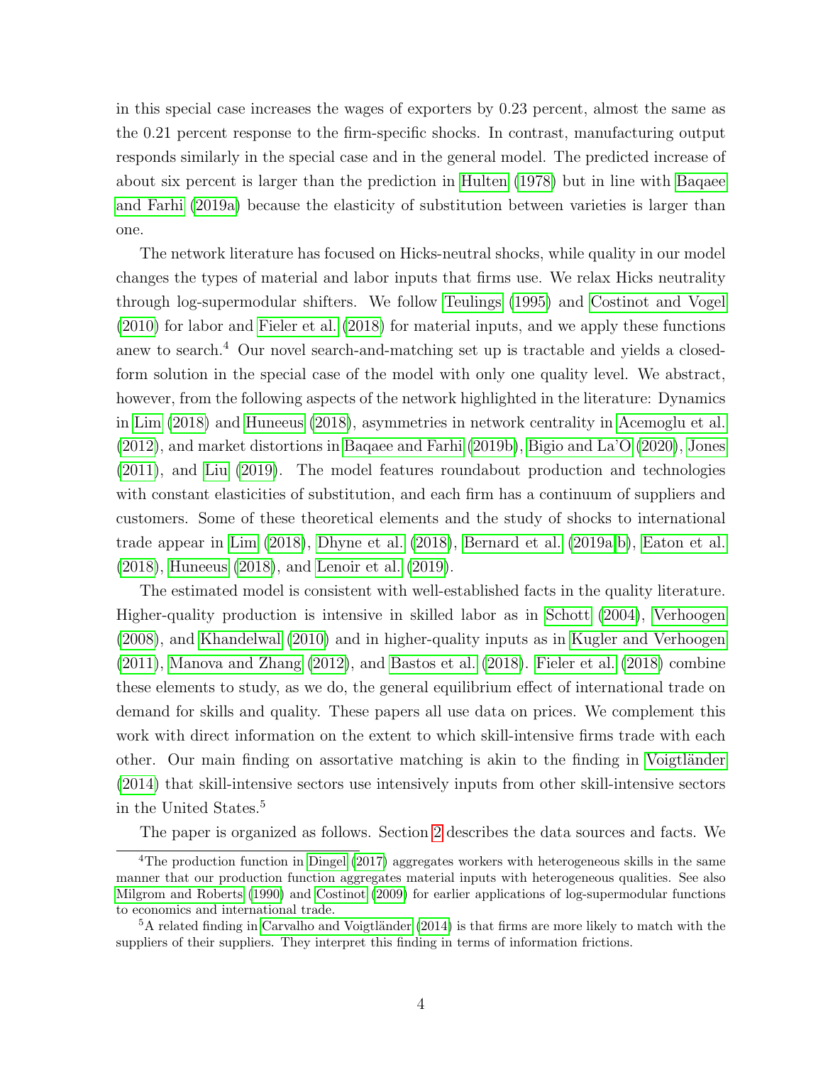in this special case increases the wages of exporters by 0.23 percent, almost the same as the 0.21 percent response to the firm-specific shocks. In contrast, manufacturing output responds similarly in the special case and in the general model. The predicted increase of about six percent is larger than the prediction in Hulten (1978) but in line with Baqaee and Farhi (2019a) because the elasticity of substitution between varieties is larger than one.

The network literature has focused on Hicks-neutral shocks, while quality in our model changes the types of material and labor inputs that firms use. We relax Hicks neutrality through log-supermodular shifters. We follow Teulings (1995) and Costinot and Vogel (2010) for labor and Fieler et al. (2018) for material inputs, and we apply these functions anew to search.[4] Our novel search-and-matching set up is tractable and yields a closed-form solution in the special case of the model with only one quality level. We abstract, however, from the following aspects of the network highlighted in the literature: Dynamics in Lim (2018) and Huneeus (2018), asymmetries in network centrality in Acemoglu et al. (2012), and market distortions in Baqaee and Farhi (2019b), Bigio and La'O (2020), Jones (2011), and Liu (2019). The model features roundabout production and technologies with constant elasticities of substitution, and each firm has a continuum of suppliers and customers. Some of these theoretical elements and the study of shocks to international trade appear in Lim (2018), Dhyne et al. (2018), Bernard et al. (2019a,b), Eaton et al. (2018), Huneeus (2018), and Lenoir et al. (2019).

The estimated model is consistent with well-established facts in the quality literature. Higher-quality production is intensive in skilled labor as in Schott (2004), Verhoogen (2008), and Khandelwal (2010) and in higher-quality inputs as in Kugler and Verhoogen (2011), Manova and Zhang (2012), and Bastos et al. (2018). Fieler et al. (2018) combine these elements to study, as we do, the general equilibrium effect of international trade on demand for skills and quality. These papers all use data on prices. We complement this work with direct information on the extent to which skill-intensive firms trade with each other. Our main finding on assortative matching is akin to the finding in Voigtländer (2014) that skill-intensive sectors use intensively inputs from other skill-intensive sectors in the United States.[5]

The paper is organized as follows. Section 2 describes the data sources and facts. We

[4] The production function in Dingel (2017) aggregates workers with heterogeneous skills in the same manner that our production function aggregates material inputs with heterogeneous qualities. See also Milgrom and Roberts (1990) and Costinot (2009) for earlier applications of log-supermodular functions to economics and international trade.

[5] A related finding in Carvalho and Voigtländer (2014) is that firms are more likely to match with the suppliers of their suppliers. They interpret this finding in terms of information frictions.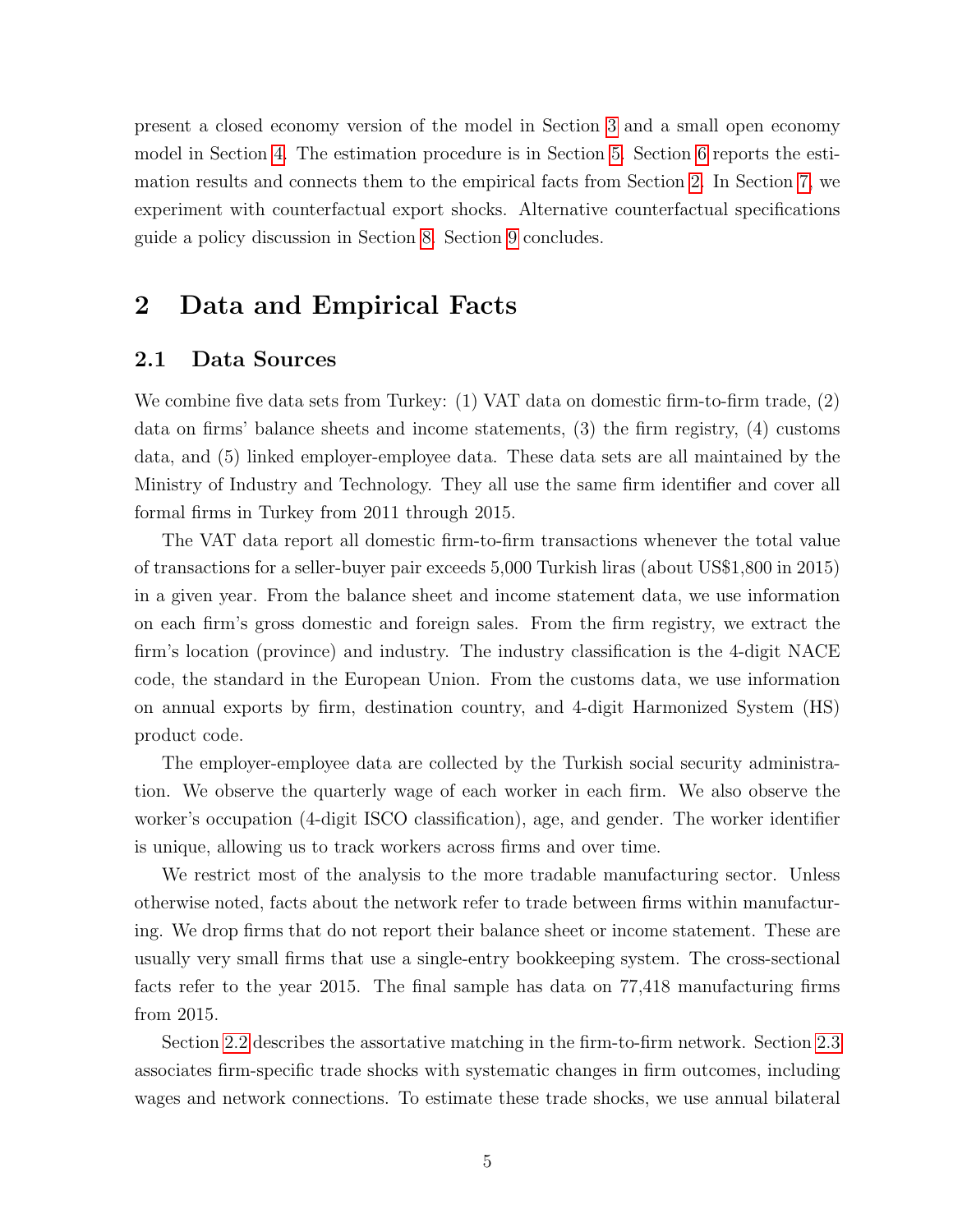present a closed economy version of the model in Section 3 and a small open economy model in Section 4. The estimation procedure is in Section 5. Section 6 reports the estimation results and connects them to the empirical facts from Section 2. In Section 7, we experiment with counterfactual export shocks. Alternative counterfactual specifications guide a policy discussion in Section 8. Section 9 concludes.

# 2 Data and Empirical Facts

## 2.1 Data Sources

We combine five data sets from Turkey: (1) VAT data on domestic firm-to-firm trade, (2) data on firms' balance sheets and income statements, (3) the firm registry, (4) customs data, and (5) linked employer-employee data. These data sets are all maintained by the Ministry of Industry and Technology. They all use the same firm identifier and cover all formal firms in Turkey from 2011 through 2015.

The VAT data report all domestic firm-to-firm transactions whenever the total value of transactions for a seller-buyer pair exceeds 5,000 Turkish liras (about US$1,800 in 2015) in a given year. From the balance sheet and income statement data, we use information on each firm's gross domestic and foreign sales. From the firm registry, we extract the firm's location (province) and industry. The industry classification is the 4-digit NACE code, the standard in the European Union. From the customs data, we use information on annual exports by firm, destination country, and 4-digit Harmonized System (HS) product code.

The employer-employee data are collected by the Turkish social security administration. We observe the quarterly wage of each worker in each firm. We also observe the worker's occupation (4-digit ISCO classification), age, and gender. The worker identifier is unique, allowing us to track workers across firms and over time.

We restrict most of the analysis to the more tradable manufacturing sector. Unless otherwise noted, facts about the network refer to trade between firms within manufacturing. We drop firms that do not report their balance sheet or income statement. These are usually very small firms that use a single-entry bookkeeping system. The cross-sectional facts refer to the year 2015. The final sample has data on 77,418 manufacturing firms from 2015.

Section 2.2 describes the assortative matching in the firm-to-firm network. Section 2.3 associates firm-specific trade shocks with systematic changes in firm outcomes, including wages and network connections. To estimate these trade shocks, we use annual bilateral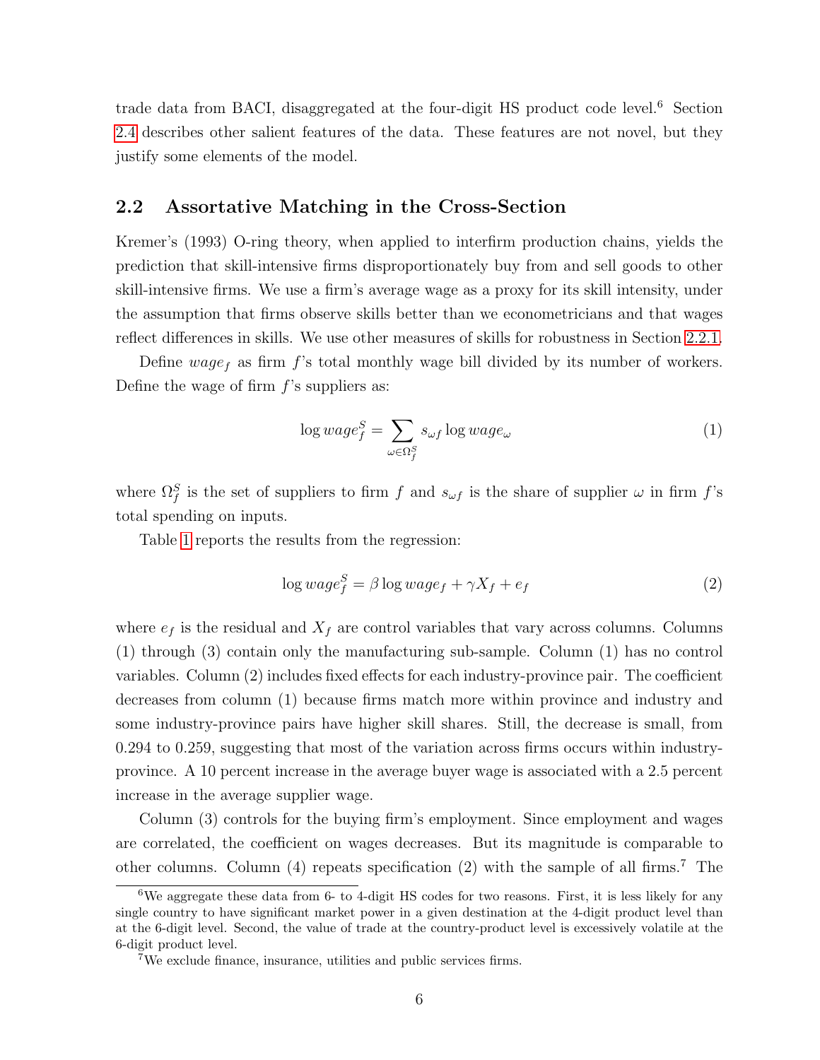trade data from BACI, disaggregated at the four-digit HS product code level.[6] Section 2.4 describes other salient features of the data. These features are not novel, but they justify some elements of the model.

## 2.2 Assortative Matching in the Cross-Section

Kremer's (1993) O-ring theory, when applied to interfirm production chains, yields the prediction that skill-intensive firms disproportionately buy from and sell goods to other skill-intensive firms. We use a firm's average wage as a proxy for its skill intensity, under the assumption that firms observe skills better than we econometricians and that wages reflect differences in skills. We use other measures of skills for robustness in Section 2.2.1.

Define $wage_f$ as firm $f$'s total monthly wage bill divided by its number of workers. Define the wage of firm $f$'s suppliers as:

$$\log wage_f^S = \sum_{\omega \in \Omega_f^S} s_{\omega f} \log wage_\omega \tag{1}$$

where $\Omega_f^S$ is the set of suppliers to firm $f$ and $s_{\omega f}$ is the share of supplier $\omega$ in firm $f$'s total spending on inputs.

Table 1 reports the results from the regression:

$$\log wage_f^S = \beta \log wage_f + \gamma X_f + e_f \tag{2}$$

where $e_f$ is the residual and $X_f$ are control variables that vary across columns. Columns (1) through (3) contain only the manufacturing sub-sample. Column (1) has no control variables. Column (2) includes fixed effects for each industry-province pair. The coefficient decreases from column (1) because firms match more within province and industry and some industry-province pairs have higher skill shares. Still, the decrease is small, from 0.294 to 0.259, suggesting that most of the variation across firms occurs within industry-province. A 10 percent increase in the average buyer wage is associated with a 2.5 percent increase in the average supplier wage.

Column (3) controls for the buying firm's employment. Since employment and wages are correlated, the coefficient on wages decreases. But its magnitude is comparable to other columns. Column (4) repeats specification (2) with the sample of all firms.[7] The

[6] We aggregate these data from 6- to 4-digit HS codes for two reasons. First, it is less likely for any single country to have significant market power in a given destination at the 4-digit product level than at the 6-digit level. Second, the value of trade at the country-product level is excessively volatile at the 6-digit product level.

[7] We exclude finance, insurance, utilities and public services firms.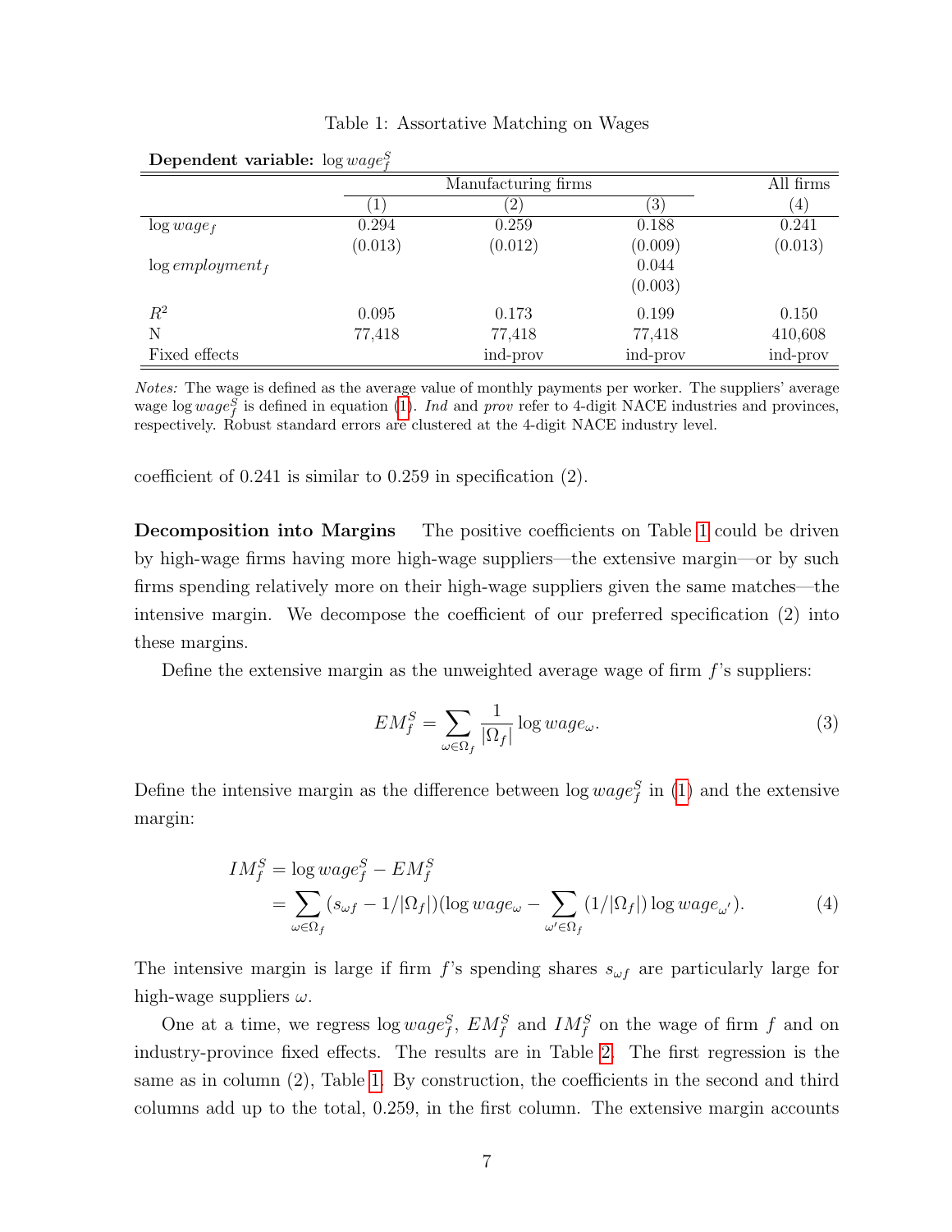Table 1: Assortative Matching on Wages

**Dependent variable:** $\log wage^S_f$

| | Manufacturing firms | | | All firms |
|---|---|---|---|---|
| | (1) | (2) | (3) | (4) |
| $\log wage_f$ | 0.294 | 0.259 | 0.188 | 0.241 |
| | (0.013) | (0.012) | (0.009) | (0.013) |
| $\log employment_f$ | | | 0.044 | |
| | | | (0.003) | |
| $R^2$ | 0.095 | 0.173 | 0.199 | 0.150 |
| N | 77,418 | 77,418 | 77,418 | 410,608 |
| Fixed effects | | ind-prov | ind-prov | ind-prov |

*Notes:* The wage is defined as the average value of monthly payments per worker. The suppliers' average wage $\log wage^S_f$ is defined in equation (1). *Ind* and *prov* refer to 4-digit NACE industries and provinces, respectively. Robust standard errors are clustered at the 4-digit NACE industry level.

coefficient of 0.241 is similar to 0.259 in specification (2).

**Decomposition into Margins** The positive coefficients on Table 1 could be driven by high-wage firms having more high-wage suppliers—the extensive margin—or by such firms spending relatively more on their high-wage suppliers given the same matches—the intensive margin. We decompose the coefficient of our preferred specification (2) into these margins.

Define the extensive margin as the unweighted average wage of firm $f$'s suppliers:

$$EM^S_f = \sum_{\omega \in \Omega_f} \frac{1}{|\Omega_f|} \log wage_\omega. \tag{3}$$

Define the intensive margin as the difference between $\log wage^S_f$ in (1) and the extensive margin:

$$\begin{aligned} IM^S_f &= \log wage^S_f - EM^S_f \\ &= \sum_{\omega \in \Omega_f} (s_{\omega f} - 1/|\Omega_f|)(\log wage_\omega - \sum_{\omega' \in \Omega_f} (1/|\Omega_f|) \log wage_{\omega'}). \end{aligned} \tag{4}$$

The intensive margin is large if firm $f$'s spending shares $s_{\omega f}$ are particularly large for high-wage suppliers $\omega$.

One at a time, we regress $\log wage^S_f$, $EM^S_f$ and $IM^S_f$ on the wage of firm $f$ and on industry-province fixed effects. The results are in Table 2. The first regression is the same as in column (2), Table 1. By construction, the coefficients in the second and third columns add up to the total, 0.259, in the first column. The extensive margin accounts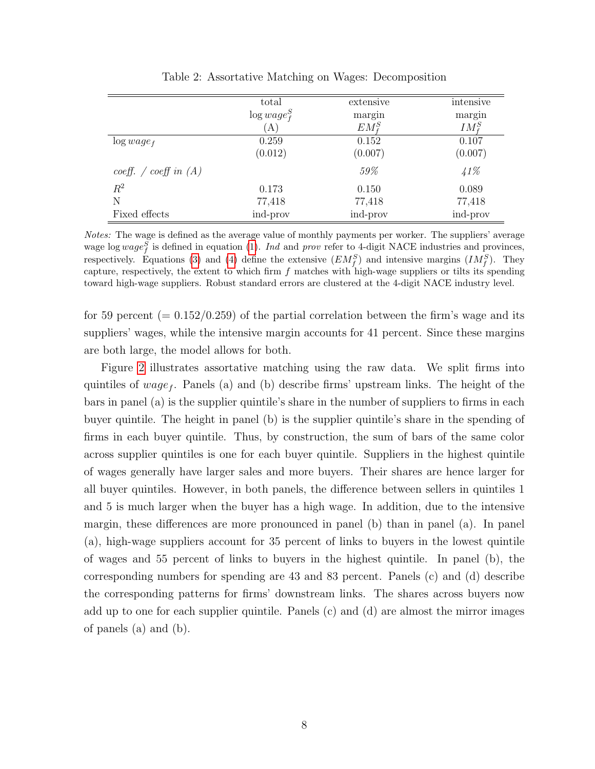Table 2: Assortative Matching on Wages: Decomposition

| | total $\log wage_f^S$ (A) | extensive margin $EM_f^S$ | intensive margin $IM_f^S$ |
|---|---|---|---|
| $\log wage_f$ | 0.259 | 0.152 | 0.107 |
| | (0.012) | (0.007) | (0.007) |
| *coeff. / coeff in (A)* | | *59%* | *41%* |
| $R^2$ | 0.173 | 0.150 | 0.089 |
| N | 77,418 | 77,418 | 77,418 |
| Fixed effects | ind-prov | ind-prov | ind-prov |

*Notes:* The wage is defined as the average value of monthly payments per worker. The suppliers' average wage $\log wage_f^S$ is defined in equation (1). *Ind* and *prov* refer to 4-digit NACE industries and provinces, respectively. Equations (3) and (4) define the extensive ($EM_f^S$) and intensive margins ($IM_f^S$). They capture, respectively, the extent to which firm $f$ matches with high-wage suppliers or tilts its spending toward high-wage suppliers. Robust standard errors are clustered at the 4-digit NACE industry level.

for 59 percent ($= 0.152/0.259$) of the partial correlation between the firm's wage and its suppliers' wages, while the intensive margin accounts for 41 percent. Since these margins are both large, the model allows for both.

Figure 2 illustrates assortative matching using the raw data. We split firms into quintiles of $wage_f$. Panels (a) and (b) describe firms' upstream links. The height of the bars in panel (a) is the supplier quintile's share in the number of suppliers to firms in each buyer quintile. The height in panel (b) is the supplier quintile's share in the spending of firms in each buyer quintile. Thus, by construction, the sum of bars of the same color across supplier quintiles is one for each buyer quintile. Suppliers in the highest quintile of wages generally have larger sales and more buyers. Their shares are hence larger for all buyer quintiles. However, in both panels, the difference between sellers in quintiles 1 and 5 is much larger when the buyer has a high wage. In addition, due to the intensive margin, these differences are more pronounced in panel (b) than in panel (a). In panel (a), high-wage suppliers account for 35 percent of links to buyers in the lowest quintile of wages and 55 percent of links to buyers in the highest quintile. In panel (b), the corresponding numbers for spending are 43 and 83 percent. Panels (c) and (d) describe the corresponding patterns for firms' downstream links. The shares across buyers now add up to one for each supplier quintile. Panels (c) and (d) are almost the mirror images of panels (a) and (b).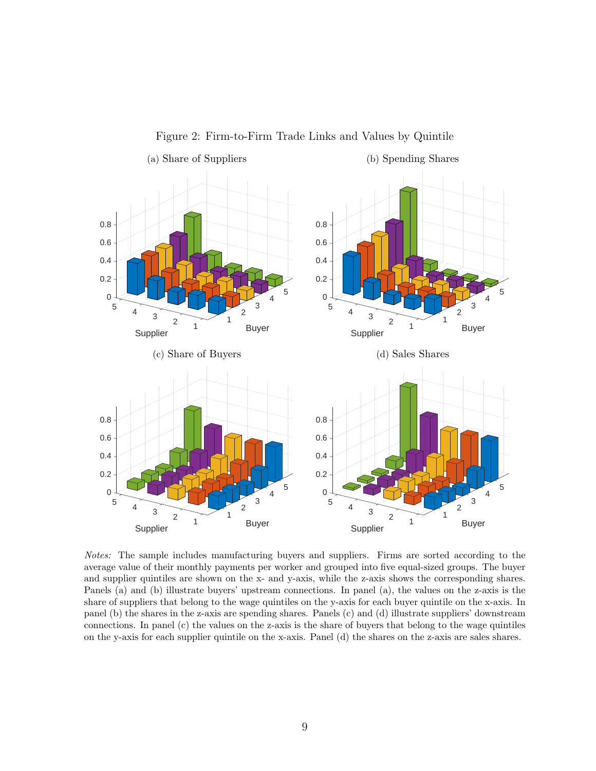Figure 2: Firm-to-Firm Trade Links and Values by Quintile

(a) Share of Suppliers

(b) Spending Shares

(c) Share of Buyers

(d) Sales Shares

*Notes:* The sample includes manufacturing buyers and suppliers. Firms are sorted according to the average value of their monthly payments per worker and grouped into five equal-sized groups. The buyer and supplier quintiles are shown on the x- and y-axis, while the z-axis shows the corresponding shares. Panels (a) and (b) illustrate buyers' upstream connections. In panel (a), the values on the z-axis is the share of suppliers that belong to the wage quintiles on the y-axis for each buyer quintile on the x-axis. In panel (b) the shares in the z-axis are spending shares. Panels (c) and (d) illustrate suppliers' downstream connections. In panel (c) the values on the z-axis is the share of buyers that belong to the wage quintiles on the y-axis for each supplier quintile on the x-axis. Panel (d) the shares on the z-axis are sales shares.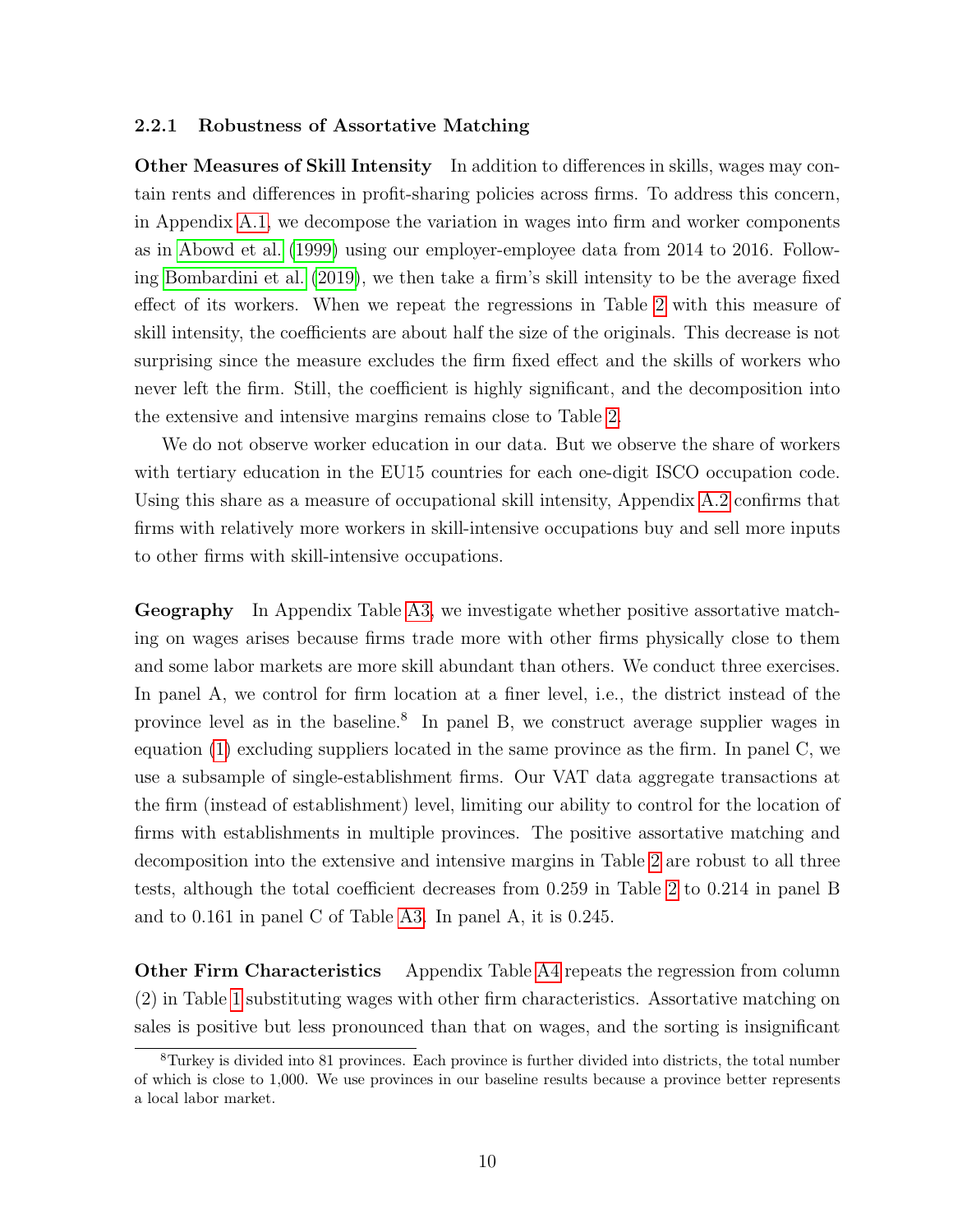### 2.2.1 Robustness of Assortative Matching

**Other Measures of Skill Intensity** In addition to differences in skills, wages may contain rents and differences in profit-sharing policies across firms. To address this concern, in Appendix A.1, we decompose the variation in wages into firm and worker components as in Abowd et al. (1999) using our employer-employee data from 2014 to 2016. Following Bombardini et al. (2019), we then take a firm's skill intensity to be the average fixed effect of its workers. When we repeat the regressions in Table 2 with this measure of skill intensity, the coefficients are about half the size of the originals. This decrease is not surprising since the measure excludes the firm fixed effect and the skills of workers who never left the firm. Still, the coefficient is highly significant, and the decomposition into the extensive and intensive margins remains close to Table 2.

We do not observe worker education in our data. But we observe the share of workers with tertiary education in the EU15 countries for each one-digit ISCO occupation code. Using this share as a measure of occupational skill intensity, Appendix A.2 confirms that firms with relatively more workers in skill-intensive occupations buy and sell more inputs to other firms with skill-intensive occupations.

**Geography** In Appendix Table A3, we investigate whether positive assortative matching on wages arises because firms trade more with other firms physically close to them and some labor markets are more skill abundant than others. We conduct three exercises. In panel A, we control for firm location at a finer level, i.e., the district instead of the province level as in the baseline.[8] In panel B, we construct average supplier wages in equation (1) excluding suppliers located in the same province as the firm. In panel C, we use a subsample of single-establishment firms. Our VAT data aggregate transactions at the firm (instead of establishment) level, limiting our ability to control for the location of firms with establishments in multiple provinces. The positive assortative matching and decomposition into the extensive and intensive margins in Table 2 are robust to all three tests, although the total coefficient decreases from 0.259 in Table 2 to 0.214 in panel B and to 0.161 in panel C of Table A3. In panel A, it is 0.245.

**Other Firm Characteristics** Appendix Table A4 repeats the regression from column (2) in Table 1 substituting wages with other firm characteristics. Assortative matching on sales is positive but less pronounced than that on wages, and the sorting is insignificant

[8] Turkey is divided into 81 provinces. Each province is further divided into districts, the total number of which is close to 1,000. We use provinces in our baseline results because a province better represents a local labor market.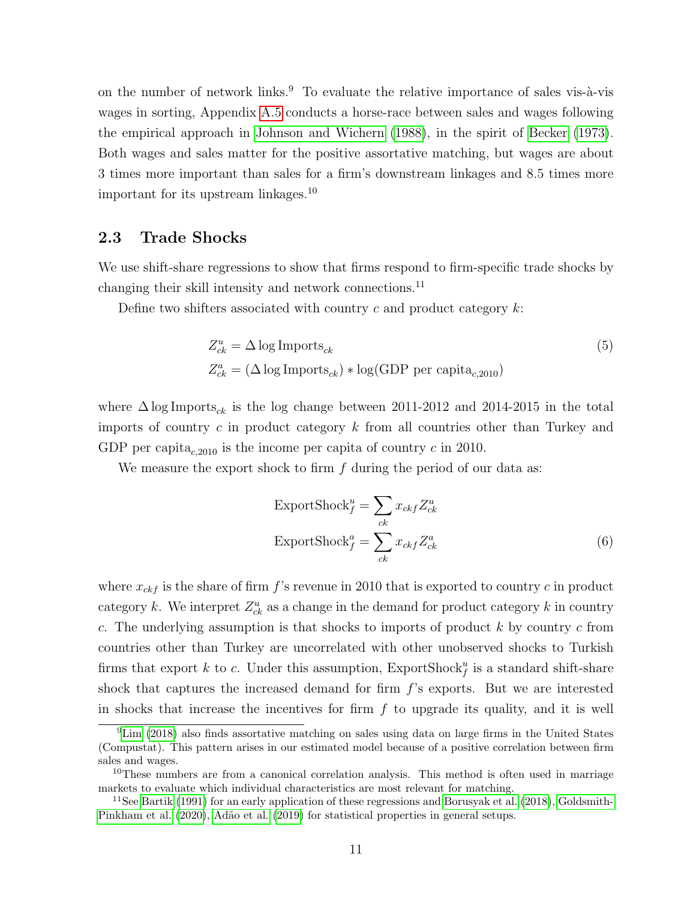on the number of network links.[9] To evaluate the relative importance of sales vis-à-vis wages in sorting, Appendix A.5 conducts a horse-race between sales and wages following the empirical approach in Johnson and Wichern (1988), in the spirit of Becker (1973). Both wages and sales matter for the positive assortative matching, but wages are about 3 times more important than sales for a firm's downstream linkages and 8.5 times more important for its upstream linkages.[10]

## 2.3 Trade Shocks

We use shift-share regressions to show that firms respond to firm-specific trade shocks by changing their skill intensity and network connections.[11]

Define two shifters associated with country $c$ and product category $k$:

$$
\begin{aligned}
Z^u_{ck} &= \Delta \log \text{Imports}_{ck} \\
Z^a_{ck} &= (\Delta \log \text{Imports}_{ck}) * \log(\text{GDP per capita}_{c,2010})
\end{aligned}
\tag{5}
$$

where $\Delta \log \text{Imports}_{ck}$ is the log change between 2011-2012 and 2014-2015 in the total imports of country $c$ in product category $k$ from all countries other than Turkey and $\text{GDP per capita}_{c,2010}$ is the income per capita of country $c$ in 2010.

We measure the export shock to firm $f$ during the period of our data as:

$$
\begin{aligned}
\text{ExportShock}^u_f &= \sum_{ck} x_{ckf} Z^u_{ck} \\
\text{ExportShock}^a_f &= \sum_{ck} x_{ckf} Z^a_{ck}
\end{aligned}
\tag{6}
$$

where $x_{ckf}$ is the share of firm $f$'s revenue in 2010 that is exported to country $c$ in product category $k$. We interpret $Z^u_{ck}$ as a change in the demand for product category $k$ in country $c$. The underlying assumption is that shocks to imports of product $k$ by country $c$ from countries other than Turkey are uncorrelated with other unobserved shocks to Turkish firms that export $k$ to $c$. Under this assumption, $\text{ExportShock}^u_f$ is a standard shift-share shock that captures the increased demand for firm $f$'s exports. But we are interested in shocks that increase the incentives for firm $f$ to upgrade its quality, and it is well

[9] Lim (2018) also finds assortative matching on sales using data on large firms in the United States (Compustat). This pattern arises in our estimated model because of a positive correlation between firm sales and wages.

[10] These numbers are from a canonical correlation analysis. This method is often used in marriage markets to evaluate which individual characteristics are most relevant for matching.

[11] See Bartik (1991) for an early application of these regressions and Borusyak et al. (2018), Goldsmith-Pinkham et al. (2020), Adão et al. (2019) for statistical properties in general setups.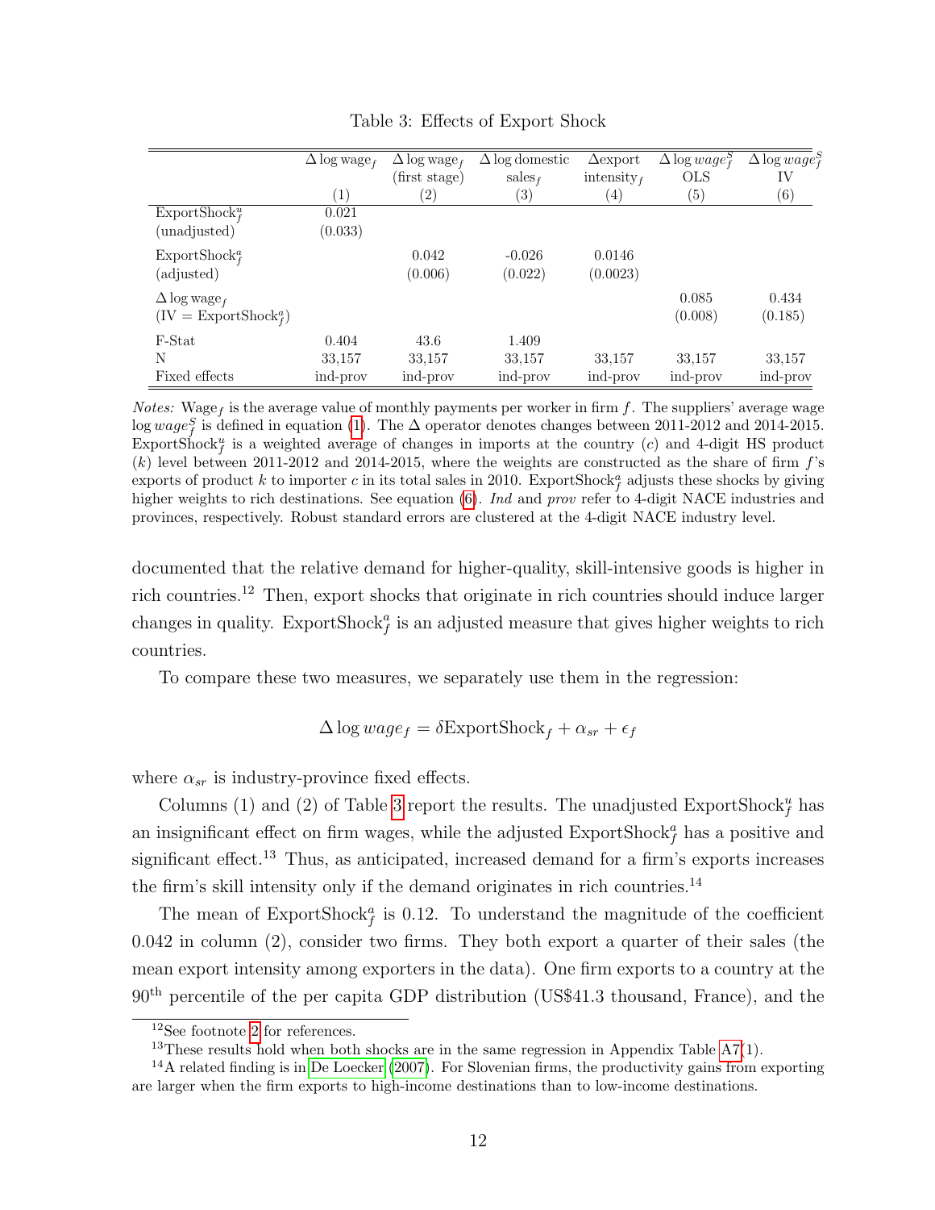Table 3: Effects of Export Shock

| | $\Delta \log \text{wage}_f$ | $\Delta \log \text{wage}_f$ (first stage) | $\Delta \log$ domestic sales$_f$ | $\Delta$export intensity$_f$ | $\Delta \log wage^S_f$ OLS | $\Delta \log wage^S_f$ IV |
|---|---|---|---|---|---|---|
| | (1) | (2) | (3) | (4) | (5) | (6) |
| ExportShock$^u_f$ (unadjusted) | 0.021 (0.033) | | | | | |
| ExportShock$^a_f$ (adjusted) | | 0.042 (0.006) | -0.026 (0.022) | 0.0146 (0.0023) | | |
| $\Delta \log \text{wage}_f$ (IV = ExportShock$^a_f$) | | | | | 0.085 (0.008) | 0.434 (0.185) |
| F-Stat | 0.404 | 43.6 | 1.409 | | | |
| N | 33,157 | 33,157 | 33,157 | 33,157 | 33,157 | 33,157 |
| Fixed effects | ind-prov | ind-prov | ind-prov | ind-prov | ind-prov | ind-prov |

*Notes:* Wage$_f$ is the average value of monthly payments per worker in firm $f$. The suppliers' average wage $\log wage^S_f$ is defined in equation (1). The $\Delta$ operator denotes changes between 2011-2012 and 2014-2015. ExportShock$^u_f$ is a weighted average of changes in imports at the country ($c$) and 4-digit HS product ($k$) level between 2011-2012 and 2014-2015, where the weights are constructed as the share of firm $f$'s exports of product $k$ to importer $c$ in its total sales in 2010. ExportShock$^a_f$ adjusts these shocks by giving higher weights to rich destinations. See equation (6). *Ind* and *prov* refer to 4-digit NACE industries and provinces, respectively. Robust standard errors are clustered at the 4-digit NACE industry level.

documented that the relative demand for higher-quality, skill-intensive goods is higher in rich countries.[12] Then, export shocks that originate in rich countries should induce larger changes in quality. ExportShock$^a_f$ is an adjusted measure that gives higher weights to rich countries.

To compare these two measures, we separately use them in the regression:

$$\Delta \log wage_f = \delta \text{ExportShock}_f + \alpha_{sr} + \epsilon_f$$

where $\alpha_{sr}$ is industry-province fixed effects.

Columns (1) and (2) of Table 3 report the results. The unadjusted ExportShock$^u_f$ has an insignificant effect on firm wages, while the adjusted ExportShock$^a_f$ has a positive and significant effect.[13] Thus, as anticipated, increased demand for a firm's exports increases the firm's skill intensity only if the demand originates in rich countries.[14]

The mean of ExportShock$^a_f$ is 0.12. To understand the magnitude of the coefficient 0.042 in column (2), consider two firms. They both export a quarter of their sales (the mean export intensity among exporters in the data). One firm exports to a country at the 90$^{\text{th}}$ percentile of the per capita GDP distribution (US$41.3 thousand, France), and the

[12] See footnote 2 for references.

[13] These results hold when both shocks are in the same regression in Appendix Table A7(1).

[14] A related finding is in De Loecker (2007). For Slovenian firms, the productivity gains from exporting are larger when the firm exports to high-income destinations than to low-income destinations.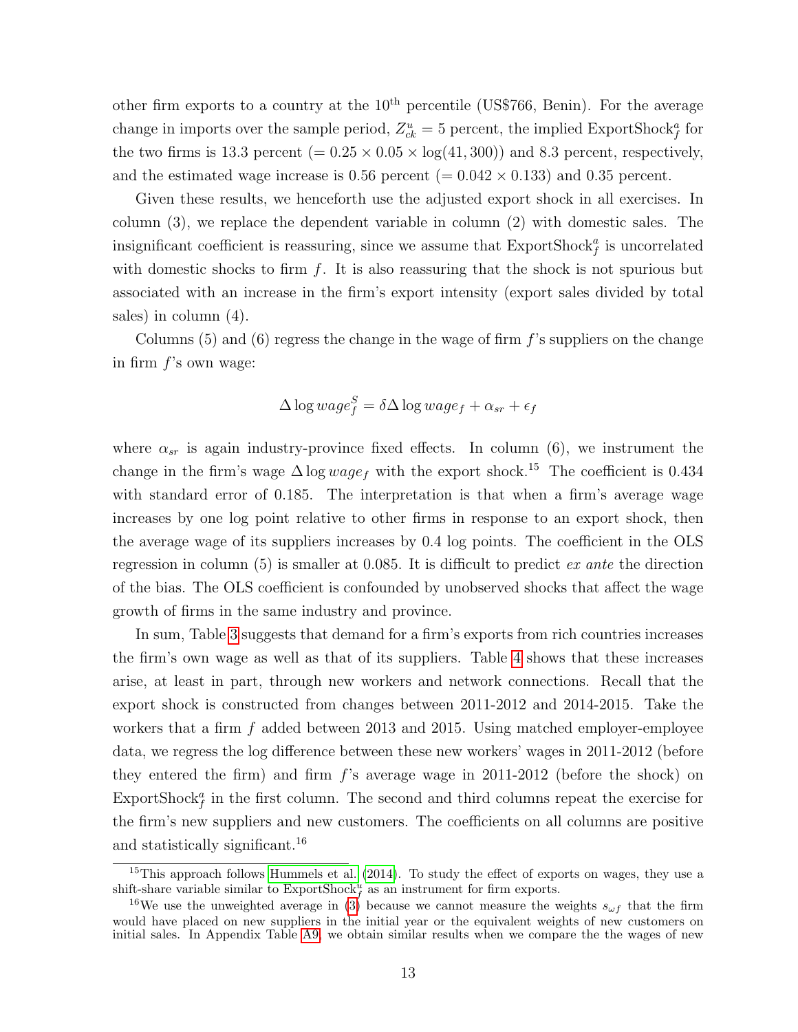other firm exports to a country at the 10th percentile (US$766, Benin). For the average change in imports over the sample period, $Z^u_{ck} = 5$ percent, the implied $\text{ExportShock}^a_f$ for the two firms is 13.3 percent ($= 0.25 \times 0.05 \times \log(41,300)$) and 8.3 percent, respectively, and the estimated wage increase is 0.56 percent ($= 0.042 \times 0.133$) and 0.35 percent.

Given these results, we henceforth use the adjusted export shock in all exercises. In column (3), we replace the dependent variable in column (2) with domestic sales. The insignificant coefficient is reassuring, since we assume that $\text{ExportShock}^a_f$ is uncorrelated with domestic shocks to firm $f$. It is also reassuring that the shock is not spurious but associated with an increase in the firm's export intensity (export sales divided by total sales) in column (4).

Columns (5) and (6) regress the change in the wage of firm $f$'s suppliers on the change in firm $f$'s own wage:

$$\Delta \log wage^S_f = \delta \Delta \log wage_f + \alpha_{sr} + \epsilon_f$$

where $\alpha_{sr}$ is again industry-province fixed effects. In column (6), we instrument the change in the firm's wage $\Delta \log wage_f$ with the export shock.[15] The coefficient is 0.434 with standard error of 0.185. The interpretation is that when a firm's average wage increases by one log point relative to other firms in response to an export shock, then the average wage of its suppliers increases by 0.4 log points. The coefficient in the OLS regression in column (5) is smaller at 0.085. It is difficult to predict *ex ante* the direction of the bias. The OLS coefficient is confounded by unobserved shocks that affect the wage growth of firms in the same industry and province.

In sum, Table 3 suggests that demand for a firm's exports from rich countries increases the firm's own wage as well as that of its suppliers. Table 4 shows that these increases arise, at least in part, through new workers and network connections. Recall that the export shock is constructed from changes between 2011-2012 and 2014-2015. Take the workers that a firm $f$ added between 2013 and 2015. Using matched employer-employee data, we regress the log difference between these new workers' wages in 2011-2012 (before they entered the firm) and firm $f$'s average wage in 2011-2012 (before the shock) on $\text{ExportShock}^a_f$ in the first column. The second and third columns repeat the exercise for the firm's new suppliers and new customers. The coefficients on all columns are positive and statistically significant.[16]

[15] This approach follows Hummels et al. (2014). To study the effect of exports on wages, they use a shift-share variable similar to $\text{ExportShock}^u_f$ as an instrument for firm exports.

[16] We use the unweighted average in (3) because we cannot measure the weights $s_{\omega f}$ that the firm would have placed on new suppliers in the initial year or the equivalent weights of new customers on initial sales. In Appendix Table A9, we obtain similar results when we compare the the wages of new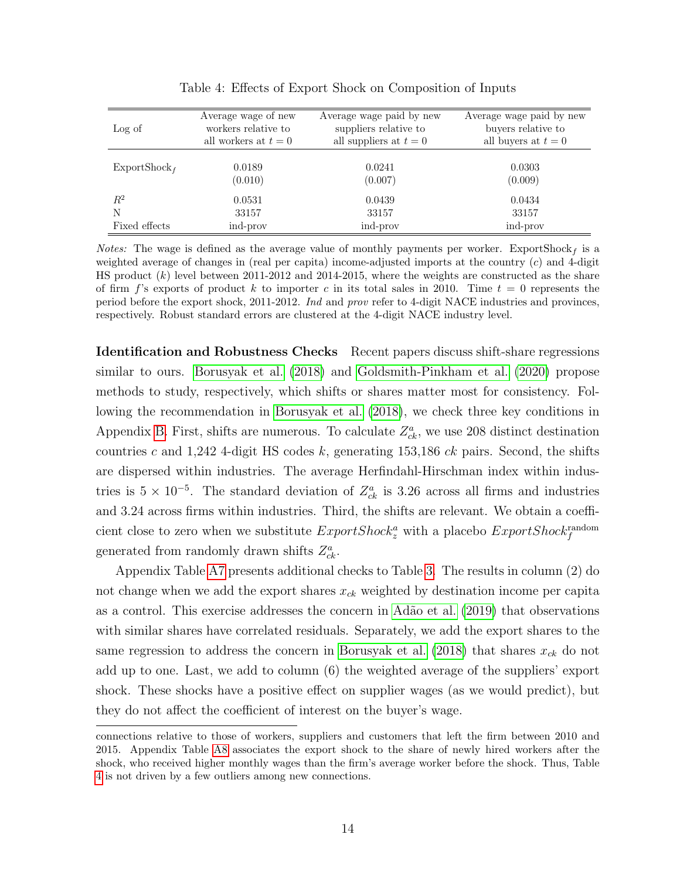Table 4: Effects of Export Shock on Composition of Inputs

| Log of | Average wage of new workers relative to all workers at $t = 0$ | Average wage paid by new suppliers relative to all suppliers at $t = 0$ | Average wage paid by new buyers relative to all buyers at $t = 0$ |
|---|---|---|---|
| $\text{ExportShock}_f$ | 0.0189 | 0.0241 | 0.0303 |
| | (0.010) | (0.007) | (0.009) |
| $R^2$ | 0.0531 | 0.0439 | 0.0434 |
| N | 33157 | 33157 | 33157 |
| Fixed effects | ind-prov | ind-prov | ind-prov |

*Notes:* The wage is defined as the average value of monthly payments per worker. $\text{ExportShock}_f$ is a weighted average of changes in (real per capita) income-adjusted imports at the country ($c$) and 4-digit HS product ($k$) level between 2011-2012 and 2014-2015, where the weights are constructed as the share of firm $f$'s exports of product $k$ to importer $c$ in its total sales in 2010. Time $t = 0$ represents the period before the export shock, 2011-2012. *Ind* and *prov* refer to 4-digit NACE industries and provinces, respectively. Robust standard errors are clustered at the 4-digit NACE industry level.

**Identification and Robustness Checks** Recent papers discuss shift-share regressions similar to ours. Borusyak et al. (2018) and Goldsmith-Pinkham et al. (2020) propose methods to study, respectively, which shifts or shares matter most for consistency. Following the recommendation in Borusyak et al. (2018), we check three key conditions in Appendix B. First, shifts are numerous. To calculate $Z^a_{ck}$, we use 208 distinct destination countries $c$ and 1,242 4-digit HS codes $k$, generating 153,186 $ck$ pairs. Second, the shifts are dispersed within industries. The average Herfindahl-Hirschman index within industries is $5 \times 10^{-5}$. The standard deviation of $Z^a_{ck}$ is 3.26 across all firms and industries and 3.24 across firms within industries. Third, the shifts are relevant. We obtain a coefficient close to zero when we substitute $ExportShock^a_z$ with a placebo $ExportShock^{\text{random}}_f$ generated from randomly drawn shifts $Z^a_{ck}$.

Appendix Table A7 presents additional checks to Table 3. The results in column (2) do not change when we add the export shares $x_{ck}$ weighted by destination income per capita as a control. This exercise addresses the concern in Adão et al. (2019) that observations with similar shares have correlated residuals. Separately, we add the export shares to the same regression to address the concern in Borusyak et al. (2018) that shares $x_{ck}$ do not add up to one. Last, we add to column (6) the weighted average of the suppliers' export shock. These shocks have a positive effect on supplier wages (as we would predict), but they do not affect the coefficient of interest on the buyer's wage.

connections relative to those of workers, suppliers and customers that left the firm between 2010 and 2015. Appendix Table A8 associates the export shock to the share of newly hired workers after the shock, who received higher monthly wages than the firm's average worker before the shock. Thus, Table 4 is not driven by a few outliers among new connections.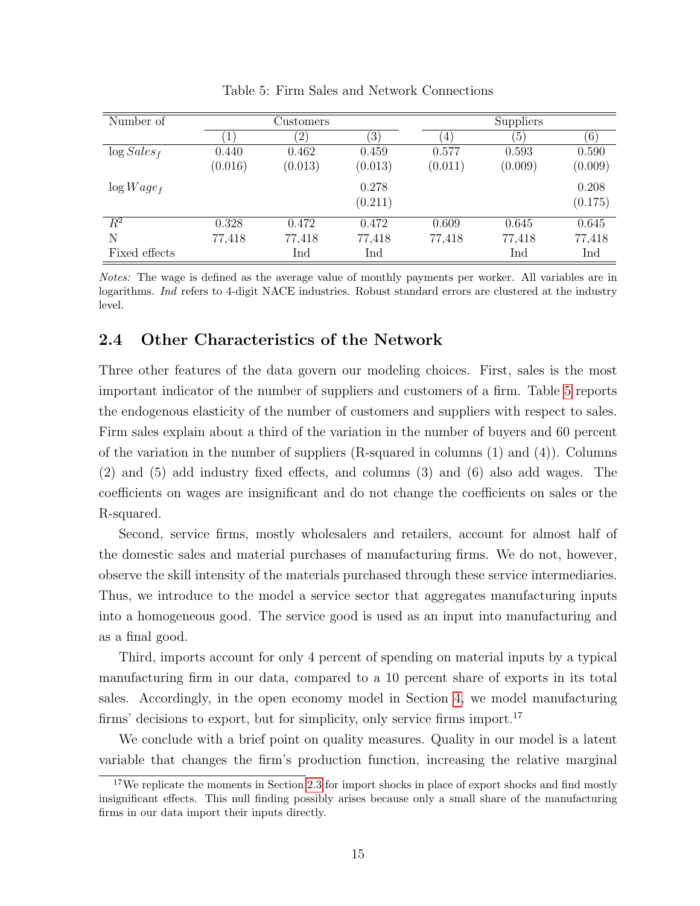Table 5: Firm Sales and Network Connections

| Number of | Customers | | | Suppliers | | |
|---|---|---|---|---|---|---|
| | (1) | (2) | (3) | (4) | (5) | (6) |
| $\log Sales_f$ | 0.440 | 0.462 | 0.459 | 0.577 | 0.593 | 0.590 |
| | (0.016) | (0.013) | (0.013) | (0.011) | (0.009) | (0.009) |
| $\log Wage_f$ | | | 0.278 | | | 0.208 |
| | | | (0.211) | | | (0.175) |
| $R^2$ | 0.328 | 0.472 | 0.472 | 0.609 | 0.645 | 0.645 |
| N | 77,418 | 77,418 | 77,418 | 77,418 | 77,418 | 77,418 |
| Fixed effects | | Ind | Ind | | Ind | Ind |

*Notes:* The wage is defined as the average value of monthly payments per worker. All variables are in logarithms. *Ind* refers to 4-digit NACE industries. Robust standard errors are clustered at the industry level.

## 2.4 Other Characteristics of the Network

Three other features of the data govern our modeling choices. First, sales is the most important indicator of the number of suppliers and customers of a firm. Table 5 reports the endogenous elasticity of the number of customers and suppliers with respect to sales. Firm sales explain about a third of the variation in the number of buyers and 60 percent of the variation in the number of suppliers (R-squared in columns (1) and (4)). Columns (2) and (5) add industry fixed effects, and columns (3) and (6) also add wages. The coefficients on wages are insignificant and do not change the coefficients on sales or the R-squared.

Second, service firms, mostly wholesalers and retailers, account for almost half of the domestic sales and material purchases of manufacturing firms. We do not, however, observe the skill intensity of the materials purchased through these service intermediaries. Thus, we introduce to the model a service sector that aggregates manufacturing inputs into a homogeneous good. The service good is used as an input into manufacturing and as a final good.

Third, imports account for only 4 percent of spending on material inputs by a typical manufacturing firm in our data, compared to a 10 percent share of exports in its total sales. Accordingly, in the open economy model in Section 4, we model manufacturing firms' decisions to export, but for simplicity, only service firms import.[17]

We conclude with a brief point on quality measures. Quality in our model is a latent variable that changes the firm's production function, increasing the relative marginal

[17] We replicate the moments in Section 2.3 for import shocks in place of export shocks and find mostly insignificant effects. This null finding possibly arises because only a small share of the manufacturing firms in our data import their inputs directly.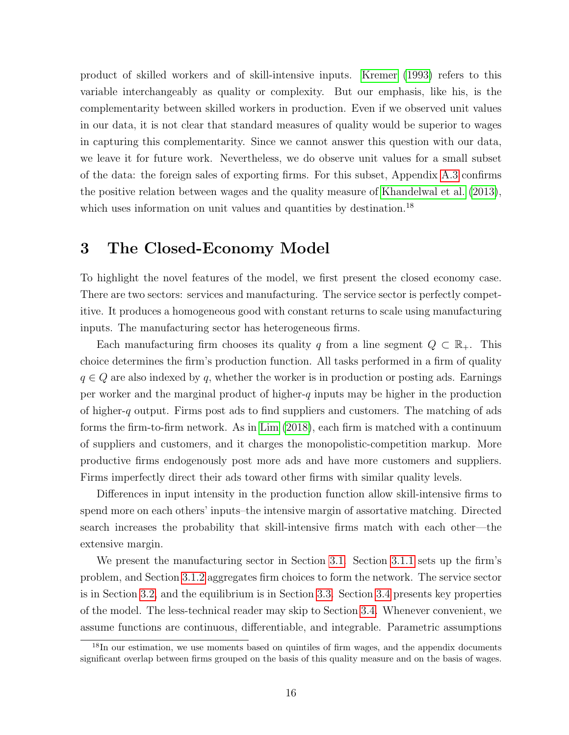product of skilled workers and of skill-intensive inputs. Kremer (1993) refers to this variable interchangeably as quality or complexity. But our emphasis, like his, is the complementarity between skilled workers in production. Even if we observed unit values in our data, it is not clear that standard measures of quality would be superior to wages in capturing this complementarity. Since we cannot answer this question with our data, we leave it for future work. Nevertheless, we do observe unit values for a small subset of the data: the foreign sales of exporting firms. For this subset, Appendix A.3 confirms the positive relation between wages and the quality measure of Khandelwal et al. (2013), which uses information on unit values and quantities by destination.[18]

# 3 The Closed-Economy Model

To highlight the novel features of the model, we first present the closed economy case. There are two sectors: services and manufacturing. The service sector is perfectly competitive. It produces a homogeneous good with constant returns to scale using manufacturing inputs. The manufacturing sector has heterogeneous firms.

Each manufacturing firm chooses its quality $q$ from a line segment $Q \subset \mathbb{R}_+$. This choice determines the firm's production function. All tasks performed in a firm of quality $q \in Q$ are also indexed by $q$, whether the worker is in production or posting ads. Earnings per worker and the marginal product of higher-$q$ inputs may be higher in the production of higher-$q$ output. Firms post ads to find suppliers and customers. The matching of ads forms the firm-to-firm network. As in Lim (2018), each firm is matched with a continuum of suppliers and customers, and it charges the monopolistic-competition markup. More productive firms endogenously post more ads and have more customers and suppliers. Firms imperfectly direct their ads toward other firms with similar quality levels.

Differences in input intensity in the production function allow skill-intensive firms to spend more on each others' inputs–the intensive margin of assortative matching. Directed search increases the probability that skill-intensive firms match with each other—the extensive margin.

We present the manufacturing sector in Section 3.1. Section 3.1.1 sets up the firm's problem, and Section 3.1.2 aggregates firm choices to form the network. The service sector is in Section 3.2, and the equilibrium is in Section 3.3. Section 3.4 presents key properties of the model. The less-technical reader may skip to Section 3.4. Whenever convenient, we assume functions are continuous, differentiable, and integrable. Parametric assumptions

[18] In our estimation, we use moments based on quintiles of firm wages, and the appendix documents significant overlap between firms grouped on the basis of this quality measure and on the basis of wages.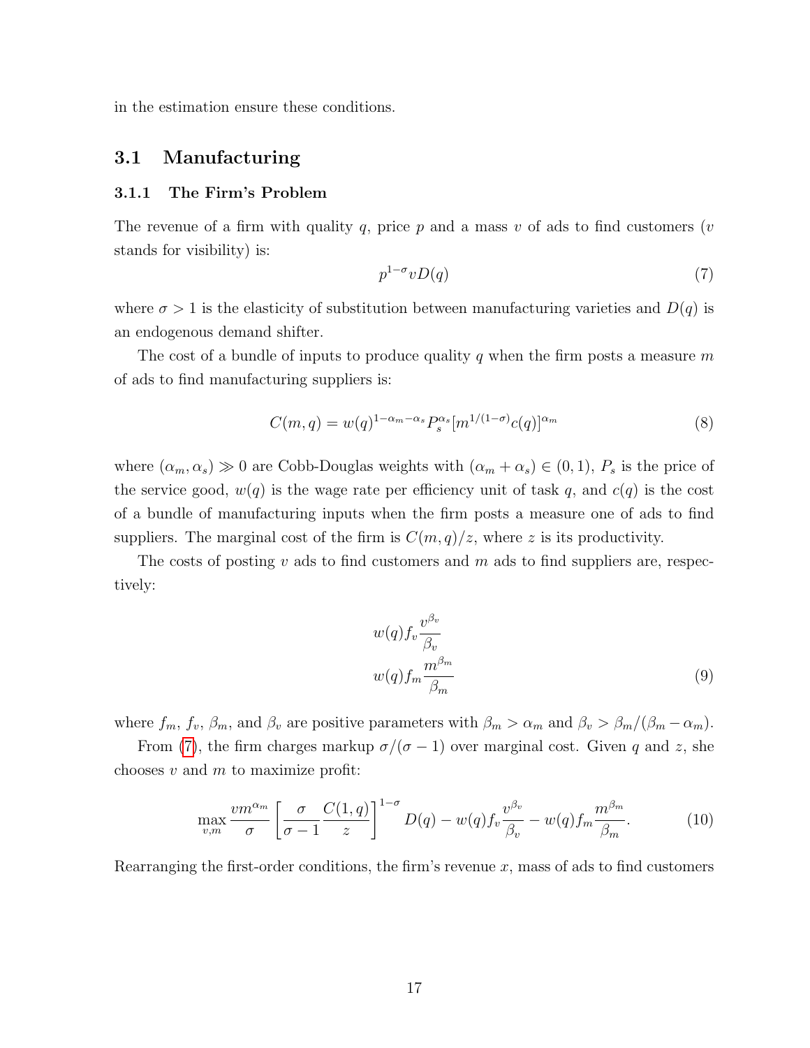in the estimation ensure these conditions.

## 3.1 Manufacturing

### 3.1.1 The Firm's Problem

The revenue of a firm with quality $q$, price $p$ and a mass $v$ of ads to find customers ($v$ stands for visibility) is:

$$p^{1-\sigma} v D(q) \tag{7}$$

where $\sigma > 1$ is the elasticity of substitution between manufacturing varieties and $D(q)$ is an endogenous demand shifter.

The cost of a bundle of inputs to produce quality $q$ when the firm posts a measure $m$ of ads to find manufacturing suppliers is:

$$C(m, q) = w(q)^{1-\alpha_m-\alpha_s} P_s^{\alpha_s} [m^{1/(1-\sigma)} c(q)]^{\alpha_m} \tag{8}$$

where $(\alpha_m, \alpha_s) \gg 0$ are Cobb-Douglas weights with $(\alpha_m + \alpha_s) \in (0, 1)$, $P_s$ is the price of the service good, $w(q)$ is the wage rate per efficiency unit of task $q$, and $c(q)$ is the cost of a bundle of manufacturing inputs when the firm posts a measure one of ads to find suppliers. The marginal cost of the firm is $C(m, q)/z$, where $z$ is its productivity.

The costs of posting $v$ ads to find customers and $m$ ads to find suppliers are, respectively:

$$\begin{gathered} w(q) f_v \frac{v^{\beta_v}}{\beta_v} \\ w(q) f_m \frac{m^{\beta_m}}{\beta_m} \end{gathered} \tag{9}$$

where $f_m$, $f_v$, $\beta_m$, and $\beta_v$ are positive parameters with $\beta_m > \alpha_m$ and $\beta_v > \beta_m/(\beta_m - \alpha_m)$.

From (7), the firm charges markup $\sigma/(\sigma - 1)$ over marginal cost. Given $q$ and $z$, she chooses $v$ and $m$ to maximize profit:

$$\max_{v,m} \frac{v m^{\alpha_m}}{\sigma} \left[ \frac{\sigma}{\sigma - 1} \frac{C(1, q)}{z} \right]^{1-\sigma} D(q) - w(q) f_v \frac{v^{\beta_v}}{\beta_v} - w(q) f_m \frac{m^{\beta_m}}{\beta_m}. \tag{10}$$

Rearranging the first-order conditions, the firm's revenue $x$, mass of ads to find customers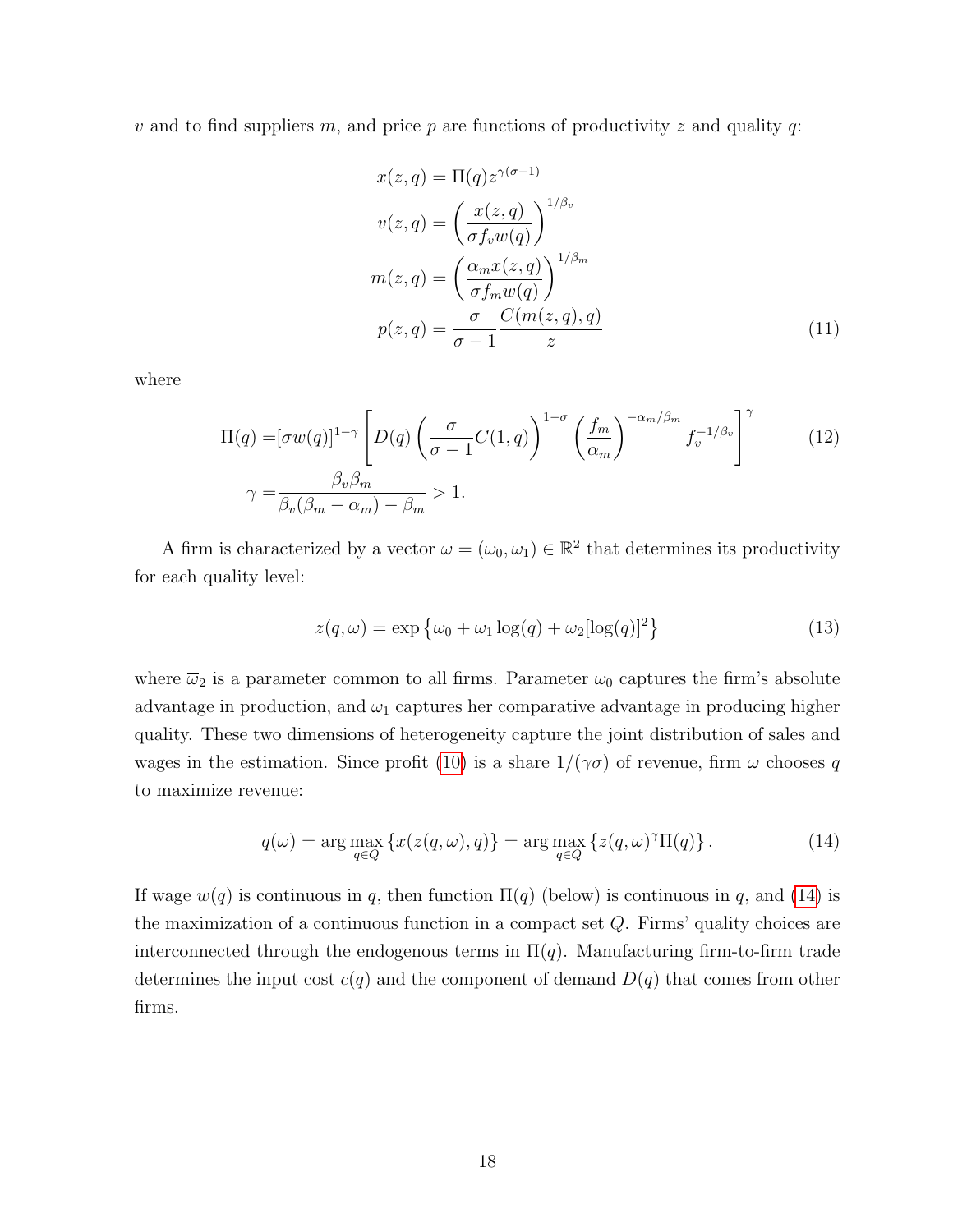$v$ and to find suppliers $m$, and price $p$ are functions of productivity $z$ and quality $q$:

$$
\begin{aligned}
x(z,q) &= \Pi(q) z^{\gamma(\sigma-1)} \\
v(z,q) &= \left(\frac{x(z,q)}{\sigma f_v w(q)}\right)^{1/\beta_v} \\
m(z,q) &= \left(\frac{\alpha_m x(z,q)}{\sigma f_m w(q)}\right)^{1/\beta_m} \\
p(z,q) &= \frac{\sigma}{\sigma-1}\frac{C(m(z,q),q)}{z}
\end{aligned} \tag{11}
$$

where

$$
\begin{aligned}
\Pi(q) =& [\sigma w(q)]^{1-\gamma}\left[D(q)\left(\frac{\sigma}{\sigma-1}C(1,q)\right)^{1-\sigma}\left(\frac{f_m}{\alpha_m}\right)^{-\alpha_m/\beta_m} f_v^{-1/\beta_v}\right]^{\gamma} \\
\gamma =& \frac{\beta_v \beta_m}{\beta_v(\beta_m - \alpha_m) - \beta_m} > 1.
\end{aligned} \tag{12}
$$

A firm is characterized by a vector $\omega = (\omega_0, \omega_1) \in \mathbb{R}^2$ that determines its productivity for each quality level:

$$
z(q,\omega) = \exp\left\{\omega_0 + \omega_1 \log(q) + \overline{\omega}_2 [\log(q)]^2\right\} \tag{13}
$$

where $\overline{\omega}_2$ is a parameter common to all firms. Parameter $\omega_0$ captures the firm's absolute advantage in production, and $\omega_1$ captures her comparative advantage in producing higher quality. These two dimensions of heterogeneity capture the joint distribution of sales and wages in the estimation. Since profit (10) is a share $1/(\gamma\sigma)$ of revenue, firm $\omega$ chooses $q$ to maximize revenue:

$$
q(\omega) = \arg\max_{q \in Q}\left\{x(z(q,\omega),q)\right\} = \arg\max_{q \in Q}\left\{z(q,\omega)^{\gamma}\Pi(q)\right\}. \tag{14}
$$

If wage $w(q)$ is continuous in $q$, then function $\Pi(q)$ (below) is continuous in $q$, and (14) is the maximization of a continuous function in a compact set $Q$. Firms' quality choices are interconnected through the endogenous terms in $\Pi(q)$. Manufacturing firm-to-firm trade determines the input cost $c(q)$ and the component of demand $D(q)$ that comes from other firms.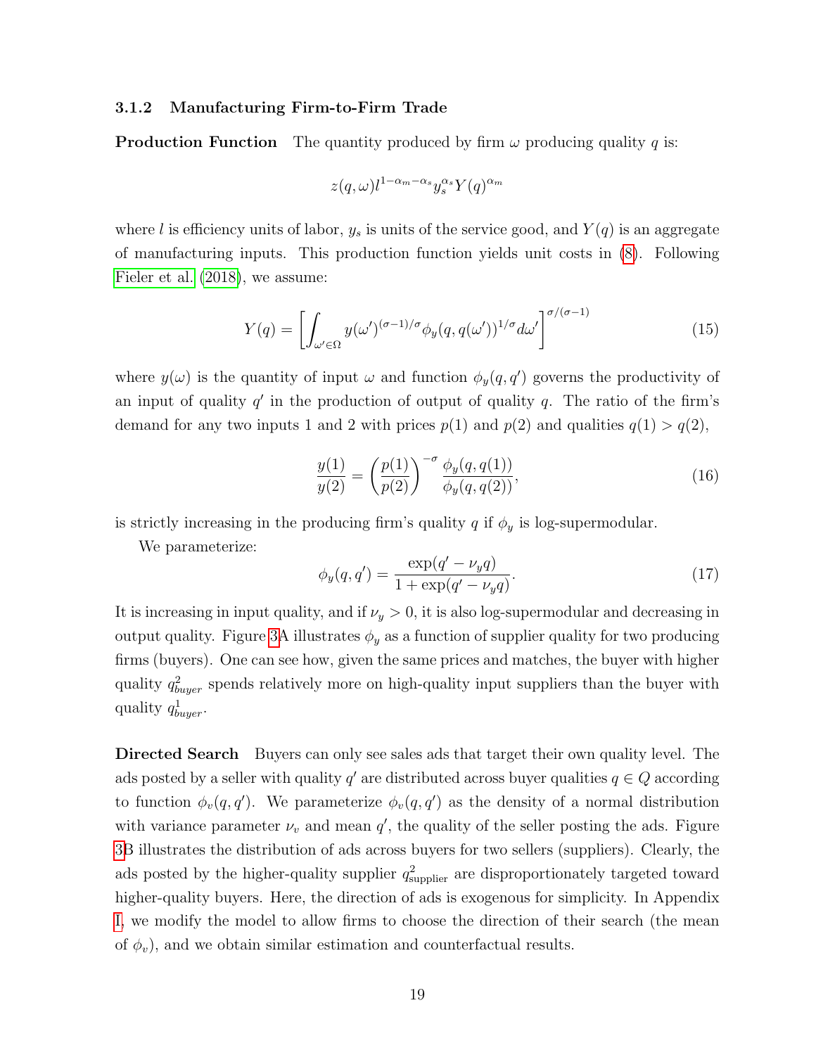### 3.1.2 Manufacturing Firm-to-Firm Trade

**Production Function** The quantity produced by firm $\omega$ producing quality $q$ is:

$$z(q, \omega) l^{1-\alpha_m-\alpha_s} y_s^{\alpha_s} Y(q)^{\alpha_m}$$

where $l$ is efficiency units of labor, $y_s$ is units of the service good, and $Y(q)$ is an aggregate of manufacturing inputs. This production function yields unit costs in (8). Following Fieler et al. (2018), we assume:

$$Y(q) = \left[ \int_{\omega' \in \Omega} y(\omega')^{(\sigma-1)/\sigma} \phi_y(q, q(\omega'))^{1/\sigma} d\omega' \right]^{\sigma/(\sigma-1)} \tag{15}$$

where $y(\omega)$ is the quantity of input $\omega$ and function $\phi_y(q, q')$ governs the productivity of an input of quality $q'$ in the production of output of quality $q$. The ratio of the firm's demand for any two inputs 1 and 2 with prices $p(1)$ and $p(2)$ and qualities $q(1) > q(2)$,

$$\frac{y(1)}{y(2)} = \left( \frac{p(1)}{p(2)} \right)^{-\sigma} \frac{\phi_y(q, q(1))}{\phi_y(q, q(2))}, \tag{16}$$

is strictly increasing in the producing firm's quality $q$ if $\phi_y$ is log-supermodular.

We parameterize:

$$\phi_y(q, q') = \frac{\exp(q' - \nu_y q)}{1 + \exp(q' - \nu_y q)}. \tag{17}$$

It is increasing in input quality, and if $\nu_y > 0$, it is also log-supermodular and decreasing in output quality. Figure 3A illustrates $\phi_y$ as a function of supplier quality for two producing firms (buyers). One can see how, given the same prices and matches, the buyer with higher quality $q^2_{buyer}$ spends relatively more on high-quality input suppliers than the buyer with quality $q^1_{buyer}$.

**Directed Search** Buyers can only see sales ads that target their own quality level. The ads posted by a seller with quality $q'$ are distributed across buyer qualities $q \in Q$ according to function $\phi_v(q, q')$. We parameterize $\phi_v(q, q')$ as the density of a normal distribution with variance parameter $\nu_v$ and mean $q'$, the quality of the seller posting the ads. Figure 3B illustrates the distribution of ads across buyers for two sellers (suppliers). Clearly, the ads posted by the higher-quality supplier $q^2_{\text{supplier}}$ are disproportionately targeted toward higher-quality buyers. Here, the direction of ads is exogenous for simplicity. In Appendix I, we modify the model to allow firms to choose the direction of their search (the mean of $\phi_v$), and we obtain similar estimation and counterfactual results.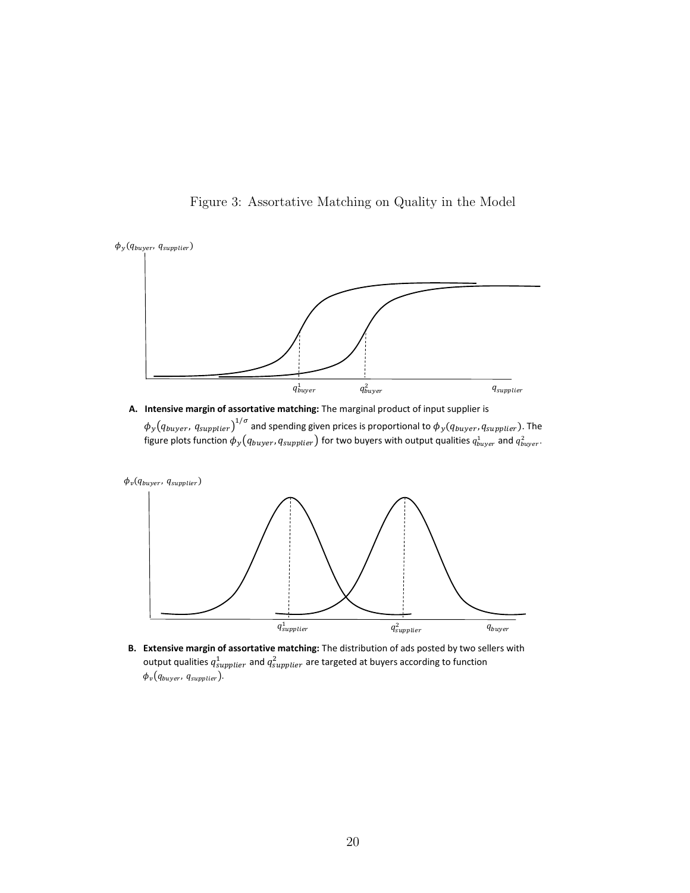Figure 3: Assortative Matching on Quality in the Model

**A. Intensive margin of assortative matching:** The marginal product of input supplier is $\phi_y(q_{buyer}, q_{supplier})^{1/\sigma}$ and spending given prices is proportional to $\phi_y(q_{buyer}, q_{supplier})$. The figure plots function $\phi_y(q_{buyer}, q_{supplier})$ for two buyers with output qualities $q_{buyer}^1$ and $q_{buyer}^2$.

**B. Extensive margin of assortative matching:** The distribution of ads posted by two sellers with output qualities $q_{supplier}^1$ and $q_{supplier}^2$ are targeted at buyers according to function $\phi_v(q_{buyer}, q_{supplier})$.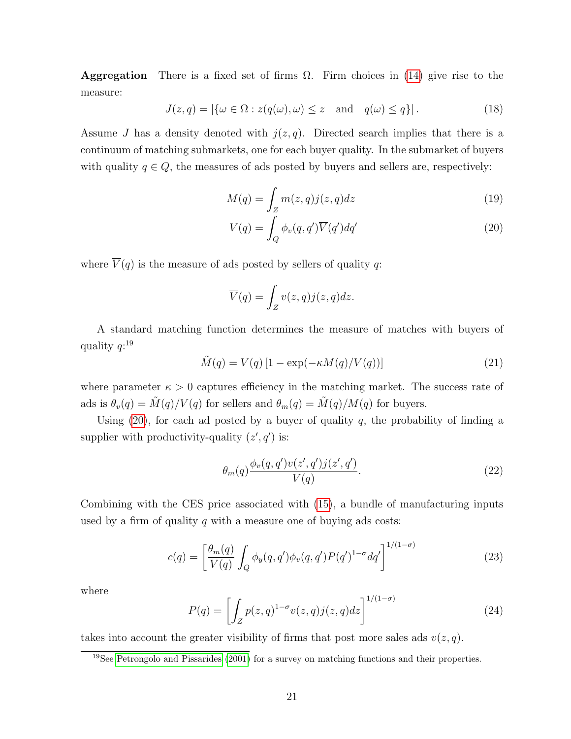**Aggregation** There is a fixed set of firms $\Omega$. Firm choices in (14) give rise to the measure:

$$J(z,q) = \left|\{\omega \in \Omega : z(q(\omega),\omega) \leq z \quad \text{and} \quad q(\omega) \leq q\}\right|. \tag{18}$$

Assume $J$ has a density denoted with $j(z,q)$. Directed search implies that there is a continuum of matching submarkets, one for each buyer quality. In the submarket of buyers with quality $q \in Q$, the measures of ads posted by buyers and sellers are, respectively:

$$M(q) = \int_Z m(z,q) j(z,q) dz \tag{19}$$

$$V(q) = \int_Q \phi_v(q,q') \overline{V}(q') dq' \tag{20}$$

where $\overline{V}(q)$ is the measure of ads posted by sellers of quality $q$:

$$\overline{V}(q) = \int_Z v(z,q) j(z,q) dz.$$

A standard matching function determines the measure of matches with buyers of quality $q$:[19]

$$\tilde{M}(q) = V(q)\left[1 - \exp(-\kappa M(q)/V(q))\right] \tag{21}$$

where parameter $\kappa > 0$ captures efficiency in the matching market. The success rate of ads is $\theta_v(q) = \tilde{M}(q)/V(q)$ for sellers and $\theta_m(q) = \tilde{M}(q)/M(q)$ for buyers.

Using (20), for each ad posted by a buyer of quality $q$, the probability of finding a supplier with productivity-quality $(z', q')$ is:

$$\theta_m(q) \frac{\phi_v(q,q') v(z',q') j(z',q')}{V(q)}. \tag{22}$$

Combining with the CES price associated with (15), a bundle of manufacturing inputs used by a firm of quality $q$ with a measure one of buying ads costs:

$$c(q) = \left[\frac{\theta_m(q)}{V(q)} \int_Q \phi_y(q,q') \phi_v(q,q') P(q')^{1-\sigma} dq'\right]^{1/(1-\sigma)} \tag{23}$$

where

$$P(q) = \left[\int_Z p(z,q)^{1-\sigma} v(z,q) j(z,q) dz\right]^{1/(1-\sigma)} \tag{24}$$

takes into account the greater visibility of firms that post more sales ads $v(z,q)$.

[19]See Petrongolo and Pissarides (2001) for a survey on matching functions and their properties.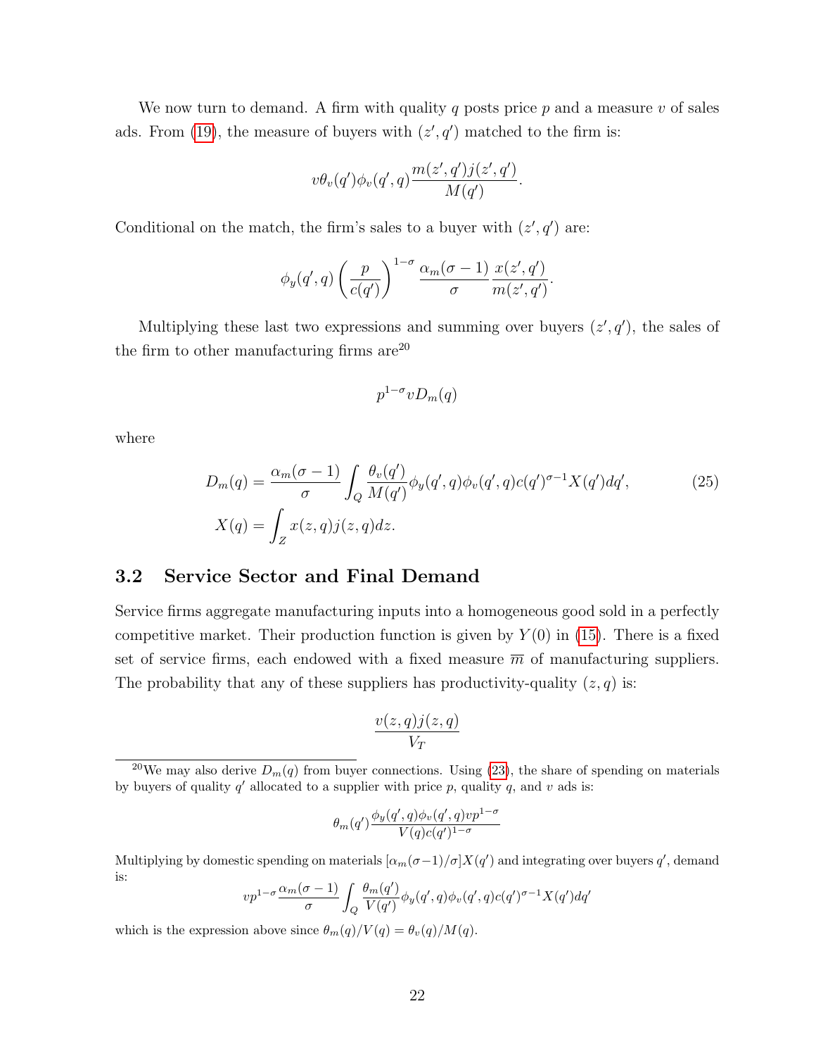We now turn to demand. A firm with quality $q$ posts price $p$ and a measure $v$ of sales ads. From (19), the measure of buyers with $(z', q')$ matched to the firm is:

$$v\theta_v(q')\phi_v(q', q)\frac{m(z', q')j(z', q')}{M(q')}.$$

Conditional on the match, the firm's sales to a buyer with $(z', q')$ are:

$$\phi_y(q', q)\left(\frac{p}{c(q')}\right)^{1-\sigma}\frac{\alpha_m(\sigma-1)}{\sigma}\frac{x(z', q')}{m(z', q')}.$$

Multiplying these last two expressions and summing over buyers $(z', q')$, the sales of the firm to other manufacturing firms are[20]

$$p^{1-\sigma}vD_m(q)$$

where

$$D_m(q) = \frac{\alpha_m(\sigma-1)}{\sigma}\int_Q \frac{\theta_v(q')}{M(q')}\phi_y(q', q)\phi_v(q', q)c(q')^{\sigma-1}X(q')dq', \tag{25}$$

$$X(q) = \int_Z x(z, q)j(z, q)dz.$$

## 3.2 Service Sector and Final Demand

Service firms aggregate manufacturing inputs into a homogeneous good sold in a perfectly competitive market. Their production function is given by $Y(0)$ in (15). There is a fixed set of service firms, each endowed with a fixed measure $\overline{m}$ of manufacturing suppliers. The probability that any of these suppliers has productivity-quality $(z, q)$ is:

$$\frac{v(z, q)j(z, q)}{V_T}$$

[20]We may also derive $D_m(q)$ from buyer connections. Using (23), the share of spending on materials by buyers of quality $q'$ allocated to a supplier with price $p$, quality $q$, and $v$ ads is:

$$\theta_m(q')\frac{\phi_y(q', q)\phi_v(q', q)vp^{1-\sigma}}{V(q)c(q')^{1-\sigma}}$$

Multiplying by domestic spending on materials $[\alpha_m(\sigma-1)/\sigma]X(q')$ and integrating over buyers $q'$, demand is:

$$vp^{1-\sigma}\frac{\alpha_m(\sigma-1)}{\sigma}\int_Q \frac{\theta_m(q')}{V(q')}\phi_y(q', q)\phi_v(q', q)c(q')^{\sigma-1}X(q')dq'$$

which is the expression above since $\theta_m(q)/V(q) = \theta_v(q)/M(q)$.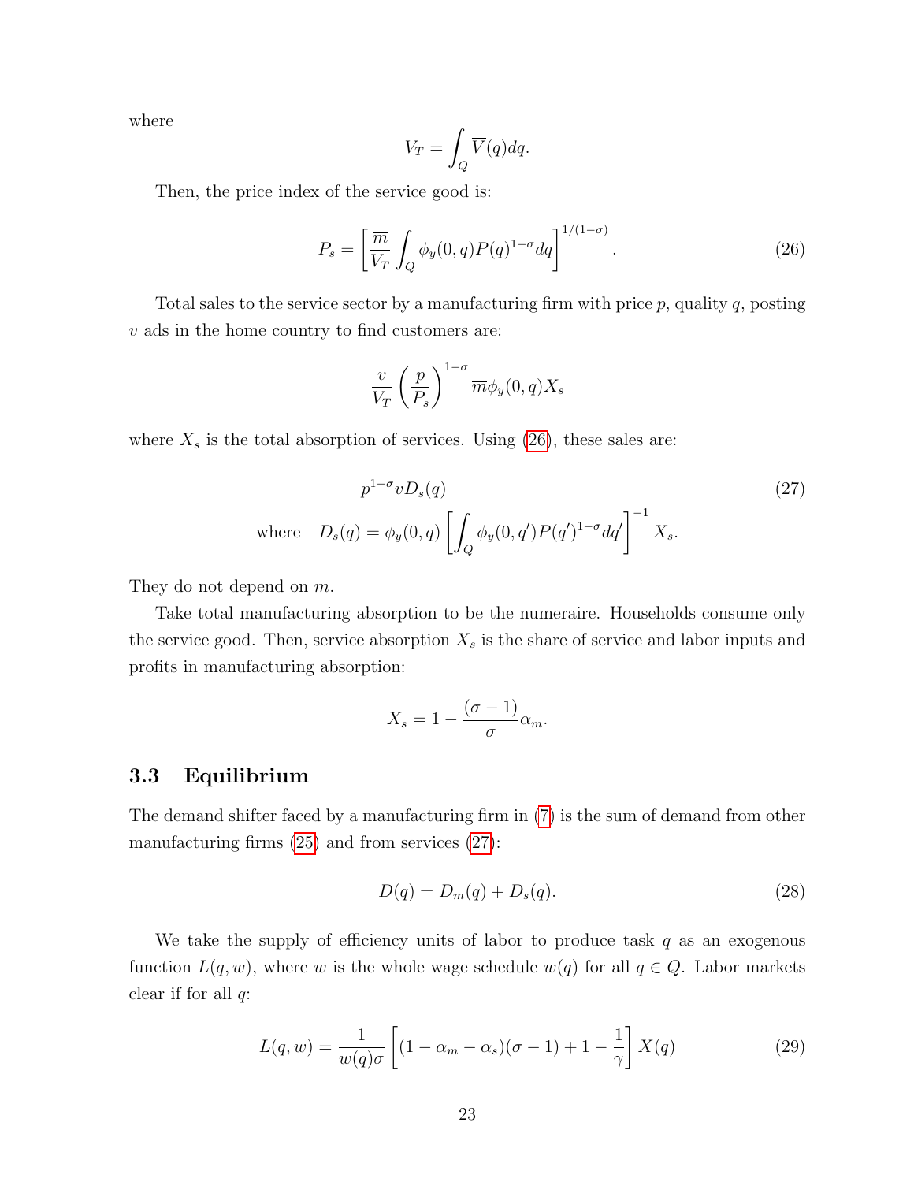where

$$V_T = \int_Q \overline{V}(q)dq.$$

Then, the price index of the service good is:

$$P_s = \left[\frac{\overline{m}}{V_T}\int_Q \phi_y(0,q)P(q)^{1-\sigma}dq\right]^{1/(1-\sigma)}. \tag{26}$$

Total sales to the service sector by a manufacturing firm with price $p$, quality $q$, posting $v$ ads in the home country to find customers are:

$$\frac{v}{V_T}\left(\frac{p}{P_s}\right)^{1-\sigma}\overline{m}\phi_y(0,q)X_s$$

where $X_s$ is the total absorption of services. Using (26), these sales are:

$$p^{1-\sigma}vD_s(q) \tag{27}$$

$$\text{where} \quad D_s(q) = \phi_y(0,q)\left[\int_Q \phi_y(0,q')P(q')^{1-\sigma}dq'\right]^{-1}X_s.$$

They do not depend on $\overline{m}$.

Take total manufacturing absorption to be the numeraire. Households consume only the service good. Then, service absorption $X_s$ is the share of service and labor inputs and profits in manufacturing absorption:

$$X_s = 1 - \frac{(\sigma-1)}{\sigma}\alpha_m.$$

## 3.3 Equilibrium

The demand shifter faced by a manufacturing firm in (7) is the sum of demand from other manufacturing firms (25) and from services (27):

$$D(q) = D_m(q) + D_s(q). \tag{28}$$

We take the supply of efficiency units of labor to produce task $q$ as an exogenous function $L(q,w)$, where $w$ is the whole wage schedule $w(q)$ for all $q \in Q$. Labor markets clear if for all $q$:

$$L(q,w) = \frac{1}{w(q)\sigma}\left[(1-\alpha_m-\alpha_s)(\sigma-1) + 1 - \frac{1}{\gamma}\right]X(q) \tag{29}$$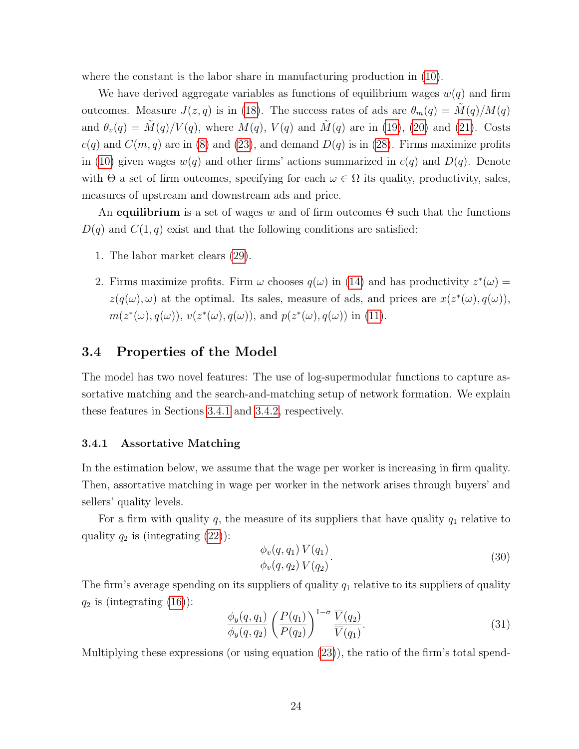where the constant is the labor share in manufacturing production in (10).

We have derived aggregate variables as functions of equilibrium wages $w(q)$ and firm outcomes. Measure $J(z, q)$ is in (18). The success rates of ads are $\theta_m(q) = \tilde{M}(q)/M(q)$ and $\theta_v(q) = \tilde{M}(q)/V(q)$, where $M(q)$, $V(q)$ and $\tilde{M}(q)$ are in (19), (20) and (21). Costs $c(q)$ and $C(m, q)$ are in (8) and (23), and demand $D(q)$ is in (28). Firms maximize profits in (10) given wages $w(q)$ and other firms' actions summarized in $c(q)$ and $D(q)$. Denote with $\Theta$ a set of firm outcomes, specifying for each $\omega \in \Omega$ its quality, productivity, sales, measures of upstream and downstream ads and price.

An **equilibrium** is a set of wages $w$ and of firm outcomes $\Theta$ such that the functions $D(q)$ and $C(1, q)$ exist and that the following conditions are satisfied:

1. The labor market clears (29).
2. Firms maximize profits. Firm $\omega$ chooses $q(\omega)$ in (14) and has productivity $z^*(\omega) = z(q(\omega), \omega)$ at the optimal. Its sales, measure of ads, and prices are $x(z^*(\omega), q(\omega))$, $m(z^*(\omega), q(\omega))$, $v(z^*(\omega), q(\omega))$, and $p(z^*(\omega), q(\omega))$ in (11).

## 3.4 Properties of the Model

The model has two novel features: The use of log-supermodular functions to capture assortative matching and the search-and-matching setup of network formation. We explain these features in Sections 3.4.1 and 3.4.2, respectively.

### 3.4.1 Assortative Matching

In the estimation below, we assume that the wage per worker is increasing in firm quality. Then, assortative matching in wage per worker in the network arises through buyers' and sellers' quality levels.

For a firm with quality $q$, the measure of its suppliers that have quality $q_1$ relative to quality $q_2$ is (integrating (22)):

$$\frac{\phi_v(q, q_1)}{\phi_v(q, q_2)} \frac{\overline{V}(q_1)}{\overline{V}(q_2)}. \tag{30}$$

The firm's average spending on its suppliers of quality $q_1$ relative to its suppliers of quality $q_2$ is (integrating (16)):

$$\frac{\phi_y(q, q_1)}{\phi_y(q, q_2)} \left(\frac{P(q_1)}{P(q_2)}\right)^{1-\sigma} \frac{\overline{V}(q_2)}{\overline{V}(q_1)}. \tag{31}$$

Multiplying these expressions (or using equation (23)), the ratio of the firm's total spend-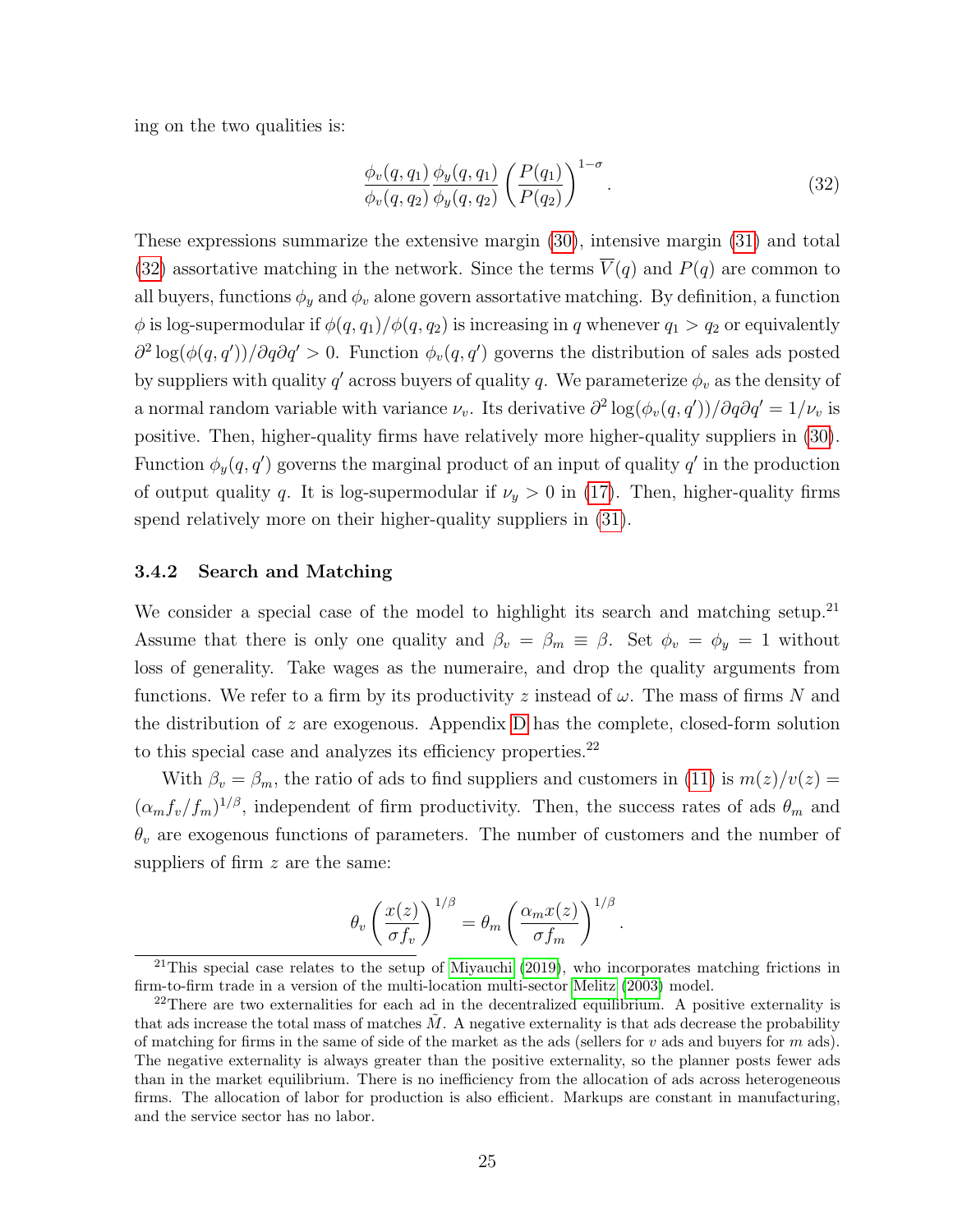ing on the two qualities is:

$$\frac{\phi_v(q,q_1)}{\phi_v(q,q_2)}\frac{\phi_y(q,q_1)}{\phi_y(q,q_2)}\left(\frac{P(q_1)}{P(q_2)}\right)^{1-\sigma}. \tag{32}$$

These expressions summarize the extensive margin (30), intensive margin (31) and total (32) assortative matching in the network. Since the terms $\overline{V}(q)$ and $P(q)$ are common to all buyers, functions $\phi_y$ and $\phi_v$ alone govern assortative matching. By definition, a function $\phi$ is log-supermodular if $\phi(q,q_1)/\phi(q,q_2)$ is increasing in $q$ whenever $q_1 > q_2$ or equivalently $\partial^2 \log(\phi(q,q'))/\partial q \partial q' > 0$. Function $\phi_v(q,q')$ governs the distribution of sales ads posted by suppliers with quality $q'$ across buyers of quality $q$. We parameterize $\phi_v$ as the density of a normal random variable with variance $\nu_v$. Its derivative $\partial^2 \log(\phi_v(q,q'))/\partial q \partial q' = 1/\nu_v$ is positive. Then, higher-quality firms have relatively more higher-quality suppliers in (30). Function $\phi_y(q,q')$ governs the marginal product of an input of quality $q'$ in the production of output quality $q$. It is log-supermodular if $\nu_y > 0$ in (17). Then, higher-quality firms spend relatively more on their higher-quality suppliers in (31).

### 3.4.2 Search and Matching

We consider a special case of the model to highlight its search and matching setup.[21] Assume that there is only one quality and $\beta_v = \beta_m \equiv \beta$. Set $\phi_v = \phi_y = 1$ without loss of generality. Take wages as the numeraire, and drop the quality arguments from functions. We refer to a firm by its productivity $z$ instead of $\omega$. The mass of firms $N$ and the distribution of $z$ are exogenous. Appendix D has the complete, closed-form solution to this special case and analyzes its efficiency properties.[22]

With $\beta_v = \beta_m$, the ratio of ads to find suppliers and customers in (11) is $m(z)/v(z) = (\alpha_m f_v/f_m)^{1/\beta}$, independent of firm productivity. Then, the success rates of ads $\theta_m$ and $\theta_v$ are exogenous functions of parameters. The number of customers and the number of suppliers of firm $z$ are the same:

$$\theta_v\left(\frac{x(z)}{\sigma f_v}\right)^{1/\beta} = \theta_m\left(\frac{\alpha_m x(z)}{\sigma f_m}\right)^{1/\beta}.$$

[21] This special case relates to the setup of Miyauchi (2019), who incorporates matching frictions in firm-to-firm trade in a version of the multi-location multi-sector Melitz (2003) model.

[22] There are two externalities for each ad in the decentralized equilibrium. A positive externality is that ads increase the total mass of matches $\tilde{M}$. A negative externality is that ads decrease the probability of matching for firms in the same of side of the market as the ads (sellers for $v$ ads and buyers for $m$ ads). The negative externality is always greater than the positive externality, so the planner posts fewer ads than in the market equilibrium. There is no inefficiency from the allocation of ads across heterogeneous firms. The allocation of labor for production is also efficient. Markups are constant in manufacturing, and the service sector has no labor.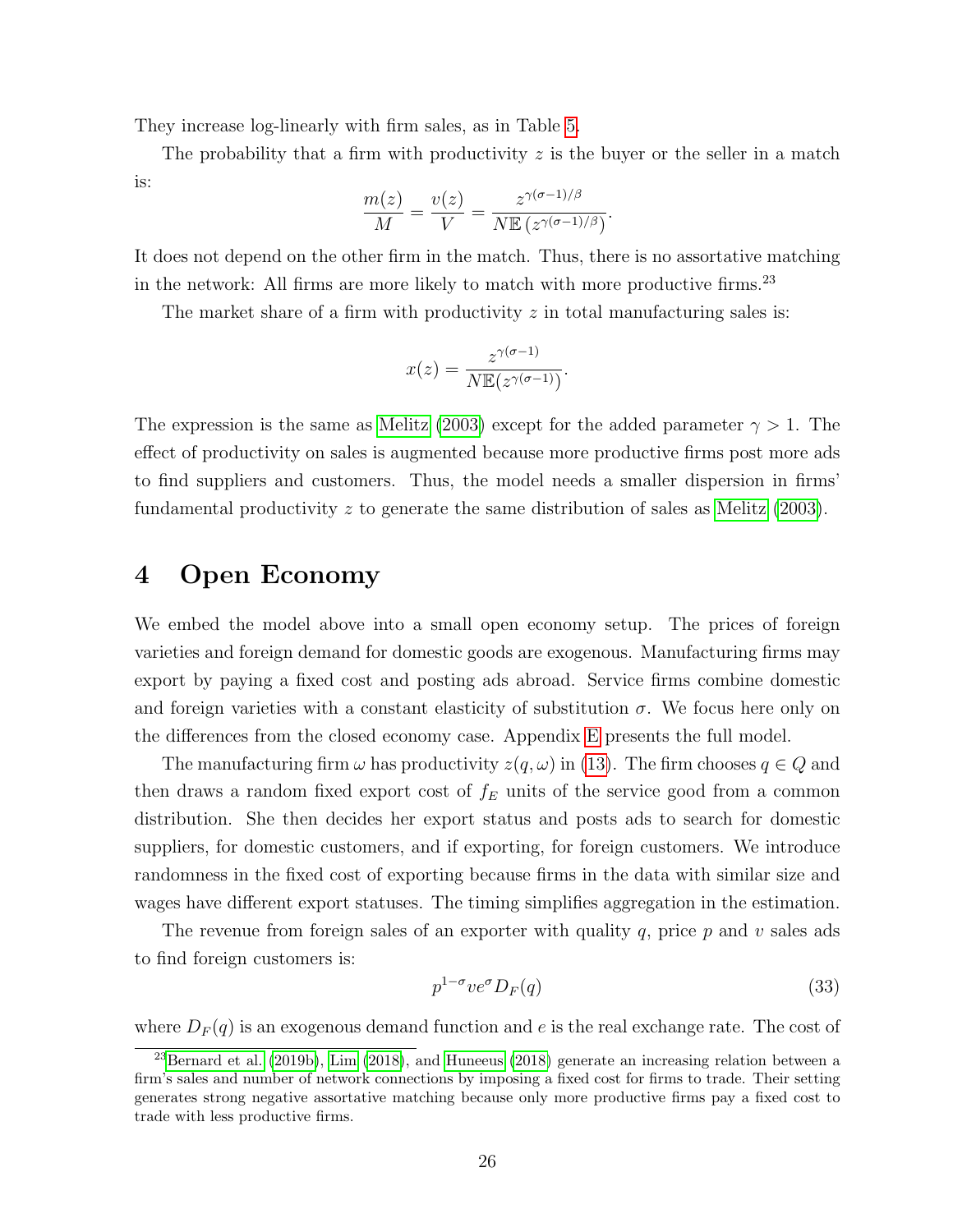They increase log-linearly with firm sales, as in Table 5.

The probability that a firm with productivity $z$ is the buyer or the seller in a match is:

$$\frac{m(z)}{M} = \frac{v(z)}{V} = \frac{z^{\gamma(\sigma-1)/\beta}}{N\mathbb{E}\left(z^{\gamma(\sigma-1)/\beta}\right)}.$$

It does not depend on the other firm in the match. Thus, there is no assortative matching in the network: All firms are more likely to match with more productive firms.[23]

The market share of a firm with productivity $z$ in total manufacturing sales is:

$$x(z) = \frac{z^{\gamma(\sigma-1)}}{N\mathbb{E}(z^{\gamma(\sigma-1)})}.$$

The expression is the same as Melitz (2003) except for the added parameter $\gamma > 1$. The effect of productivity on sales is augmented because more productive firms post more ads to find suppliers and customers. Thus, the model needs a smaller dispersion in firms' fundamental productivity $z$ to generate the same distribution of sales as Melitz (2003).

# 4 Open Economy

We embed the model above into a small open economy setup. The prices of foreign varieties and foreign demand for domestic goods are exogenous. Manufacturing firms may export by paying a fixed cost and posting ads abroad. Service firms combine domestic and foreign varieties with a constant elasticity of substitution $\sigma$. We focus here only on the differences from the closed economy case. Appendix E presents the full model.

The manufacturing firm $\omega$ has productivity $z(q, \omega)$ in (13). The firm chooses $q \in Q$ and then draws a random fixed export cost of $f_E$ units of the service good from a common distribution. She then decides her export status and posts ads to search for domestic suppliers, for domestic customers, and if exporting, for foreign customers. We introduce randomness in the fixed cost of exporting because firms in the data with similar size and wages have different export statuses. The timing simplifies aggregation in the estimation.

The revenue from foreign sales of an exporter with quality $q$, price $p$ and $v$ sales ads to find foreign customers is:

$$p^{1-\sigma} v e^{\sigma} D_F(q) \tag{33}$$

where $D_F(q)$ is an exogenous demand function and $e$ is the real exchange rate. The cost of

[23] Bernard et al. (2019b), Lim (2018), and Huneeus (2018) generate an increasing relation between a firm's sales and number of network connections by imposing a fixed cost for firms to trade. Their setting generates strong negative assortative matching because only more productive firms pay a fixed cost to trade with less productive firms.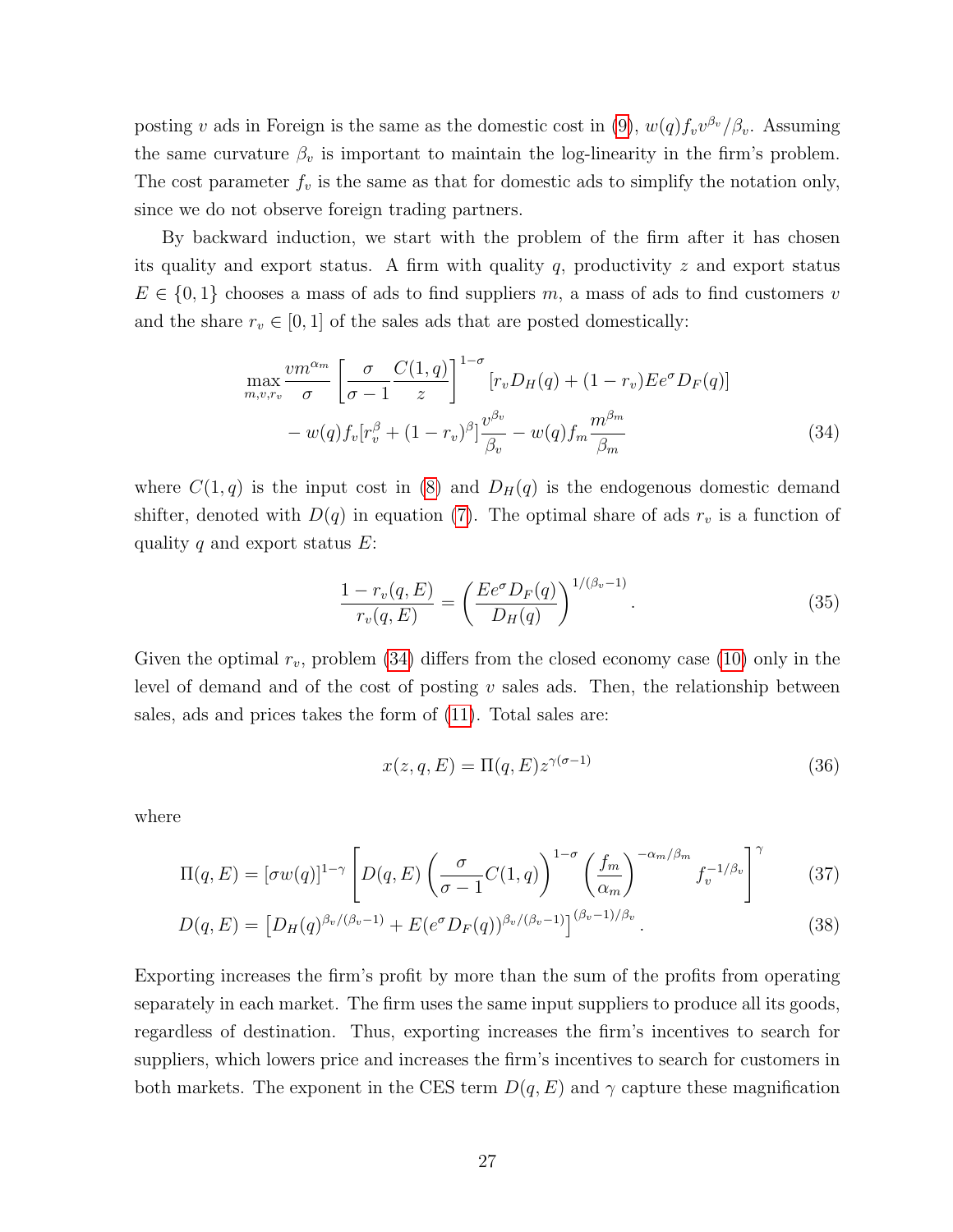posting $v$ ads in Foreign is the same as the domestic cost in (9), $w(q)f_v v^{\beta_v}/\beta_v$. Assuming the same curvature $\beta_v$ is important to maintain the log-linearity in the firm's problem. The cost parameter $f_v$ is the same as that for domestic ads to simplify the notation only, since we do not observe foreign trading partners.

By backward induction, we start with the problem of the firm after it has chosen its quality and export status. A firm with quality $q$, productivity $z$ and export status $E \in \{0, 1\}$ chooses a mass of ads to find suppliers $m$, a mass of ads to find customers $v$ and the share $r_v \in [0, 1]$ of the sales ads that are posted domestically:

$$\max_{m,v,r_v} \frac{vm^{\alpha_m}}{\sigma}\left[\frac{\sigma}{\sigma-1}\frac{C(1,q)}{z}\right]^{1-\sigma}[r_v D_H(q) + (1-r_v)Ee^{\sigma}D_F(q)] \\ - w(q)f_v[r_v^{\beta} + (1-r_v)^{\beta}]\frac{v^{\beta_v}}{\beta_v} - w(q)f_m\frac{m^{\beta_m}}{\beta_m} \tag{34}$$

where $C(1, q)$ is the input cost in (8) and $D_H(q)$ is the endogenous domestic demand shifter, denoted with $D(q)$ in equation (7). The optimal share of ads $r_v$ is a function of quality $q$ and export status $E$:

$$\frac{1-r_v(q,E)}{r_v(q,E)} = \left(\frac{Ee^{\sigma}D_F(q)}{D_H(q)}\right)^{1/(\beta_v-1)}. \tag{35}$$

Given the optimal $r_v$, problem (34) differs from the closed economy case (10) only in the level of demand and of the cost of posting $v$ sales ads. Then, the relationship between sales, ads and prices takes the form of (11). Total sales are:

$$x(z, q, E) = \Pi(q, E)z^{\gamma(\sigma-1)} \tag{36}$$

where

$$\Pi(q,E) = [\sigma w(q)]^{1-\gamma}\left[D(q,E)\left(\frac{\sigma}{\sigma-1}C(1,q)\right)^{1-\sigma}\left(\frac{f_m}{\alpha_m}\right)^{-\alpha_m/\beta_m} f_v^{-1/\beta_v}\right]^{\gamma} \tag{37}$$

$$D(q,E) = \left[D_H(q)^{\beta_v/(\beta_v-1)} + E(e^{\sigma}D_F(q))^{\beta_v/(\beta_v-1)}\right]^{(\beta_v-1)/\beta_v}. \tag{38}$$

Exporting increases the firm's profit by more than the sum of the profits from operating separately in each market. The firm uses the same input suppliers to produce all its goods, regardless of destination. Thus, exporting increases the firm's incentives to search for suppliers, which lowers price and increases the firm's incentives to search for customers in both markets. The exponent in the CES term $D(q, E)$ and $\gamma$ capture these magnification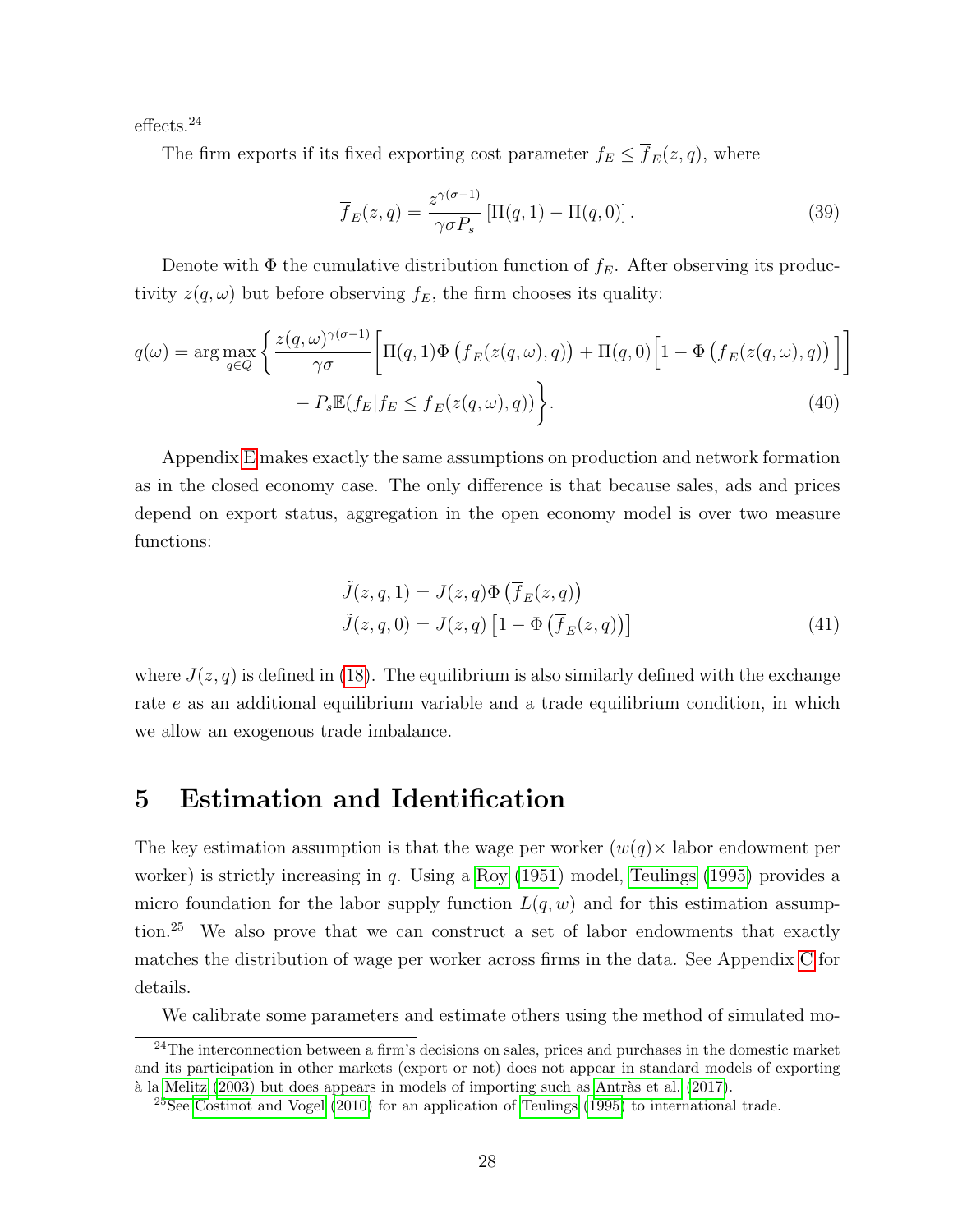effects.[24]

The firm exports if its fixed exporting cost parameter $f_E \leq \overline{f}_E(z,q)$, where

$$\overline{f}_E(z,q) = \frac{z^{\gamma(\sigma-1)}}{\gamma \sigma P_s} \left[ \Pi(q,1) - \Pi(q,0) \right]. \tag{39}$$

Denote with $\Phi$ the cumulative distribution function of $f_E$. After observing its productivity $z(q,\omega)$ but before observing $f_E$, the firm chooses its quality:

$$\begin{aligned} q(\omega) = \arg\max_{q \in Q} \Bigg\{ & \frac{z(q,\omega)^{\gamma(\sigma-1)}}{\gamma\sigma} \Big[ \Pi(q,1)\Phi\left(\overline{f}_E(z(q,\omega),q)\right) + \Pi(q,0)\Big[1 - \Phi\left(\overline{f}_E(z(q,\omega),q)\right)\Big]\Big] \\ & - P_s \mathbb{E}(f_E | f_E \leq \overline{f}_E(z(q,\omega),q)) \Bigg\}. \end{aligned} \tag{40}$$

Appendix E makes exactly the same assumptions on production and network formation as in the closed economy case. The only difference is that because sales, ads and prices depend on export status, aggregation in the open economy model is over two measure functions:

$$\begin{aligned} \tilde{J}(z,q,1) &= J(z,q)\Phi\left(\overline{f}_E(z,q)\right) \\ \tilde{J}(z,q,0) &= J(z,q)\left[1 - \Phi\left(\overline{f}_E(z,q)\right)\right] \end{aligned} \tag{41}$$

where $J(z,q)$ is defined in (18). The equilibrium is also similarly defined with the exchange rate $e$ as an additional equilibrium variable and a trade equilibrium condition, in which we allow an exogenous trade imbalance.

# 5 Estimation and Identification

The key estimation assumption is that the wage per worker ($w(q)\times$ labor endowment per worker) is strictly increasing in $q$. Using a Roy (1951) model, Teulings (1995) provides a micro foundation for the labor supply function $L(q,w)$ and for this estimation assumption.[25] We also prove that we can construct a set of labor endowments that exactly matches the distribution of wage per worker across firms in the data. See Appendix C for details.

We calibrate some parameters and estimate others using the method of simulated mo-

[24] The interconnection between a firm's decisions on sales, prices and purchases in the domestic market and its participation in other markets (export or not) does not appear in standard models of exporting à la Melitz (2003) but does appears in models of importing such as Antràs et al. (2017).

[25] See Costinot and Vogel (2010) for an application of Teulings (1995) to international trade.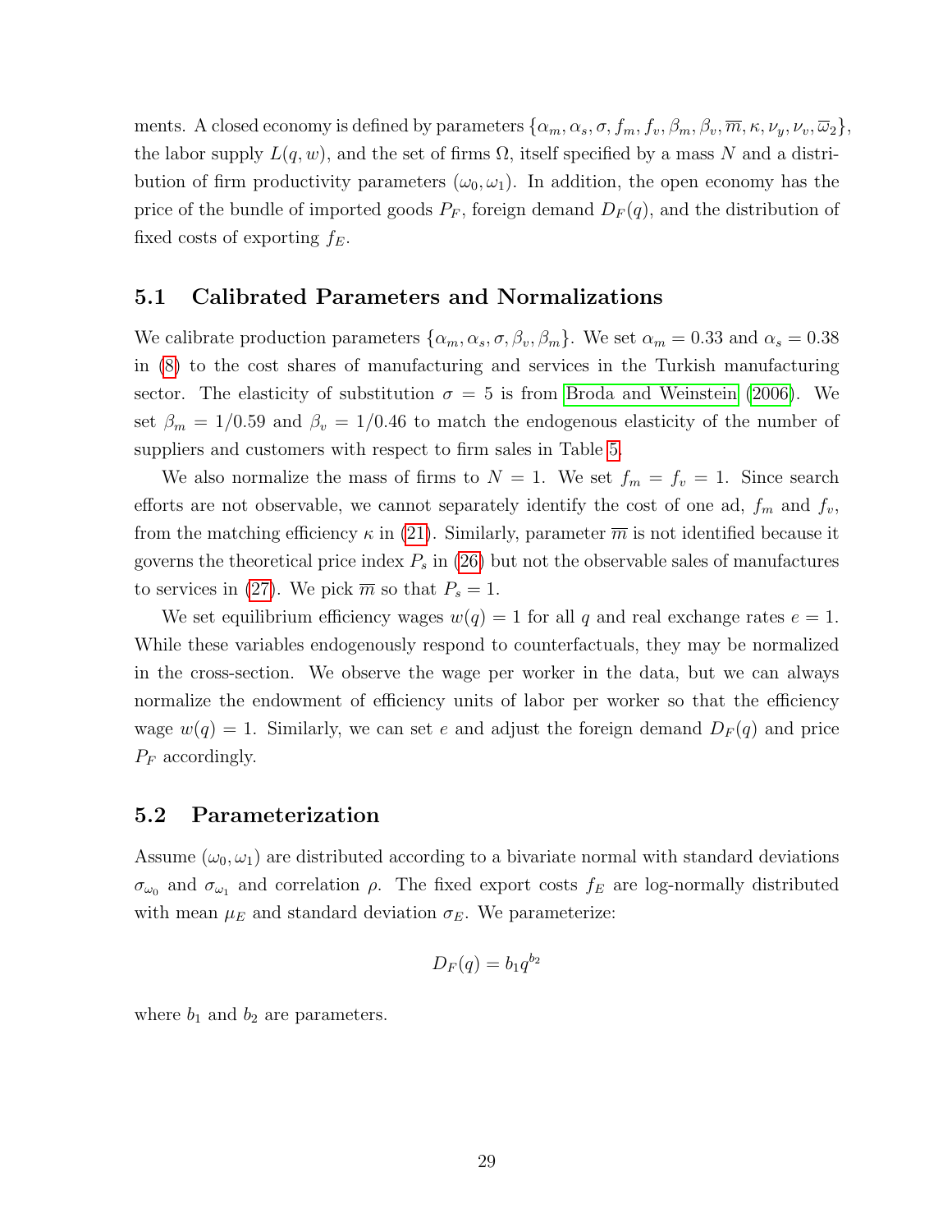ments. A closed economy is defined by parameters $\{\alpha_m, \alpha_s, \sigma, f_m, f_v, \beta_m, \beta_v, \overline{m}, \kappa, \nu_y, \nu_v, \overline{\omega}_2\}$, the labor supply $L(q, w)$, and the set of firms $\Omega$, itself specified by a mass $N$ and a distribution of firm productivity parameters $(\omega_0, \omega_1)$. In addition, the open economy has the price of the bundle of imported goods $P_F$, foreign demand $D_F(q)$, and the distribution of fixed costs of exporting $f_E$.

## 5.1 Calibrated Parameters and Normalizations

We calibrate production parameters $\{\alpha_m, \alpha_s, \sigma, \beta_v, \beta_m\}$. We set $\alpha_m = 0.33$ and $\alpha_s = 0.38$ in (8) to the cost shares of manufacturing and services in the Turkish manufacturing sector. The elasticity of substitution $\sigma = 5$ is from Broda and Weinstein (2006). We set $\beta_m = 1/0.59$ and $\beta_v = 1/0.46$ to match the endogenous elasticity of the number of suppliers and customers with respect to firm sales in Table 5.

We also normalize the mass of firms to $N = 1$. We set $f_m = f_v = 1$. Since search efforts are not observable, we cannot separately identify the cost of one ad, $f_m$ and $f_v$, from the matching efficiency $\kappa$ in (21). Similarly, parameter $\overline{m}$ is not identified because it governs the theoretical price index $P_s$ in (26) but not the observable sales of manufactures to services in (27). We pick $\overline{m}$ so that $P_s = 1$.

We set equilibrium efficiency wages $w(q) = 1$ for all $q$ and real exchange rates $e = 1$. While these variables endogenously respond to counterfactuals, they may be normalized in the cross-section. We observe the wage per worker in the data, but we can always normalize the endowment of efficiency units of labor per worker so that the efficiency wage $w(q) = 1$. Similarly, we can set $e$ and adjust the foreign demand $D_F(q)$ and price $P_F$ accordingly.

## 5.2 Parameterization

Assume $(\omega_0, \omega_1)$ are distributed according to a bivariate normal with standard deviations $\sigma_{\omega_0}$ and $\sigma_{\omega_1}$ and correlation $\rho$. The fixed export costs $f_E$ are log-normally distributed with mean $\mu_E$ and standard deviation $\sigma_E$. We parameterize:

$$D_F(q) = b_1 q^{b_2}$$

where $b_1$ and $b_2$ are parameters.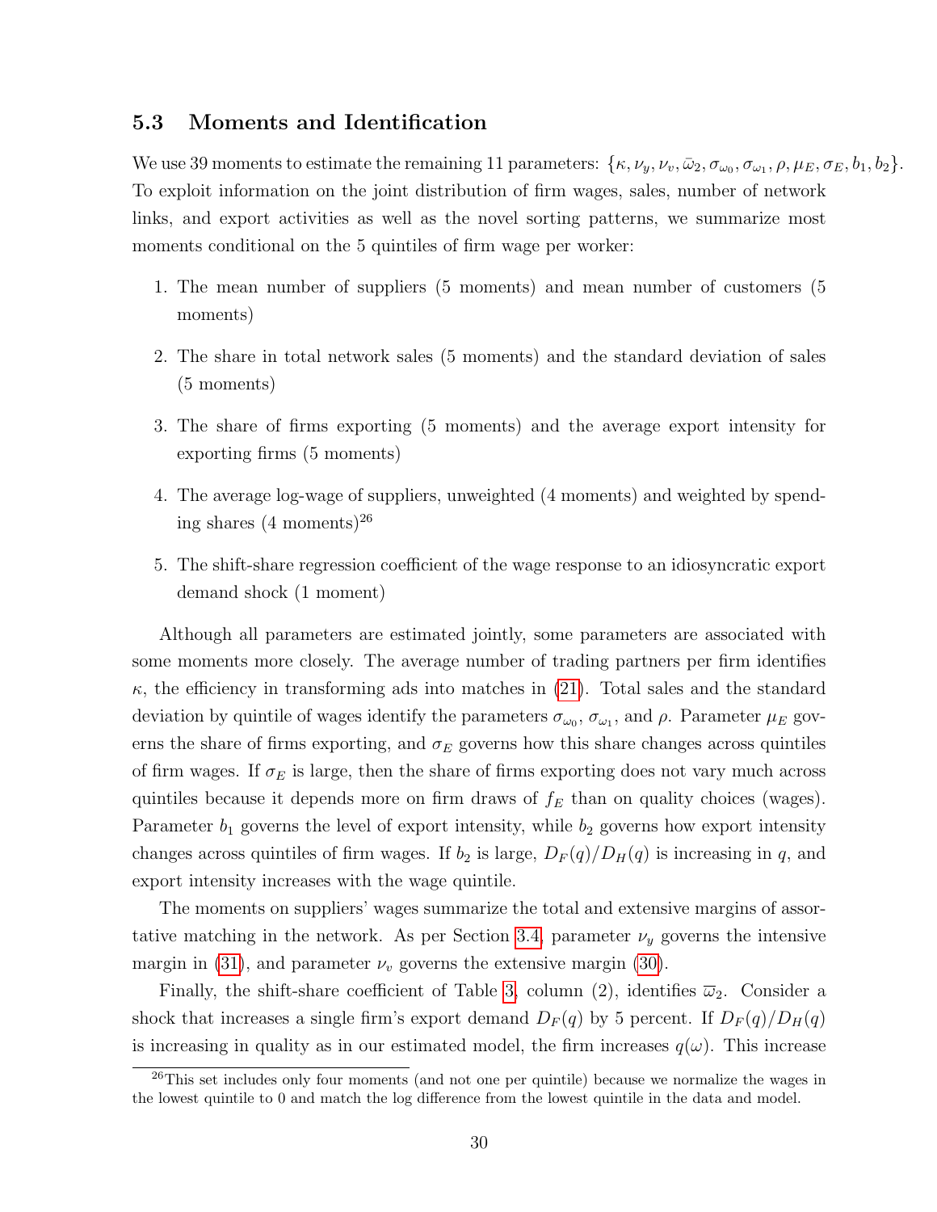### 5.3 Moments and Identification

We use 39 moments to estimate the remaining 11 parameters: $\{\kappa, \nu_y, \nu_v, \bar{\omega}_2, \sigma_{\omega_0}, \sigma_{\omega_1}, \rho, \mu_E, \sigma_E, b_1, b_2\}$. To exploit information on the joint distribution of firm wages, sales, number of network links, and export activities as well as the novel sorting patterns, we summarize most moments conditional on the 5 quintiles of firm wage per worker:

1. The mean number of suppliers (5 moments) and mean number of customers (5 moments)
2. The share in total network sales (5 moments) and the standard deviation of sales (5 moments)
3. The share of firms exporting (5 moments) and the average export intensity for exporting firms (5 moments)
4. The average log-wage of suppliers, unweighted (4 moments) and weighted by spending shares (4 moments)[26]
5. The shift-share regression coefficient of the wage response to an idiosyncratic export demand shock (1 moment)

Although all parameters are estimated jointly, some parameters are associated with some moments more closely. The average number of trading partners per firm identifies $\kappa$, the efficiency in transforming ads into matches in (21). Total sales and the standard deviation by quintile of wages identify the parameters $\sigma_{\omega_0}$, $\sigma_{\omega_1}$, and $\rho$. Parameter $\mu_E$ governs the share of firms exporting, and $\sigma_E$ governs how this share changes across quintiles of firm wages. If $\sigma_E$ is large, then the share of firms exporting does not vary much across quintiles because it depends more on firm draws of $f_E$ than on quality choices (wages). Parameter $b_1$ governs the level of export intensity, while $b_2$ governs how export intensity changes across quintiles of firm wages. If $b_2$ is large, $D_F(q)/D_H(q)$ is increasing in $q$, and export intensity increases with the wage quintile.

The moments on suppliers' wages summarize the total and extensive margins of assortative matching in the network. As per Section 3.4, parameter $\nu_y$ governs the intensive margin in (31), and parameter $\nu_v$ governs the extensive margin (30).

Finally, the shift-share coefficient of Table 3, column (2), identifies $\overline{\omega}_2$. Consider a shock that increases a single firm's export demand $D_F(q)$ by 5 percent. If $D_F(q)/D_H(q)$ is increasing in quality as in our estimated model, the firm increases $q(\omega)$. This increase

[26] This set includes only four moments (and not one per quintile) because we normalize the wages in the lowest quintile to 0 and match the log difference from the lowest quintile in the data and model.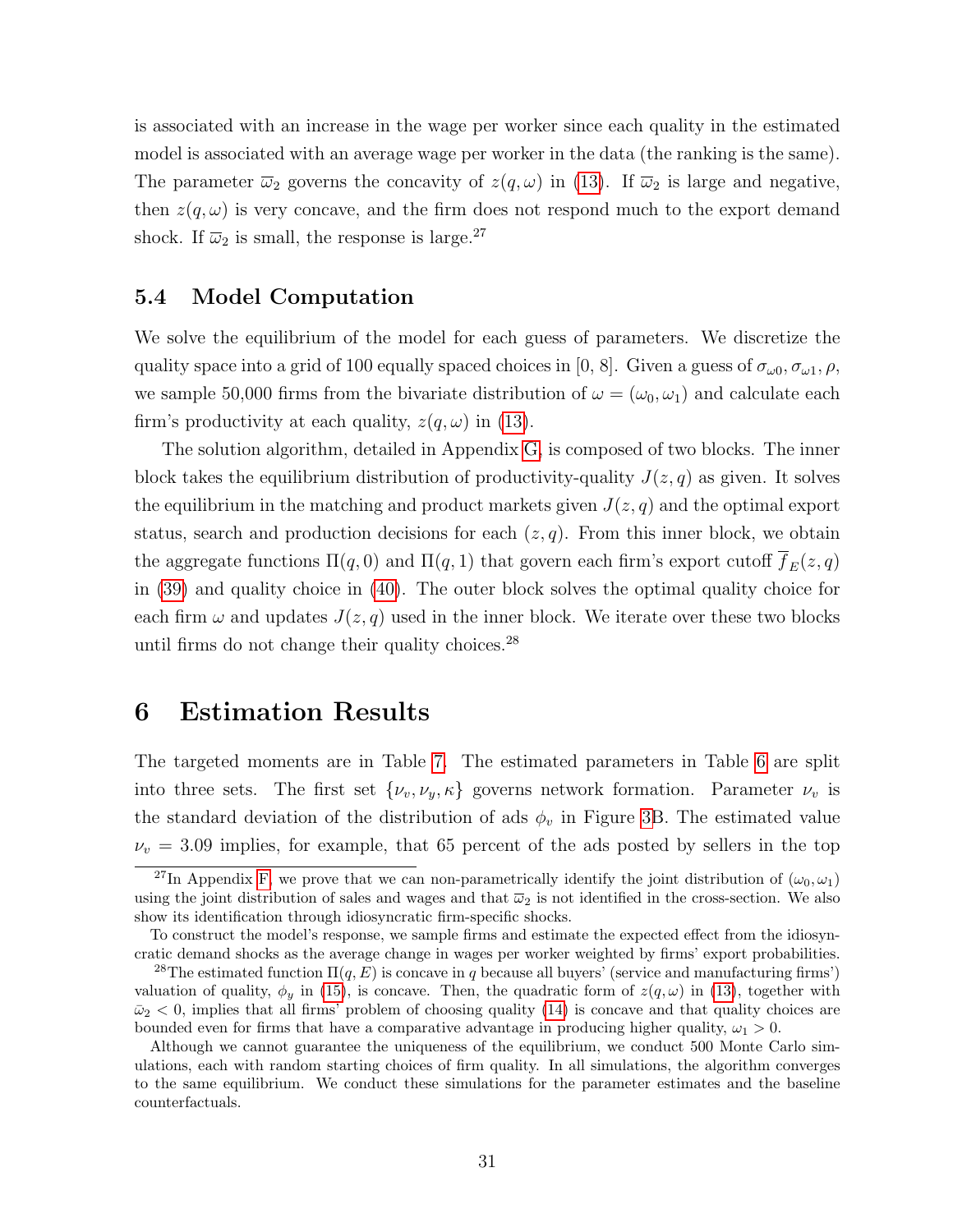is associated with an increase in the wage per worker since each quality in the estimated model is associated with an average wage per worker in the data (the ranking is the same). The parameter $\overline{\varpi}_2$ governs the concavity of $z(q, \omega)$ in (13). If $\overline{\varpi}_2$ is large and negative, then $z(q, \omega)$ is very concave, and the firm does not respond much to the export demand shock. If $\overline{\varpi}_2$ is small, the response is large.[27]

### 5.4 Model Computation

We solve the equilibrium of the model for each guess of parameters. We discretize the quality space into a grid of 100 equally spaced choices in [0, 8]. Given a guess of $\sigma_{\omega 0}, \sigma_{\omega 1}, \rho$, we sample 50,000 firms from the bivariate distribution of $\omega = (\omega_0, \omega_1)$ and calculate each firm's productivity at each quality, $z(q, \omega)$ in (13).

The solution algorithm, detailed in Appendix G, is composed of two blocks. The inner block takes the equilibrium distribution of productivity-quality $J(z, q)$ as given. It solves the equilibrium in the matching and product markets given $J(z, q)$ and the optimal export status, search and production decisions for each $(z, q)$. From this inner block, we obtain the aggregate functions $\Pi(q, 0)$ and $\Pi(q, 1)$ that govern each firm's export cutoff $\overline{f}_E(z, q)$ in (39) and quality choice in (40). The outer block solves the optimal quality choice for each firm $\omega$ and updates $J(z, q)$ used in the inner block. We iterate over these two blocks until firms do not change their quality choices.[28]

## 6 Estimation Results

The targeted moments are in Table 7. The estimated parameters in Table 6 are split into three sets. The first set $\{\nu_v, \nu_y, \kappa\}$ governs network formation. Parameter $\nu_v$ is the standard deviation of the distribution of ads $\phi_v$ in Figure 3B. The estimated value $\nu_v = 3.09$ implies, for example, that 65 percent of the ads posted by sellers in the top

[27] In Appendix F, we prove that we can non-parametrically identify the joint distribution of $(\omega_0, \omega_1)$ using the joint distribution of sales and wages and that $\overline{\varpi}_2$ is not identified in the cross-section. We also show its identification through idiosyncratic firm-specific shocks.

To construct the model's response, we sample firms and estimate the expected effect from the idiosyncratic demand shocks as the average change in wages per worker weighted by firms' export probabilities.

[28] The estimated function $\Pi(q, E)$ is concave in $q$ because all buyers' (service and manufacturing firms') valuation of quality, $\phi_y$ in (15), is concave. Then, the quadratic form of $z(q, \omega)$ in (13), together with $\bar{\varpi}_2 < 0$, implies that all firms' problem of choosing quality (14) is concave and that quality choices are bounded even for firms that have a comparative advantage in producing higher quality, $\omega_1 > 0$.

Although we cannot guarantee the uniqueness of the equilibrium, we conduct 500 Monte Carlo simulations, each with random starting choices of firm quality. In all simulations, the algorithm converges to the same equilibrium. We conduct these simulations for the parameter estimates and the baseline counterfactuals.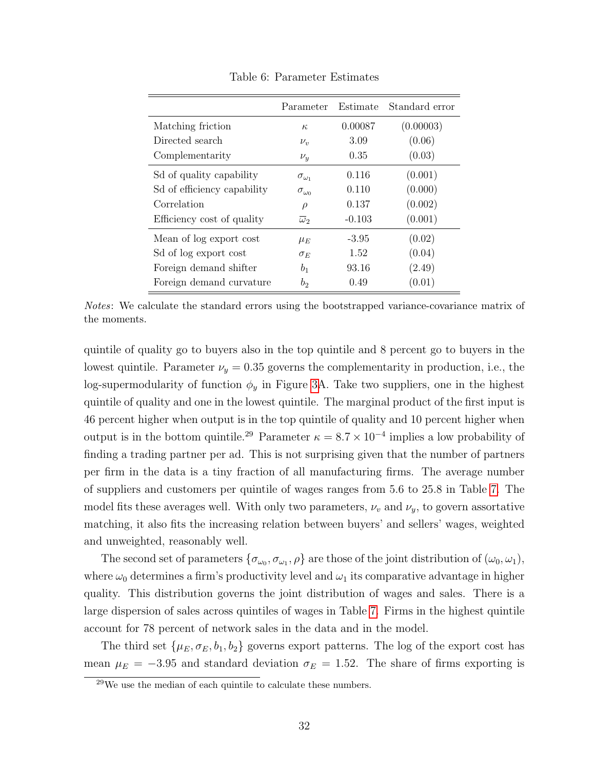Table 6: Parameter Estimates

| | Parameter | Estimate | Standard error |
|---|---|---|---|
| Matching friction | $\kappa$ | 0.00087 | (0.00003) |
| Directed search | $\nu_v$ | 3.09 | (0.06) |
| Complementarity | $\nu_y$ | 0.35 | (0.03) |
| Sd of quality capability | $\sigma_{\omega_1}$ | 0.116 | (0.001) |
| Sd of efficiency capability | $\sigma_{\omega_0}$ | 0.110 | (0.000) |
| Correlation | $\rho$ | 0.137 | (0.002) |
| Efficiency cost of quality | $\overline{\omega}_2$ | -0.103 | (0.001) |
| Mean of log export cost | $\mu_E$ | -3.95 | (0.02) |
| Sd of log export cost | $\sigma_E$ | 1.52 | (0.04) |
| Foreign demand shifter | $b_1$ | 93.16 | (2.49) |
| Foreign demand curvature | $b_2$ | 0.49 | (0.01) |

*Notes*: We calculate the standard errors using the bootstrapped variance-covariance matrix of the moments.

quintile of quality go to buyers also in the top quintile and 8 percent go to buyers in the lowest quintile. Parameter $\nu_y = 0.35$ governs the complementarity in production, i.e., the log-supermodularity of function $\phi_y$ in Figure 3A. Take two suppliers, one in the highest quintile of quality and one in the lowest quintile. The marginal product of the first input is 46 percent higher when output is in the top quintile of quality and 10 percent higher when output is in the bottom quintile.[29] Parameter $\kappa = 8.7 \times 10^{-4}$ implies a low probability of finding a trading partner per ad. This is not surprising given that the number of partners per firm in the data is a tiny fraction of all manufacturing firms. The average number of suppliers and customers per quintile of wages ranges from 5.6 to 25.8 in Table 7. The model fits these averages well. With only two parameters, $\nu_v$ and $\nu_y$, to govern assortative matching, it also fits the increasing relation between buyers' and sellers' wages, weighted and unweighted, reasonably well.

The second set of parameters $\{\sigma_{\omega_0}, \sigma_{\omega_1}, \rho\}$ are those of the joint distribution of $(\omega_0, \omega_1)$, where $\omega_0$ determines a firm's productivity level and $\omega_1$ its comparative advantage in higher quality. This distribution governs the joint distribution of wages and sales. There is a large dispersion of sales across quintiles of wages in Table 7. Firms in the highest quintile account for 78 percent of network sales in the data and in the model.

The third set $\{\mu_E, \sigma_E, b_1, b_2\}$ governs export patterns. The log of the export cost has mean $\mu_E = -3.95$ and standard deviation $\sigma_E = 1.52$. The share of firms exporting is

[29] We use the median of each quintile to calculate these numbers.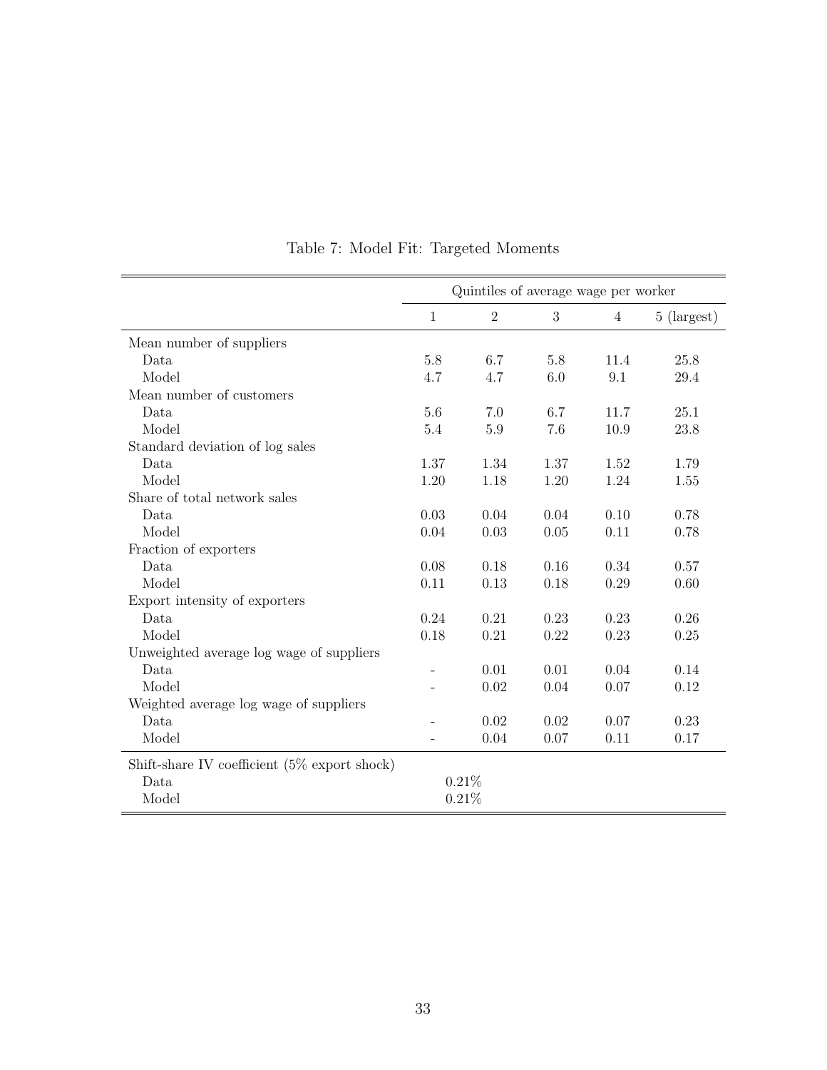Table 7: Model Fit: Targeted Moments

| | Quintiles of average wage per worker | | | | |
|---|---|---|---|---|---|
| | 1 | 2 | 3 | 4 | 5 (largest) |
| Mean number of suppliers | | | | | |
| Data | 5.8 | 6.7 | 5.8 | 11.4 | 25.8 |
| Model | 4.7 | 4.7 | 6.0 | 9.1 | 29.4 |
| Mean number of customers | | | | | |
| Data | 5.6 | 7.0 | 6.7 | 11.7 | 25.1 |
| Model | 5.4 | 5.9 | 7.6 | 10.9 | 23.8 |
| Standard deviation of log sales | | | | | |
| Data | 1.37 | 1.34 | 1.37 | 1.52 | 1.79 |
| Model | 1.20 | 1.18 | 1.20 | 1.24 | 1.55 |
| Share of total network sales | | | | | |
| Data | 0.03 | 0.04 | 0.04 | 0.10 | 0.78 |
| Model | 0.04 | 0.03 | 0.05 | 0.11 | 0.78 |
| Fraction of exporters | | | | | |
| Data | 0.08 | 0.18 | 0.16 | 0.34 | 0.57 |
| Model | 0.11 | 0.13 | 0.18 | 0.29 | 0.60 |
| Export intensity of exporters | | | | | |
| Data | 0.24 | 0.21 | 0.23 | 0.23 | 0.26 |
| Model | 0.18 | 0.21 | 0.22 | 0.23 | 0.25 |
| Unweighted average log wage of suppliers | | | | | |
| Data | - | 0.01 | 0.01 | 0.04 | 0.14 |
| Model | - | 0.02 | 0.04 | 0.07 | 0.12 |
| Weighted average log wage of suppliers | | | | | |
| Data | - | 0.02 | 0.02 | 0.07 | 0.23 |
| Model | - | 0.04 | 0.07 | 0.11 | 0.17 |
| Shift-share IV coefficient (5% export shock) | | | | | |
| Data | 0.21% | | | | |
| Model | 0.21% | | | | |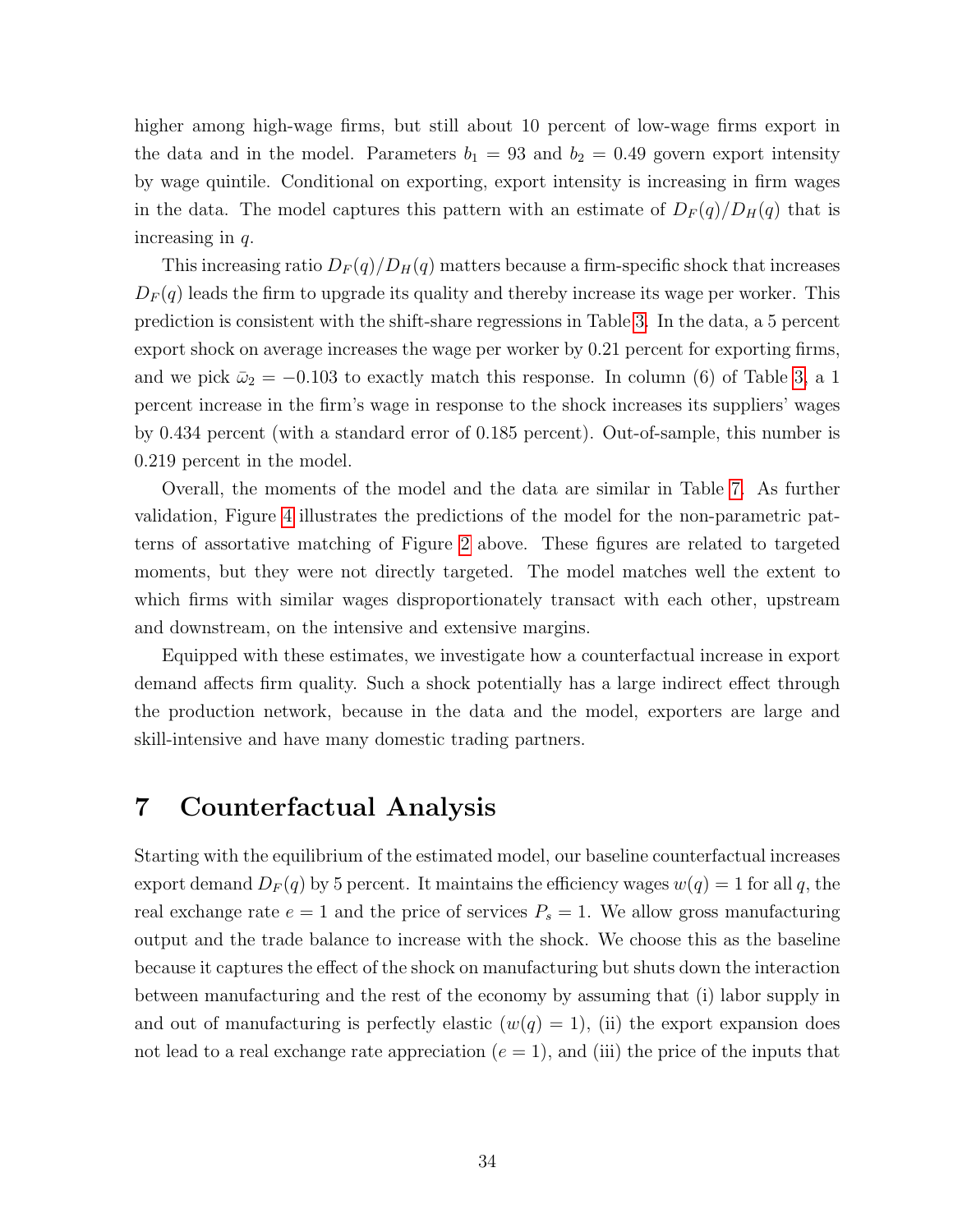higher among high-wage firms, but still about 10 percent of low-wage firms export in the data and in the model. Parameters $b_1 = 93$ and $b_2 = 0.49$ govern export intensity by wage quintile. Conditional on exporting, export intensity is increasing in firm wages in the data. The model captures this pattern with an estimate of $D_F(q)/D_H(q)$ that is increasing in $q$.

This increasing ratio $D_F(q)/D_H(q)$ matters because a firm-specific shock that increases $D_F(q)$ leads the firm to upgrade its quality and thereby increase its wage per worker. This prediction is consistent with the shift-share regressions in Table 3. In the data, a 5 percent export shock on average increases the wage per worker by 0.21 percent for exporting firms, and we pick $\bar{\omega}_2 = -0.103$ to exactly match this response. In column (6) of Table 3, a 1 percent increase in the firm's wage in response to the shock increases its suppliers' wages by 0.434 percent (with a standard error of 0.185 percent). Out-of-sample, this number is 0.219 percent in the model.

Overall, the moments of the model and the data are similar in Table 7. As further validation, Figure 4 illustrates the predictions of the model for the non-parametric patterns of assortative matching of Figure 2 above. These figures are related to targeted moments, but they were not directly targeted. The model matches well the extent to which firms with similar wages disproportionately transact with each other, upstream and downstream, on the intensive and extensive margins.

Equipped with these estimates, we investigate how a counterfactual increase in export demand affects firm quality. Such a shock potentially has a large indirect effect through the production network, because in the data and the model, exporters are large and skill-intensive and have many domestic trading partners.

# 7 Counterfactual Analysis

Starting with the equilibrium of the estimated model, our baseline counterfactual increases export demand $D_F(q)$ by 5 percent. It maintains the efficiency wages $w(q) = 1$ for all $q$, the real exchange rate $e = 1$ and the price of services $P_s = 1$. We allow gross manufacturing output and the trade balance to increase with the shock. We choose this as the baseline because it captures the effect of the shock on manufacturing but shuts down the interaction between manufacturing and the rest of the economy by assuming that (i) labor supply in and out of manufacturing is perfectly elastic ($w(q) = 1$), (ii) the export expansion does not lead to a real exchange rate appreciation ($e = 1$), and (iii) the price of the inputs that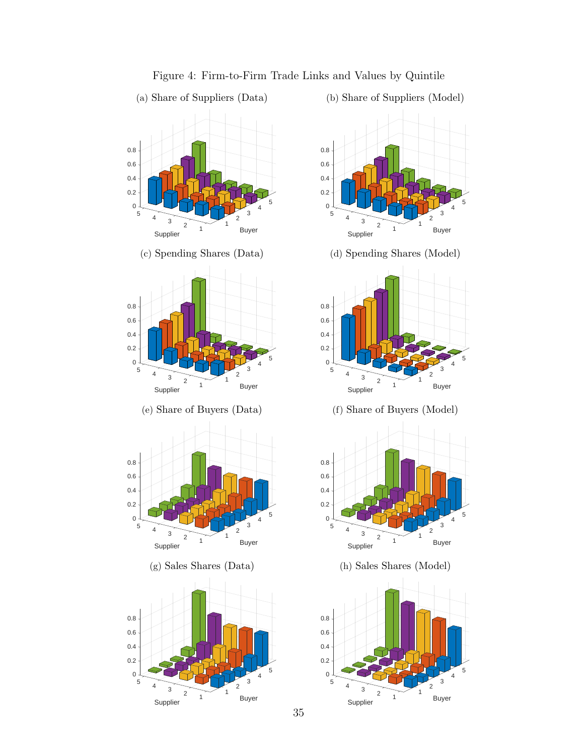Figure 4: Firm-to-Firm Trade Links and Values by Quintile

(a) Share of Suppliers (Data)

(b) Share of Suppliers (Model)

(c) Spending Shares (Data)

(d) Spending Shares (Model)

(e) Share of Buyers (Data)

(f) Share of Buyers (Model)

(g) Sales Shares (Data)

(h) Sales Shares (Model)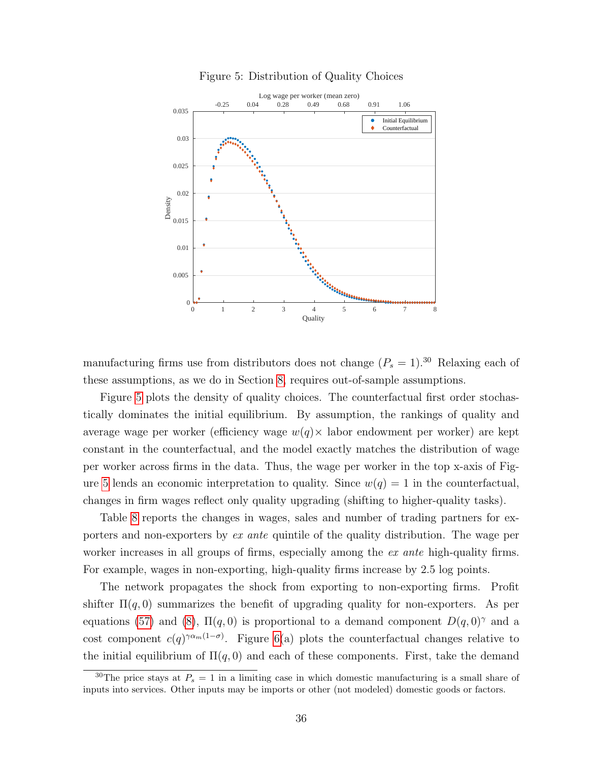Figure 5: Distribution of Quality Choices

manufacturing firms use from distributors does not change ($P_s = 1$).[30] Relaxing each of these assumptions, as we do in Section 8, requires out-of-sample assumptions.

Figure 5 plots the density of quality choices. The counterfactual first order stochastically dominates the initial equilibrium. By assumption, the rankings of quality and average wage per worker (efficiency wage $w(q)\times$ labor endowment per worker) are kept constant in the counterfactual, and the model exactly matches the distribution of wage per worker across firms in the data. Thus, the wage per worker in the top x-axis of Figure 5 lends an economic interpretation to quality. Since $w(q) = 1$ in the counterfactual, changes in firm wages reflect only quality upgrading (shifting to higher-quality tasks).

Table 8 reports the changes in wages, sales and number of trading partners for exporters and non-exporters by *ex ante* quintile of the quality distribution. The wage per worker increases in all groups of firms, especially among the *ex ante* high-quality firms. For example, wages in non-exporting, high-quality firms increase by 2.5 log points.

The network propagates the shock from exporting to non-exporting firms. Profit shifter $\Pi(q, 0)$ summarizes the benefit of upgrading quality for non-exporters. As per equations (57) and (8), $\Pi(q, 0)$ is proportional to a demand component $D(q, 0)^{\gamma}$ and a cost component $c(q)^{\gamma\alpha_m(1-\sigma)}$. Figure 6(a) plots the counterfactual changes relative to the initial equilibrium of $\Pi(q, 0)$ and each of these components. First, take the demand

[30] The price stays at $P_s = 1$ in a limiting case in which domestic manufacturing is a small share of inputs into services. Other inputs may be imports or other (not modeled) domestic goods or factors.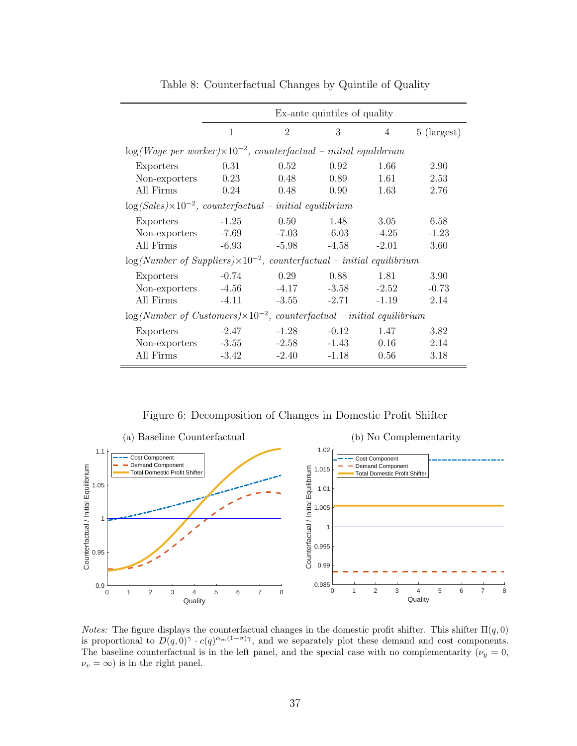Table 8: Counterfactual Changes by Quintile of Quality

| | Ex-ante quintiles of quality | | | | |
|---|---|---|---|---|---|
| | 1 | 2 | 3 | 4 | 5 (largest) |
| *log(Wage per worker)*$\times 10^{-2}$, *counterfactual – initial equilibrium* | | | | | |
| Exporters | 0.31 | 0.52 | 0.92 | 1.66 | 2.90 |
| Non-exporters | 0.23 | 0.48 | 0.89 | 1.61 | 2.53 |
| All Firms | 0.24 | 0.48 | 0.90 | 1.63 | 2.76 |
| *log(Sales)*$\times 10^{-2}$, *counterfactual – initial equilibrium* | | | | | |
| Exporters | -1.25 | 0.50 | 1.48 | 3.05 | 6.58 |
| Non-exporters | -7.69 | -7.03 | -6.03 | -4.25 | -1.23 |
| All Firms | -6.93 | -5.98 | -4.58 | -2.01 | 3.60 |
| *log(Number of Suppliers)*$\times 10^{-2}$, *counterfactual – initial equilibrium* | | | | | |
| Exporters | -0.74 | 0.29 | 0.88 | 1.81 | 3.90 |
| Non-exporters | -4.56 | -4.17 | -3.58 | -2.52 | -0.73 |
| All Firms | -4.11 | -3.55 | -2.71 | -1.19 | 2.14 |
| *log(Number of Customers)*$\times 10^{-2}$, *counterfactual – initial equilibrium* | | | | | |
| Exporters | -2.47 | -1.28 | -0.12 | 1.47 | 3.82 |
| Non-exporters | -3.55 | -2.58 | -1.43 | 0.16 | 2.14 |
| All Firms | -3.42 | -2.40 | -1.18 | 0.56 | 3.18 |

Figure 6: Decomposition of Changes in Domestic Profit Shifter

(a) Baseline Counterfactual

(b) No Complementarity

*Notes:* The figure displays the counterfactual changes in the domestic profit shifter. This shifter $\Pi(q, 0)$ is proportional to $D(q, 0)^{\gamma} \cdot c(q)^{\alpha_m(1-\sigma)\gamma}$, and we separately plot these demand and cost components. The baseline counterfactual is in the left panel, and the special case with no complementarity ($\nu_y = 0$, $\nu_v = \infty$) is in the right panel.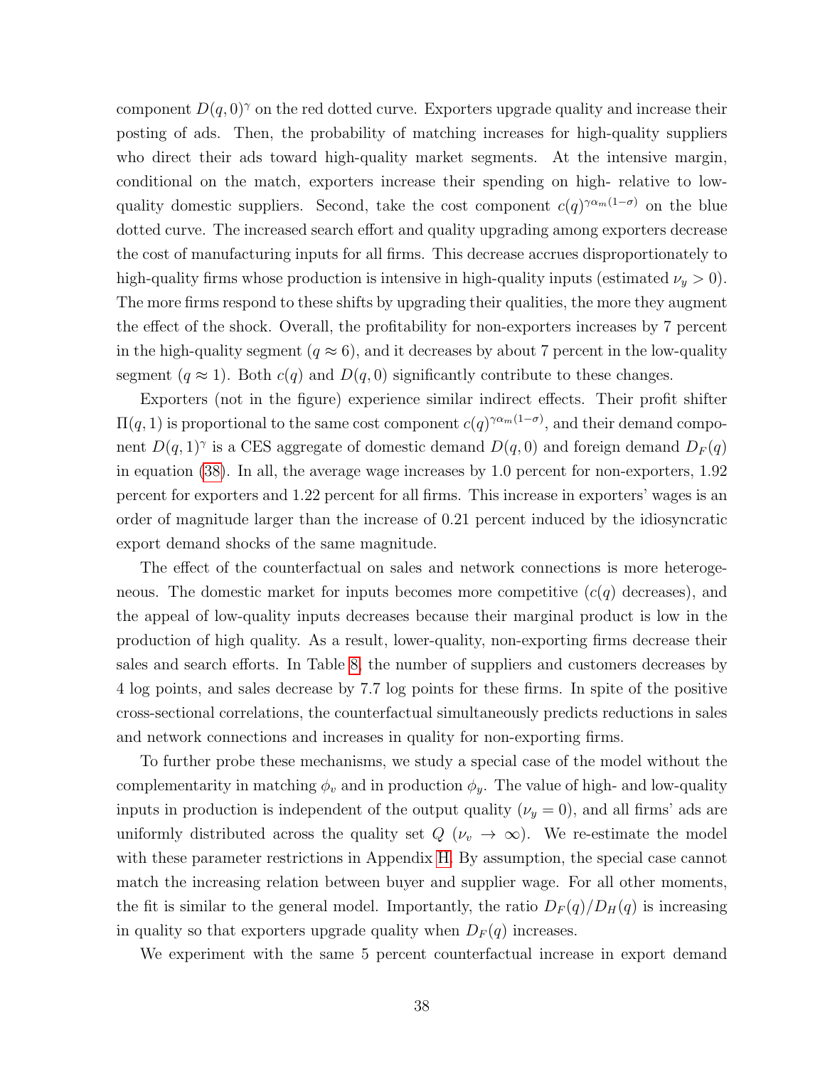component $D(q,0)^\gamma$ on the red dotted curve. Exporters upgrade quality and increase their posting of ads. Then, the probability of matching increases for high-quality suppliers who direct their ads toward high-quality market segments. At the intensive margin, conditional on the match, exporters increase their spending on high- relative to low-quality domestic suppliers. Second, take the cost component $c(q)^{\gamma\alpha_m(1-\sigma)}$ on the blue dotted curve. The increased search effort and quality upgrading among exporters decrease the cost of manufacturing inputs for all firms. This decrease accrues disproportionately to high-quality firms whose production is intensive in high-quality inputs (estimated $\nu_y > 0$). The more firms respond to these shifts by upgrading their qualities, the more they augment the effect of the shock. Overall, the profitability for non-exporters increases by 7 percent in the high-quality segment ($q \approx 6$), and it decreases by about 7 percent in the low-quality segment ($q \approx 1$). Both $c(q)$ and $D(q,0)$ significantly contribute to these changes.

Exporters (not in the figure) experience similar indirect effects. Their profit shifter $\Pi(q,1)$ is proportional to the same cost component $c(q)^{\gamma\alpha_m(1-\sigma)}$, and their demand component $D(q,1)^\gamma$ is a CES aggregate of domestic demand $D(q,0)$ and foreign demand $D_F(q)$ in equation (38). In all, the average wage increases by 1.0 percent for non-exporters, 1.92 percent for exporters and 1.22 percent for all firms. This increase in exporters' wages is an order of magnitude larger than the increase of 0.21 percent induced by the idiosyncratic export demand shocks of the same magnitude.

The effect of the counterfactual on sales and network connections is more heterogeneous. The domestic market for inputs becomes more competitive ($c(q)$ decreases), and the appeal of low-quality inputs decreases because their marginal product is low in the production of high quality. As a result, lower-quality, non-exporting firms decrease their sales and search efforts. In Table 8, the number of suppliers and customers decreases by 4 log points, and sales decrease by 7.7 log points for these firms. In spite of the positive cross-sectional correlations, the counterfactual simultaneously predicts reductions in sales and network connections and increases in quality for non-exporting firms.

To further probe these mechanisms, we study a special case of the model without the complementarity in matching $\phi_v$ and in production $\phi_y$. The value of high- and low-quality inputs in production is independent of the output quality ($\nu_y = 0$), and all firms' ads are uniformly distributed across the quality set $Q$ ($\nu_v \to \infty$). We re-estimate the model with these parameter restrictions in Appendix H. By assumption, the special case cannot match the increasing relation between buyer and supplier wage. For all other moments, the fit is similar to the general model. Importantly, the ratio $D_F(q)/D_H(q)$ is increasing in quality so that exporters upgrade quality when $D_F(q)$ increases.

We experiment with the same 5 percent counterfactual increase in export demand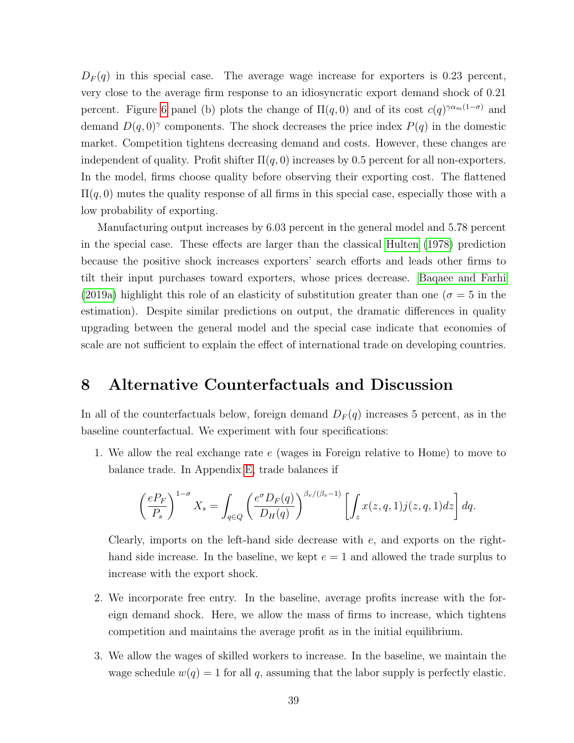$D_F(q)$ in this special case. The average wage increase for exporters is 0.23 percent, very close to the average firm response to an idiosyncratic export demand shock of 0.21 percent. Figure 6 panel (b) plots the change of $\Pi(q,0)$ and of its cost $c(q)^{\gamma\alpha_m(1-\sigma)}$ and demand $D(q,0)^{\gamma}$ components. The shock decreases the price index $P(q)$ in the domestic market. Competition tightens decreasing demand and costs. However, these changes are independent of quality. Profit shifter $\Pi(q,0)$ increases by 0.5 percent for all non-exporters. In the model, firms choose quality before observing their exporting cost. The flattened $\Pi(q,0)$ mutes the quality response of all firms in this special case, especially those with a low probability of exporting.

Manufacturing output increases by 6.03 percent in the general model and 5.78 percent in the special case. These effects are larger than the classical Hulten (1978) prediction because the positive shock increases exporters' search efforts and leads other firms to tilt their input purchases toward exporters, whose prices decrease. Baqaee and Farhi (2019a) highlight this role of an elasticity of substitution greater than one ($\sigma = 5$ in the estimation). Despite similar predictions on output, the dramatic differences in quality upgrading between the general model and the special case indicate that economies of scale are not sufficient to explain the effect of international trade on developing countries.

# 8 Alternative Counterfactuals and Discussion

In all of the counterfactuals below, foreign demand $D_F(q)$ increases 5 percent, as in the baseline counterfactual. We experiment with four specifications:

1. We allow the real exchange rate $e$ (wages in Foreign relative to Home) to move to balance trade. In Appendix E, trade balances if

$$\left(\frac{eP_F}{P_s}\right)^{1-\sigma} X_s = \int_{q\in Q} \left(\frac{e^{\sigma} D_F(q)}{D_H(q)}\right)^{\beta_v/(\beta_v-1)} \left[\int_z x(z,q,1)j(z,q,1)dz\right] dq.$$

   Clearly, imports on the left-hand side decrease with $e$, and exports on the right-hand side increase. In the baseline, we kept $e = 1$ and allowed the trade surplus to increase with the export shock.

2. We incorporate free entry. In the baseline, average profits increase with the foreign demand shock. Here, we allow the mass of firms to increase, which tightens competition and maintains the average profit as in the initial equilibrium.

3. We allow the wages of skilled workers to increase. In the baseline, we maintain the wage schedule $w(q) = 1$ for all $q$, assuming that the labor supply is perfectly elastic.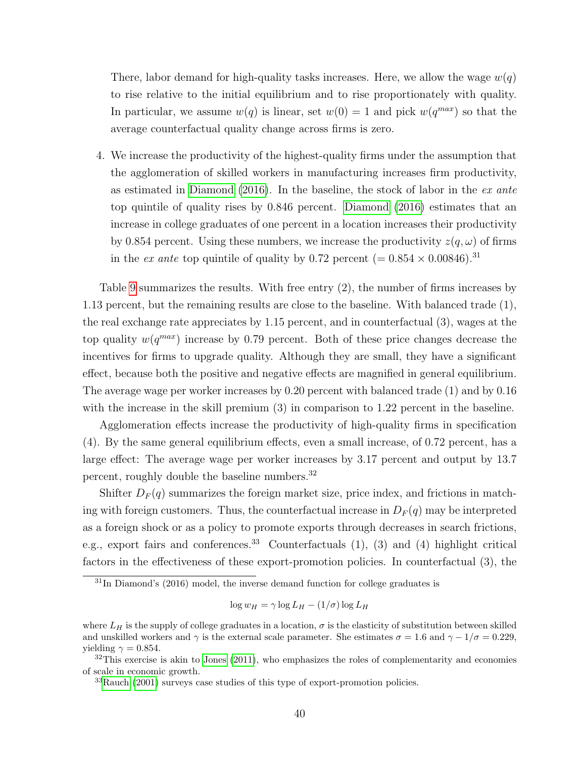There, labor demand for high-quality tasks increases. Here, we allow the wage $w(q)$ to rise relative to the initial equilibrium and to rise proportionately with quality. In particular, we assume $w(q)$ is linear, set $w(0) = 1$ and pick $w(q^{max})$ so that the average counterfactual quality change across firms is zero.

4. We increase the productivity of the highest-quality firms under the assumption that the agglomeration of skilled workers in manufacturing increases firm productivity, as estimated in Diamond (2016). In the baseline, the stock of labor in the *ex ante* top quintile of quality rises by 0.846 percent. Diamond (2016) estimates that an increase in college graduates of one percent in a location increases their productivity by 0.854 percent. Using these numbers, we increase the productivity $z(q, \omega)$ of firms in the *ex ante* top quintile of quality by 0.72 percent ($= 0.854 \times 0.00846$).[31]

Table 9 summarizes the results. With free entry (2), the number of firms increases by 1.13 percent, but the remaining results are close to the baseline. With balanced trade (1), the real exchange rate appreciates by 1.15 percent, and in counterfactual (3), wages at the top quality $w(q^{max})$ increase by 0.79 percent. Both of these price changes decrease the incentives for firms to upgrade quality. Although they are small, they have a significant effect, because both the positive and negative effects are magnified in general equilibrium. The average wage per worker increases by 0.20 percent with balanced trade (1) and by 0.16 with the increase in the skill premium (3) in comparison to 1.22 percent in the baseline.

Agglomeration effects increase the productivity of high-quality firms in specification (4). By the same general equilibrium effects, even a small increase, of 0.72 percent, has a large effect: The average wage per worker increases by 3.17 percent and output by 13.7 percent, roughly double the baseline numbers.[32]

Shifter $D_F(q)$ summarizes the foreign market size, price index, and frictions in matching with foreign customers. Thus, the counterfactual increase in $D_F(q)$ may be interpreted as a foreign shock or as a policy to promote exports through decreases in search frictions, e.g., export fairs and conferences.[33] Counterfactuals (1), (3) and (4) highlight critical factors in the effectiveness of these export-promotion policies. In counterfactual (3), the

---

[31] In Diamond's (2016) model, the inverse demand function for college graduates is

$$\log w_H = \gamma \log L_H - (1/\sigma) \log L_H$$

where $L_H$ is the supply of college graduates in a location, $\sigma$ is the elasticity of substitution between skilled and unskilled workers and $\gamma$ is the external scale parameter. She estimates $\sigma = 1.6$ and $\gamma - 1/\sigma = 0.229$, yielding $\gamma = 0.854$.

[32] This exercise is akin to Jones (2011), who emphasizes the roles of complementarity and economies of scale in economic growth.

[33] Rauch (2001) surveys case studies of this type of export-promotion policies.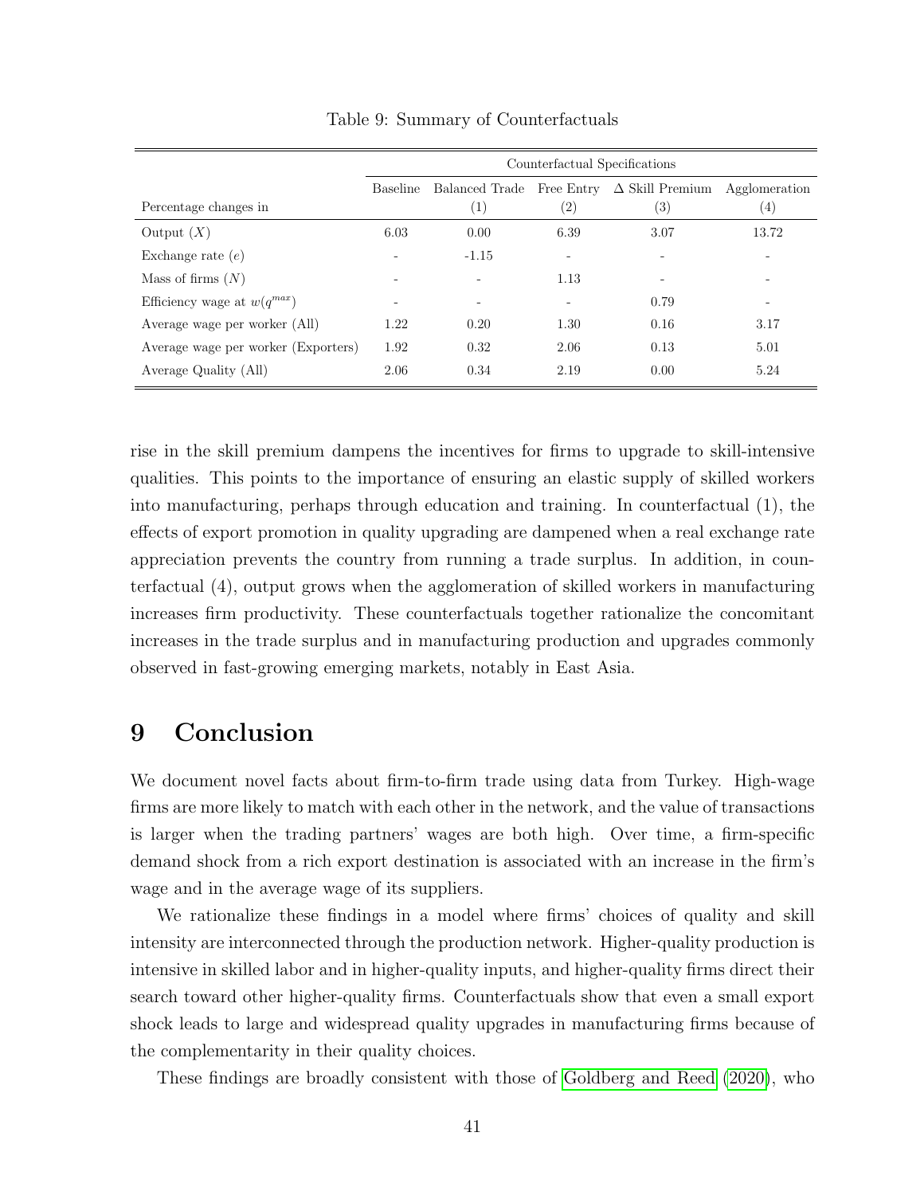Table 9: Summary of Counterfactuals

| | Counterfactual Specifications | | | | |
|---|---|---|---|---|---|
| | Baseline | Balanced Trade | Free Entry | $\Delta$ Skill Premium | Agglomeration |
| Percentage changes in | | (1) | (2) | (3) | (4) |
| Output ($X$) | 6.03 | 0.00 | 6.39 | 3.07 | 13.72 |
| Exchange rate ($e$) | - | -1.15 | - | - | - |
| Mass of firms ($N$) | - | - | 1.13 | - | - |
| Efficiency wage at $w(q^{max})$ | - | - | - | 0.79 | - |
| Average wage per worker (All) | 1.22 | 0.20 | 1.30 | 0.16 | 3.17 |
| Average wage per worker (Exporters) | 1.92 | 0.32 | 2.06 | 0.13 | 5.01 |
| Average Quality (All) | 2.06 | 0.34 | 2.19 | 0.00 | 5.24 |

rise in the skill premium dampens the incentives for firms to upgrade to skill-intensive qualities. This points to the importance of ensuring an elastic supply of skilled workers into manufacturing, perhaps through education and training. In counterfactual (1), the effects of export promotion in quality upgrading are dampened when a real exchange rate appreciation prevents the country from running a trade surplus. In addition, in counterfactual (4), output grows when the agglomeration of skilled workers in manufacturing increases firm productivity. These counterfactuals together rationalize the concomitant increases in the trade surplus and in manufacturing production and upgrades commonly observed in fast-growing emerging markets, notably in East Asia.

# 9 Conclusion

We document novel facts about firm-to-firm trade using data from Turkey. High-wage firms are more likely to match with each other in the network, and the value of transactions is larger when the trading partners' wages are both high. Over time, a firm-specific demand shock from a rich export destination is associated with an increase in the firm's wage and in the average wage of its suppliers.

We rationalize these findings in a model where firms' choices of quality and skill intensity are interconnected through the production network. Higher-quality production is intensive in skilled labor and in higher-quality inputs, and higher-quality firms direct their search toward other higher-quality firms. Counterfactuals show that even a small export shock leads to large and widespread quality upgrades in manufacturing firms because of the complementarity in their quality choices.

These findings are broadly consistent with those of Goldberg and Reed (2020), who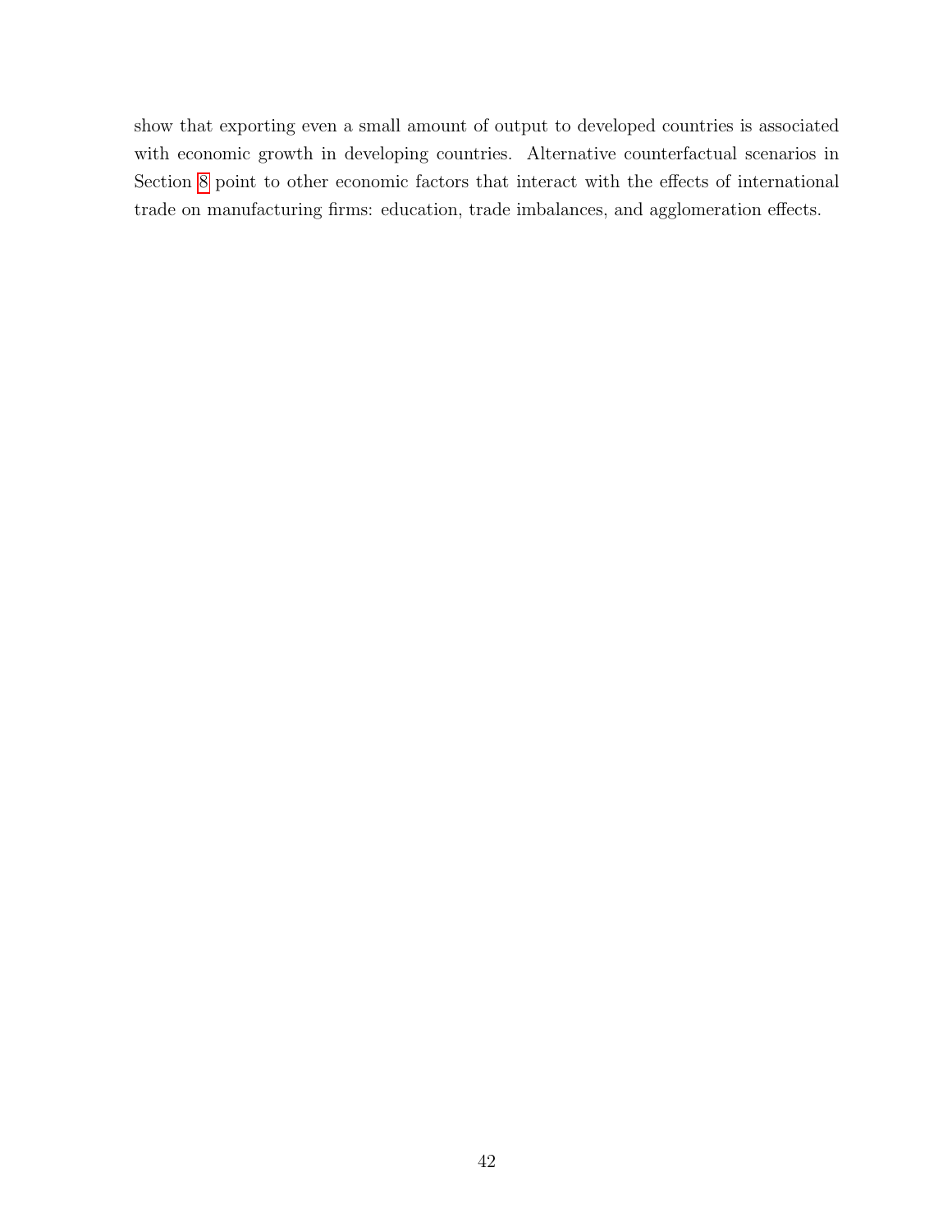show that exporting even a small amount of output to developed countries is associated with economic growth in developing countries. Alternative counterfactual scenarios in Section 8 point to other economic factors that interact with the effects of international trade on manufacturing firms: education, trade imbalances, and agglomeration effects.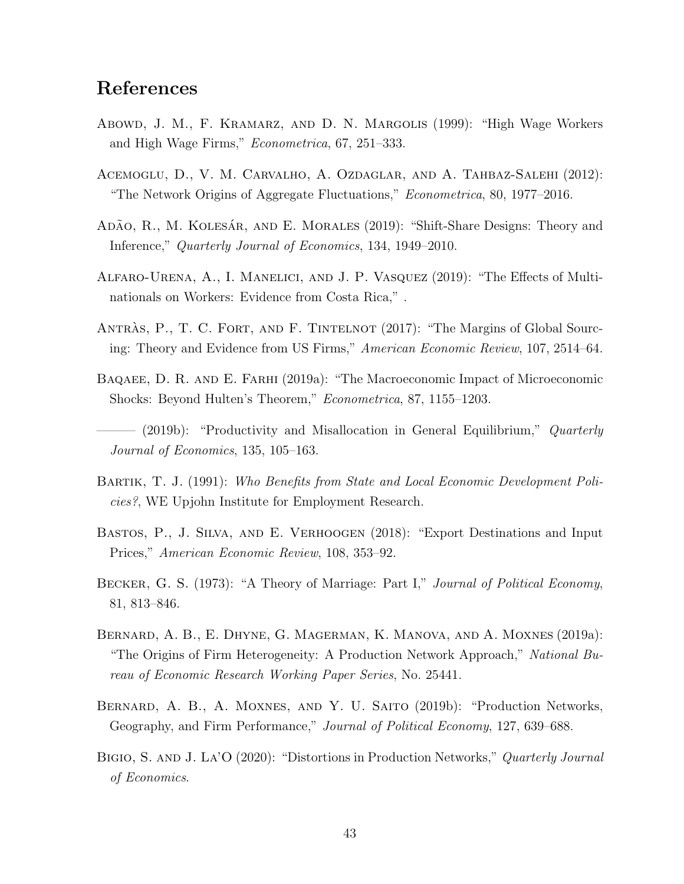## References

Abowd, J. M., F. Kramarz, and D. N. Margolis (1999): "High Wage Workers and High Wage Firms," *Econometrica*, 67, 251–333.

Acemoglu, D., V. M. Carvalho, A. Ozdaglar, and A. Tahbaz-Salehi (2012): "The Network Origins of Aggregate Fluctuations," *Econometrica*, 80, 1977–2016.

Adão, R., M. Kolesár, and E. Morales (2019): "Shift-Share Designs: Theory and Inference," *Quarterly Journal of Economics*, 134, 1949–2010.

Alfaro-Urena, A., I. Manelici, and J. P. Vasquez (2019): "The Effects of Multinationals on Workers: Evidence from Costa Rica," .

Antràs, P., T. C. Fort, and F. Tintelnot (2017): "The Margins of Global Sourcing: Theory and Evidence from US Firms," *American Economic Review*, 107, 2514–64.

Baqaee, D. R. and E. Farhi (2019a): "The Macroeconomic Impact of Microeconomic Shocks: Beyond Hulten's Theorem," *Econometrica*, 87, 1155–1203.

——— (2019b): "Productivity and Misallocation in General Equilibrium," *Quarterly Journal of Economics*, 135, 105–163.

Bartik, T. J. (1991): *Who Benefits from State and Local Economic Development Policies?*, WE Upjohn Institute for Employment Research.

Bastos, P., J. Silva, and E. Verhoogen (2018): "Export Destinations and Input Prices," *American Economic Review*, 108, 353–92.

Becker, G. S. (1973): "A Theory of Marriage: Part I," *Journal of Political Economy*, 81, 813–846.

Bernard, A. B., E. Dhyne, G. Magerman, K. Manova, and A. Moxnes (2019a): "The Origins of Firm Heterogeneity: A Production Network Approach," *National Bureau of Economic Research Working Paper Series*, No. 25441.

Bernard, A. B., A. Moxnes, and Y. U. Saito (2019b): "Production Networks, Geography, and Firm Performance," *Journal of Political Economy*, 127, 639–688.

Bigio, S. and J. La'O (2020): "Distortions in Production Networks," *Quarterly Journal of Economics*.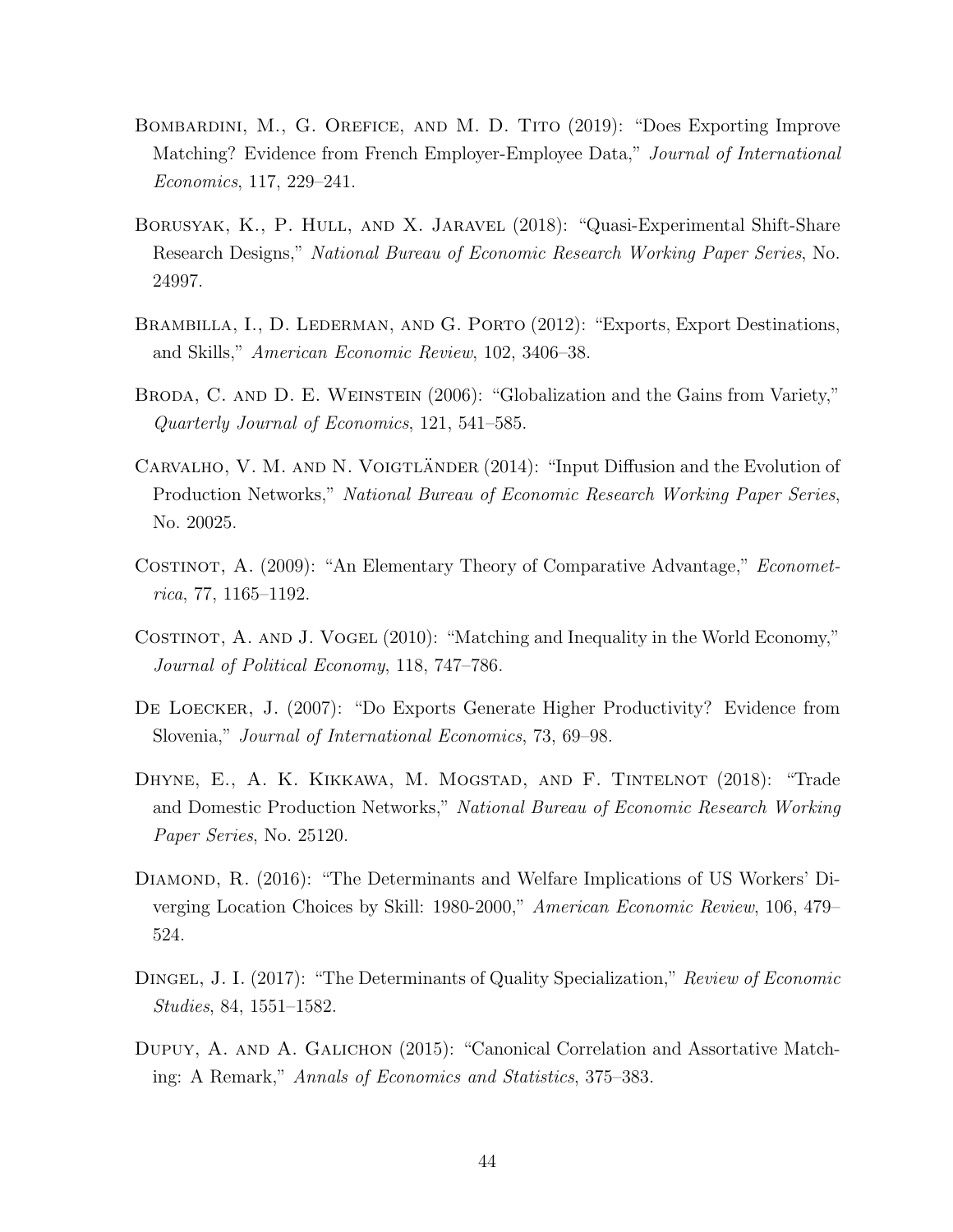Bombardini, M., G. Orefice, and M. D. Tito (2019): "Does Exporting Improve Matching? Evidence from French Employer-Employee Data," *Journal of International Economics*, 117, 229–241.

Borusyak, K., P. Hull, and X. Jaravel (2018): "Quasi-Experimental Shift-Share Research Designs," *National Bureau of Economic Research Working Paper Series*, No. 24997.

Brambilla, I., D. Lederman, and G. Porto (2012): "Exports, Export Destinations, and Skills," *American Economic Review*, 102, 3406–38.

Broda, C. and D. E. Weinstein (2006): "Globalization and the Gains from Variety," *Quarterly Journal of Economics*, 121, 541–585.

Carvalho, V. M. and N. Voigtländer (2014): "Input Diffusion and the Evolution of Production Networks," *National Bureau of Economic Research Working Paper Series*, No. 20025.

Costinot, A. (2009): "An Elementary Theory of Comparative Advantage," *Econometrica*, 77, 1165–1192.

Costinot, A. and J. Vogel (2010): "Matching and Inequality in the World Economy," *Journal of Political Economy*, 118, 747–786.

De Loecker, J. (2007): "Do Exports Generate Higher Productivity? Evidence from Slovenia," *Journal of International Economics*, 73, 69–98.

Dhyne, E., A. K. Kikkawa, M. Mogstad, and F. Tintelnot (2018): "Trade and Domestic Production Networks," *National Bureau of Economic Research Working Paper Series*, No. 25120.

Diamond, R. (2016): "The Determinants and Welfare Implications of US Workers' Diverging Location Choices by Skill: 1980-2000," *American Economic Review*, 106, 479–524.

Dingel, J. I. (2017): "The Determinants of Quality Specialization," *Review of Economic Studies*, 84, 1551–1582.

Dupuy, A. and A. Galichon (2015): "Canonical Correlation and Assortative Matching: A Remark," *Annals of Economics and Statistics*, 375–383.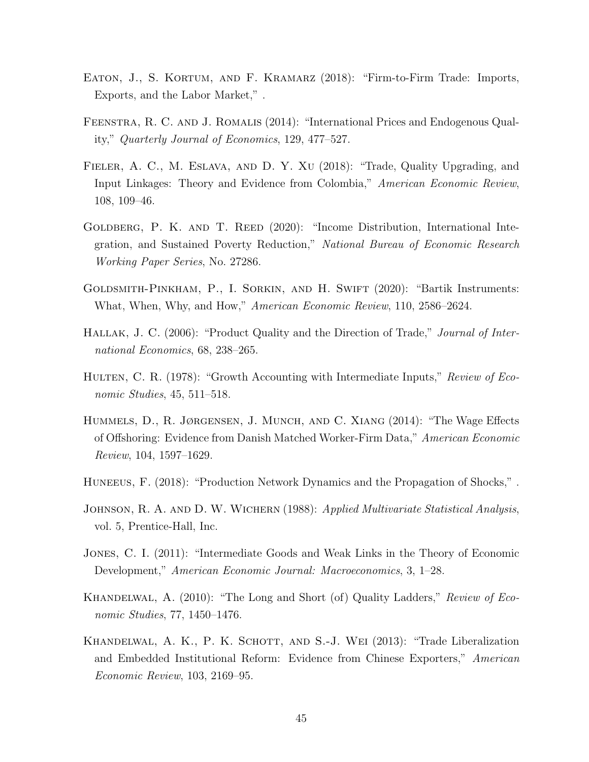Eaton, J., S. Kortum, and F. Kramarz (2018): "Firm-to-Firm Trade: Imports, Exports, and the Labor Market," .

Feenstra, R. C. and J. Romalis (2014): "International Prices and Endogenous Quality," *Quarterly Journal of Economics*, 129, 477–527.

Fieler, A. C., M. Eslava, and D. Y. Xu (2018): "Trade, Quality Upgrading, and Input Linkages: Theory and Evidence from Colombia," *American Economic Review*, 108, 109–46.

Goldberg, P. K. and T. Reed (2020): "Income Distribution, International Integration, and Sustained Poverty Reduction," *National Bureau of Economic Research Working Paper Series*, No. 27286.

Goldsmith-Pinkham, P., I. Sorkin, and H. Swift (2020): "Bartik Instruments: What, When, Why, and How," *American Economic Review*, 110, 2586–2624.

Hallak, J. C. (2006): "Product Quality and the Direction of Trade," *Journal of International Economics*, 68, 238–265.

Hulten, C. R. (1978): "Growth Accounting with Intermediate Inputs," *Review of Economic Studies*, 45, 511–518.

Hummels, D., R. Jørgensen, J. Munch, and C. Xiang (2014): "The Wage Effects of Offshoring: Evidence from Danish Matched Worker-Firm Data," *American Economic Review*, 104, 1597–1629.

Huneeus, F. (2018): "Production Network Dynamics and the Propagation of Shocks," .

Johnson, R. A. and D. W. Wichern (1988): *Applied Multivariate Statistical Analysis*, vol. 5, Prentice-Hall, Inc.

Jones, C. I. (2011): "Intermediate Goods and Weak Links in the Theory of Economic Development," *American Economic Journal: Macroeconomics*, 3, 1–28.

Khandelwal, A. (2010): "The Long and Short (of) Quality Ladders," *Review of Economic Studies*, 77, 1450–1476.

Khandelwal, A. K., P. K. Schott, and S.-J. Wei (2013): "Trade Liberalization and Embedded Institutional Reform: Evidence from Chinese Exporters," *American Economic Review*, 103, 2169–95.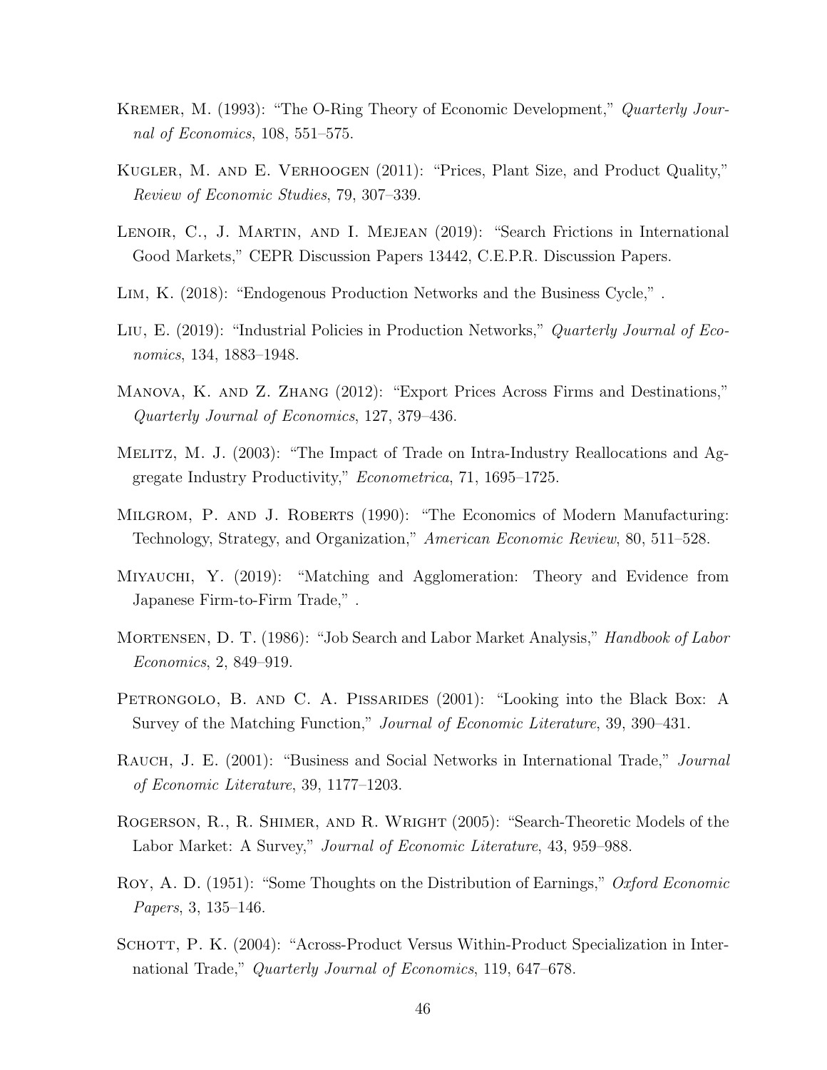Kremer, M. (1993): "The O-Ring Theory of Economic Development," *Quarterly Journal of Economics*, 108, 551–575.

Kugler, M. and E. Verhoogen (2011): "Prices, Plant Size, and Product Quality," *Review of Economic Studies*, 79, 307–339.

Lenoir, C., J. Martin, and I. Mejean (2019): "Search Frictions in International Good Markets," CEPR Discussion Papers 13442, C.E.P.R. Discussion Papers.

Lim, K. (2018): "Endogenous Production Networks and the Business Cycle," .

Liu, E. (2019): "Industrial Policies in Production Networks," *Quarterly Journal of Economics*, 134, 1883–1948.

Manova, K. and Z. Zhang (2012): "Export Prices Across Firms and Destinations," *Quarterly Journal of Economics*, 127, 379–436.

Melitz, M. J. (2003): "The Impact of Trade on Intra-Industry Reallocations and Aggregate Industry Productivity," *Econometrica*, 71, 1695–1725.

Milgrom, P. and J. Roberts (1990): "The Economics of Modern Manufacturing: Technology, Strategy, and Organization," *American Economic Review*, 80, 511–528.

Miyauchi, Y. (2019): "Matching and Agglomeration: Theory and Evidence from Japanese Firm-to-Firm Trade," .

Mortensen, D. T. (1986): "Job Search and Labor Market Analysis," *Handbook of Labor Economics*, 2, 849–919.

Petrongolo, B. and C. A. Pissarides (2001): "Looking into the Black Box: A Survey of the Matching Function," *Journal of Economic Literature*, 39, 390–431.

Rauch, J. E. (2001): "Business and Social Networks in International Trade," *Journal of Economic Literature*, 39, 1177–1203.

Rogerson, R., R. Shimer, and R. Wright (2005): "Search-Theoretic Models of the Labor Market: A Survey," *Journal of Economic Literature*, 43, 959–988.

Roy, A. D. (1951): "Some Thoughts on the Distribution of Earnings," *Oxford Economic Papers*, 3, 135–146.

Schott, P. K. (2004): "Across-Product Versus Within-Product Specialization in International Trade," *Quarterly Journal of Economics*, 119, 647–678.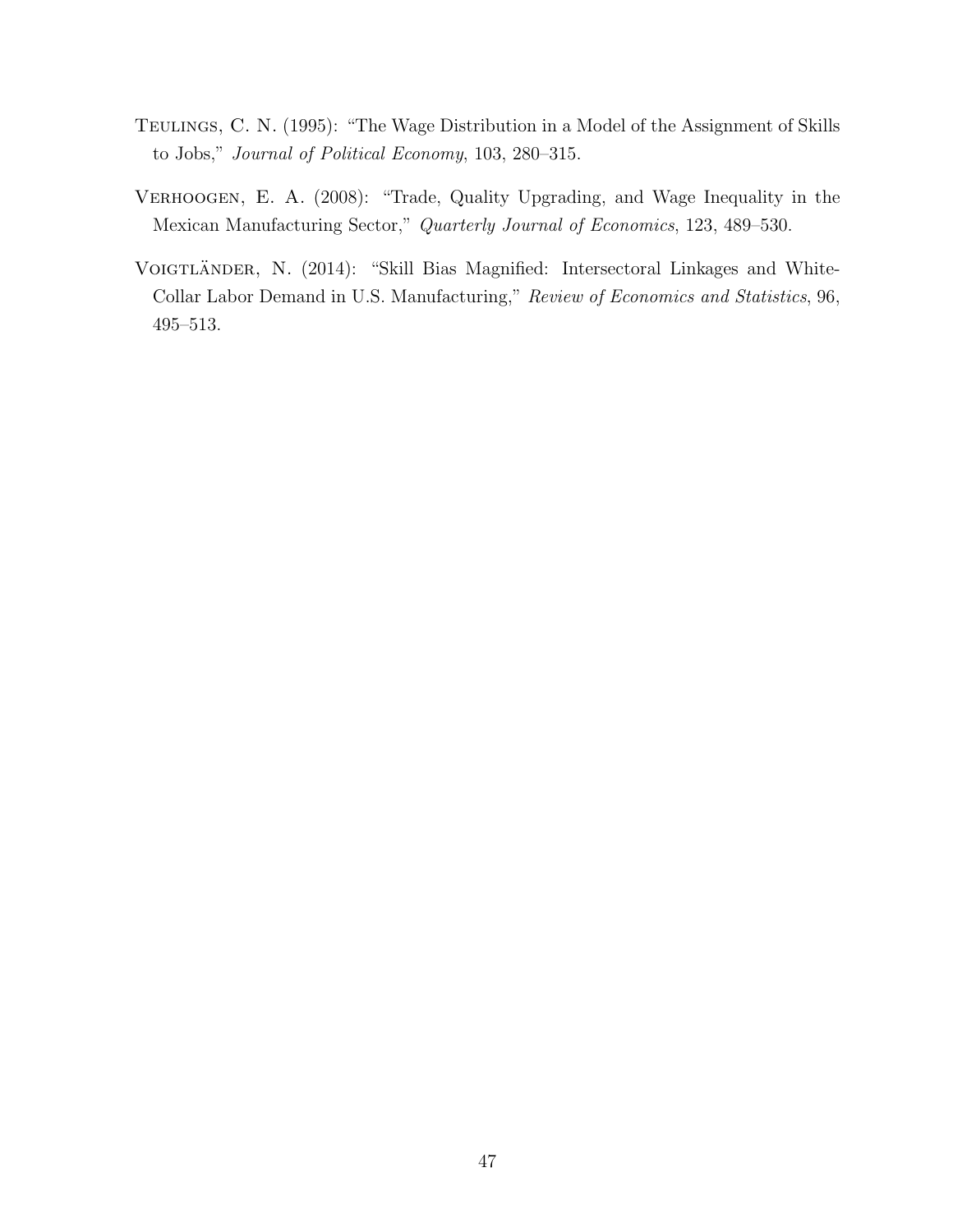Teulings, C. N. (1995): "The Wage Distribution in a Model of the Assignment of Skills to Jobs," *Journal of Political Economy*, 103, 280–315.

Verhoogen, E. A. (2008): "Trade, Quality Upgrading, and Wage Inequality in the Mexican Manufacturing Sector," *Quarterly Journal of Economics*, 123, 489–530.

Voigtländer, N. (2014): "Skill Bias Magnified: Intersectoral Linkages and White-Collar Labor Demand in U.S. Manufacturing," *Review of Economics and Statistics*, 96, 495–513.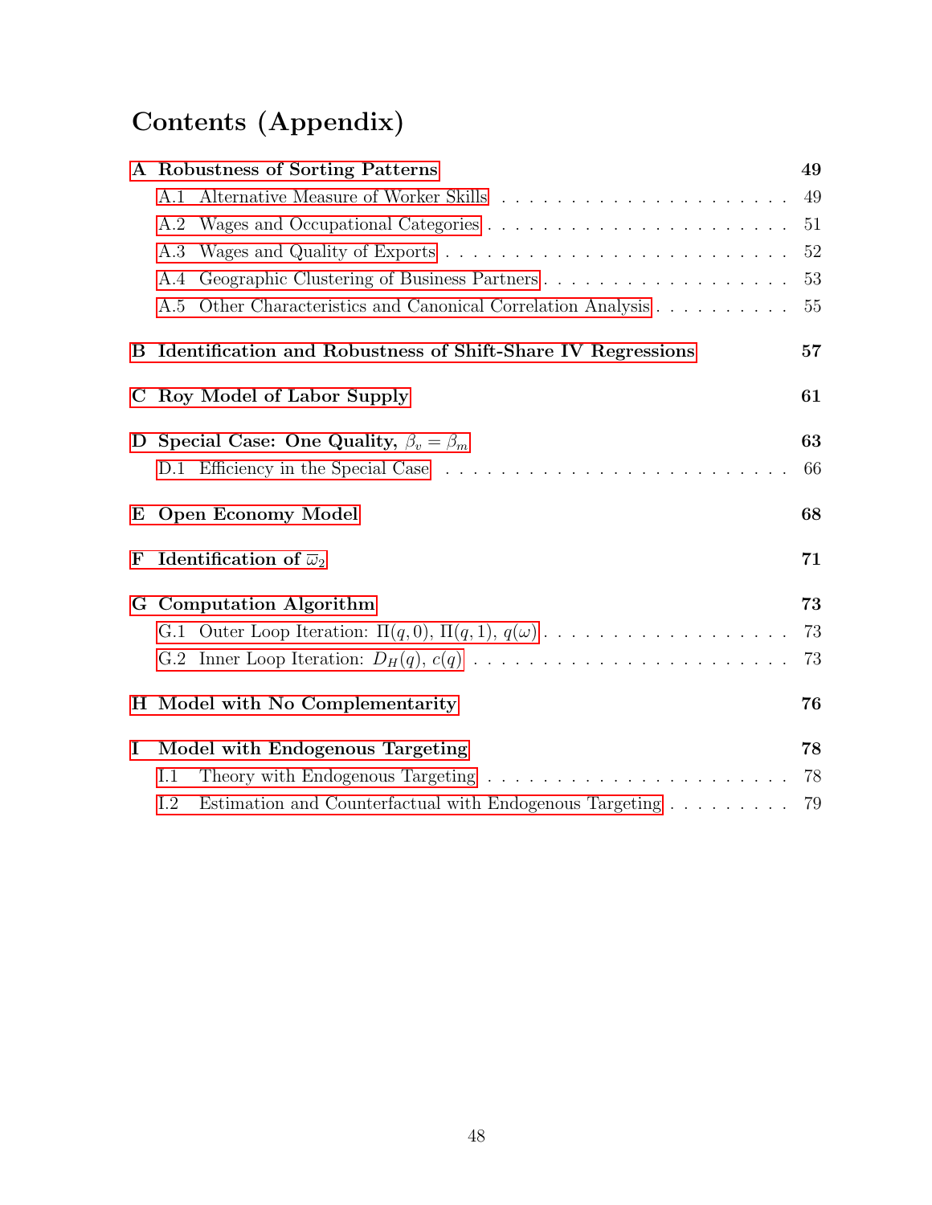# Contents (Appendix)

**A Robustness of Sorting Patterns** **49**

- A.1 Alternative Measure of Worker Skills . . . . . . . . . . . . . . . . . . . . . . . 49
- A.2 Wages and Occupational Categories . . . . . . . . . . . . . . . . . . . . . . . 51
- A.3 Wages and Quality of Exports . . . . . . . . . . . . . . . . . . . . . . . . . . 52
- A.4 Geographic Clustering of Business Partners . . . . . . . . . . . . . . . . . . . 53
- A.5 Other Characteristics and Canonical Correlation Analysis . . . . . . . . . . . 55

**B Identification and Robustness of Shift-Share IV Regressions** **57**

**C Roy Model of Labor Supply** **61**

**D Special Case: One Quality, $\beta_v = \beta_m$** **63**

- D.1 Efficiency in the Special Case . . . . . . . . . . . . . . . . . . . . . . . . . . 66

**E Open Economy Model** **68**

**F Identification of $\overline{\omega}_2$** **71**

**G Computation Algorithm** **73**

- G.1 Outer Loop Iteration: $\Pi(q, 0)$, $\Pi(q, 1)$, $q(\omega)$ . . . . . . . . . . . . . . . . . . 73
- G.2 Inner Loop Iteration: $D_H(q)$, $c(q)$ . . . . . . . . . . . . . . . . . . . . . . . 73

**H Model with No Complementarity** **76**

**I Model with Endogenous Targeting** **78**

- I.1 Theory with Endogenous Targeting . . . . . . . . . . . . . . . . . . . . . . . 78
- I.2 Estimation and Counterfactual with Endogenous Targeting . . . . . . . . . . 79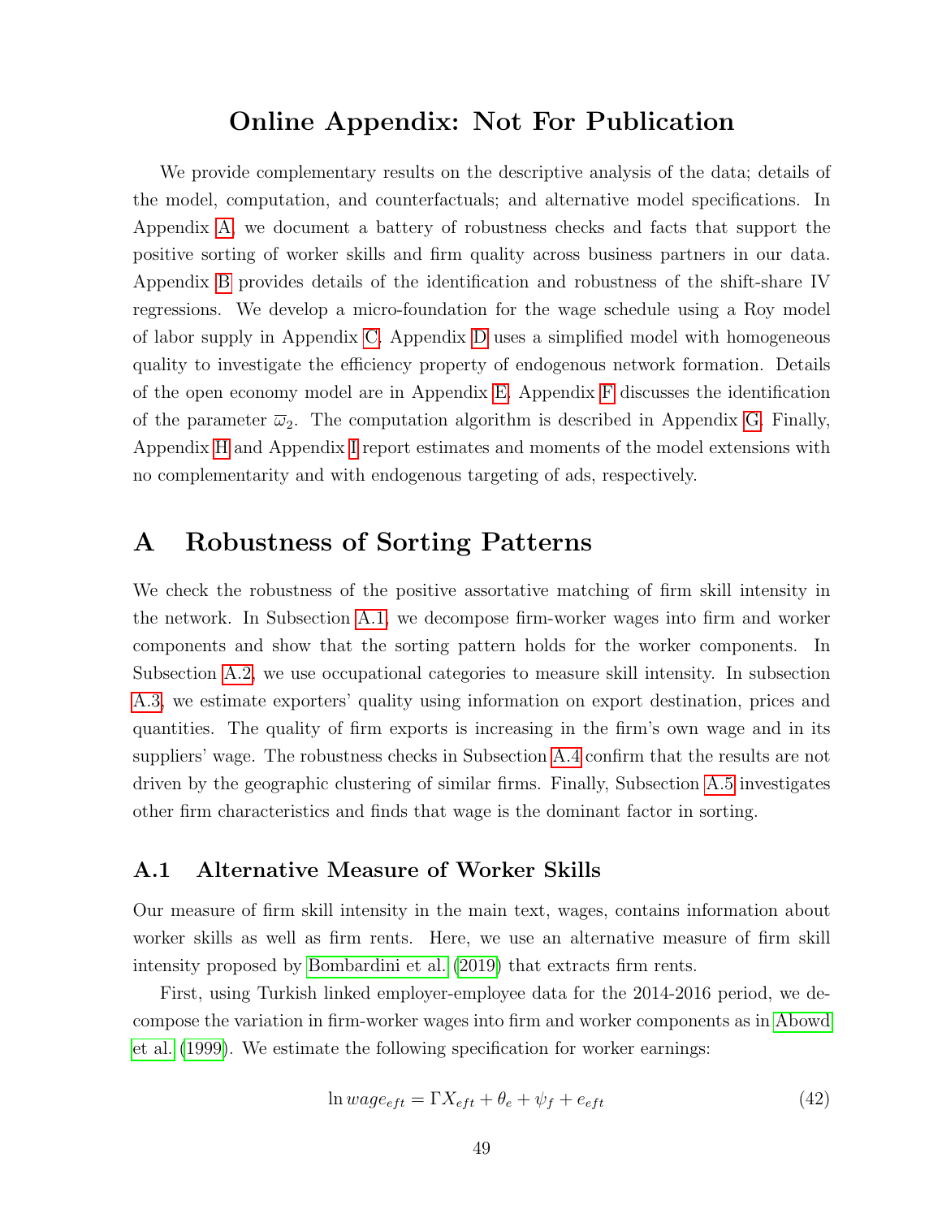# Online Appendix: Not For Publication

We provide complementary results on the descriptive analysis of the data; details of the model, computation, and counterfactuals; and alternative model specifications. In Appendix A, we document a battery of robustness checks and facts that support the positive sorting of worker skills and firm quality across business partners in our data. Appendix B provides details of the identification and robustness of the shift-share IV regressions. We develop a micro-foundation for the wage schedule using a Roy model of labor supply in Appendix C. Appendix D uses a simplified model with homogeneous quality to investigate the efficiency property of endogenous network formation. Details of the open economy model are in Appendix E. Appendix F discusses the identification of the parameter $\overline{\omega}_2$. The computation algorithm is described in Appendix G. Finally, Appendix H and Appendix I report estimates and moments of the model extensions with no complementarity and with endogenous targeting of ads, respectively.

## A Robustness of Sorting Patterns

We check the robustness of the positive assortative matching of firm skill intensity in the network. In Subsection A.1, we decompose firm-worker wages into firm and worker components and show that the sorting pattern holds for the worker components. In Subsection A.2, we use occupational categories to measure skill intensity. In subsection A.3, we estimate exporters' quality using information on export destination, prices and quantities. The quality of firm exports is increasing in the firm's own wage and in its suppliers' wage. The robustness checks in Subsection A.4 confirm that the results are not driven by the geographic clustering of similar firms. Finally, Subsection A.5 investigates other firm characteristics and finds that wage is the dominant factor in sorting.

### A.1 Alternative Measure of Worker Skills

Our measure of firm skill intensity in the main text, wages, contains information about worker skills as well as firm rents. Here, we use an alternative measure of firm skill intensity proposed by Bombardini et al. (2019) that extracts firm rents.

First, using Turkish linked employer-employee data for the 2014-2016 period, we decompose the variation in firm-worker wages into firm and worker components as in Abowd et al. (1999). We estimate the following specification for worker earnings:

$$\ln wage_{eft} = \Gamma X_{eft} + \theta_e + \psi_f + e_{eft} \tag{42}$$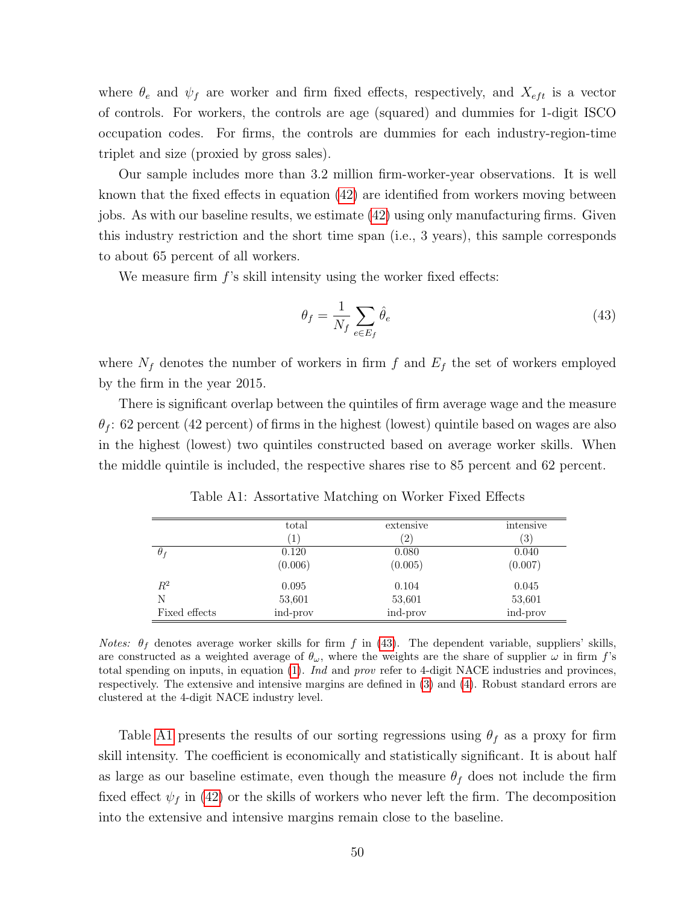where $\theta_e$ and $\psi_f$ are worker and firm fixed effects, respectively, and $X_{eft}$ is a vector of controls. For workers, the controls are age (squared) and dummies for 1-digit ISCO occupation codes. For firms, the controls are dummies for each industry-region-time triplet and size (proxied by gross sales).

Our sample includes more than 3.2 million firm-worker-year observations. It is well known that the fixed effects in equation (42) are identified from workers moving between jobs. As with our baseline results, we estimate (42) using only manufacturing firms. Given this industry restriction and the short time span (i.e., 3 years), this sample corresponds to about 65 percent of all workers.

We measure firm $f$'s skill intensity using the worker fixed effects:

$$\theta_f = \frac{1}{N_f} \sum_{e \in E_f} \hat{\theta}_e \tag{43}$$

where $N_f$ denotes the number of workers in firm $f$ and $E_f$ the set of workers employed by the firm in the year 2015.

There is significant overlap between the quintiles of firm average wage and the measure $\theta_f$: 62 percent (42 percent) of firms in the highest (lowest) quintile based on wages are also in the highest (lowest) two quintiles constructed based on average worker skills. When the middle quintile is included, the respective shares rise to 85 percent and 62 percent.

Table A1: Assortative Matching on Worker Fixed Effects

| | total | extensive | intensive |
|---|---|---|---|
| | (1) | (2) | (3) |
| $\theta_f$ | 0.120 | 0.080 | 0.040 |
| | (0.006) | (0.005) | (0.007) |
| $R^2$ | 0.095 | 0.104 | 0.045 |
| N | 53,601 | 53,601 | 53,601 |
| Fixed effects | ind-prov | ind-prov | ind-prov |

*Notes:* $\theta_f$ denotes average worker skills for firm $f$ in (43). The dependent variable, suppliers' skills, are constructed as a weighted average of $\theta_\omega$, where the weights are the share of supplier $\omega$ in firm $f$'s total spending on inputs, in equation (1). *Ind* and *prov* refer to 4-digit NACE industries and provinces, respectively. The extensive and intensive margins are defined in (3) and (4). Robust standard errors are clustered at the 4-digit NACE industry level.

Table A1 presents the results of our sorting regressions using $\theta_f$ as a proxy for firm skill intensity. The coefficient is economically and statistically significant. It is about half as large as our baseline estimate, even though the measure $\theta_f$ does not include the firm fixed effect $\psi_f$ in (42) or the skills of workers who never left the firm. The decomposition into the extensive and intensive margins remain close to the baseline.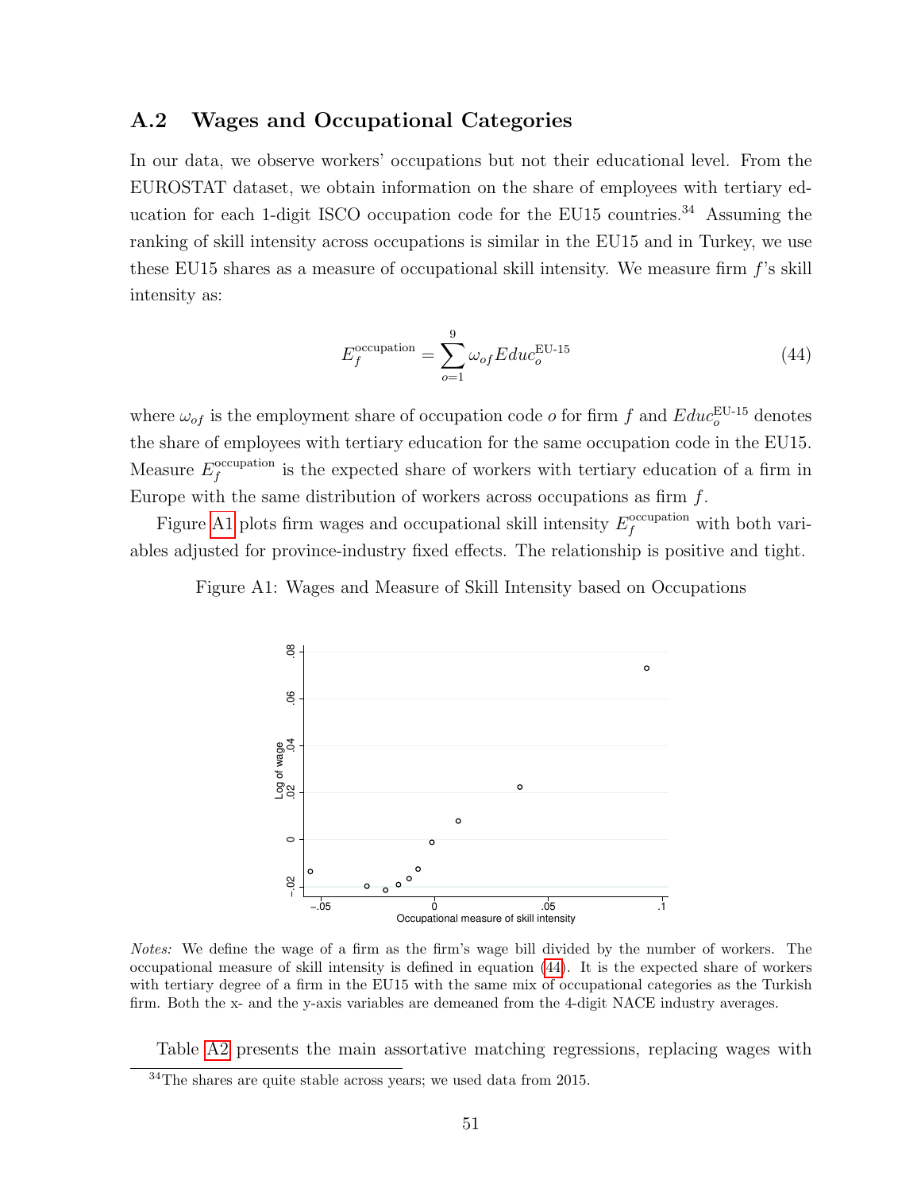## A.2 Wages and Occupational Categories

In our data, we observe workers' occupations but not their educational level. From the EUROSTAT dataset, we obtain information on the share of employees with tertiary education for each 1-digit ISCO occupation code for the EU15 countries.[34] Assuming the ranking of skill intensity across occupations is similar in the EU15 and in Turkey, we use these EU15 shares as a measure of occupational skill intensity. We measure firm $f$'s skill intensity as:

$$E_f^{\text{occupation}} = \sum_{o=1}^{9} \omega_{of} Educ_o^{\text{EU-15}} \tag{44}$$

where $\omega_{of}$ is the employment share of occupation code $o$ for firm $f$ and $Educ_o^{\text{EU-15}}$ denotes the share of employees with tertiary education for the same occupation code in the EU15. Measure $E_f^{\text{occupation}}$ is the expected share of workers with tertiary education of a firm in Europe with the same distribution of workers across occupations as firm $f$.

Figure A1 plots firm wages and occupational skill intensity $E_f^{\text{occupation}}$ with both variables adjusted for province-industry fixed effects. The relationship is positive and tight.

Figure A1: Wages and Measure of Skill Intensity based on Occupations

*Notes:* We define the wage of a firm as the firm's wage bill divided by the number of workers. The occupational measure of skill intensity is defined in equation (44). It is the expected share of workers with tertiary degree of a firm in the EU15 with the same mix of occupational categories as the Turkish firm. Both the x- and the y-axis variables are demeaned from the 4-digit NACE industry averages.

Table A2 presents the main assortative matching regressions, replacing wages with

[34] The shares are quite stable across years; we used data from 2015.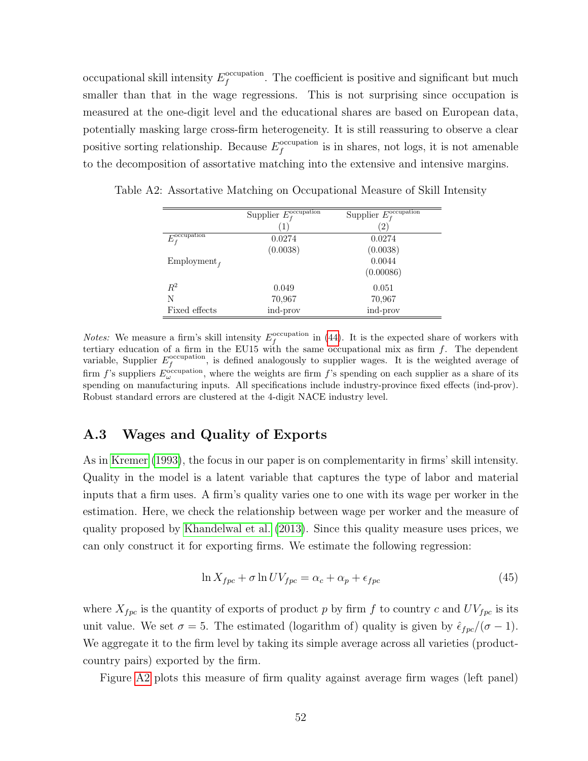occupational skill intensity $E_f^{\text{occupation}}$. The coefficient is positive and significant but much smaller than that in the wage regressions. This is not surprising since occupation is measured at the one-digit level and the educational shares are based on European data, potentially masking large cross-firm heterogeneity. It is still reassuring to observe a clear positive sorting relationship. Because $E_f^{\text{occupation}}$ is in shares, not logs, it is not amenable to the decomposition of assortative matching into the extensive and intensive margins.

Table A2: Assortative Matching on Occupational Measure of Skill Intensity

| | Supplier $E_f^{\text{occupation}}$ (1) | Supplier $E_f^{\text{occupation}}$ (2) |
|---|---|---|
| $E_f^{\text{occupation}}$ | 0.0274 | 0.0274 |
| | (0.0038) | (0.0038) |
| Employment$_f$ | | 0.0044 |
| | | (0.00086) |
| $R^2$ | 0.049 | 0.051 |
| N | 70,967 | 70,967 |
| Fixed effects | ind-prov | ind-prov |

*Notes:* We measure a firm's skill intensity $E_f^{\text{occupation}}$ in (44). It is the expected share of workers with tertiary education of a firm in the EU15 with the same occupational mix as firm $f$. The dependent variable, Supplier $E_f^{\text{occupation}}$, is defined analogously to supplier wages. It is the weighted average of firm $f$'s suppliers $E_\omega^{\text{occupation}}$, where the weights are firm $f$'s spending on each supplier as a share of its spending on manufacturing inputs. All specifications include industry-province fixed effects (ind-prov). Robust standard errors are clustered at the 4-digit NACE industry level.

## A.3 Wages and Quality of Exports

As in Kremer (1993), the focus in our paper is on complementarity in firms' skill intensity. Quality in the model is a latent variable that captures the type of labor and material inputs that a firm uses. A firm's quality varies one to one with its wage per worker in the estimation. Here, we check the relationship between wage per worker and the measure of quality proposed by Khandelwal et al. (2013). Since this quality measure uses prices, we can only construct it for exporting firms. We estimate the following regression:

$$\ln X_{fpc} + \sigma \ln UV_{fpc} = \alpha_c + \alpha_p + \epsilon_{fpc} \tag{45}$$

where $X_{fpc}$ is the quantity of exports of product $p$ by firm $f$ to country $c$ and $UV_{fpc}$ is its unit value. We set $\sigma = 5$. The estimated (logarithm of) quality is given by $\hat{\epsilon}_{fpc}/(\sigma - 1)$. We aggregate it to the firm level by taking its simple average across all varieties (product-country pairs) exported by the firm.

Figure A2 plots this measure of firm quality against average firm wages (left panel)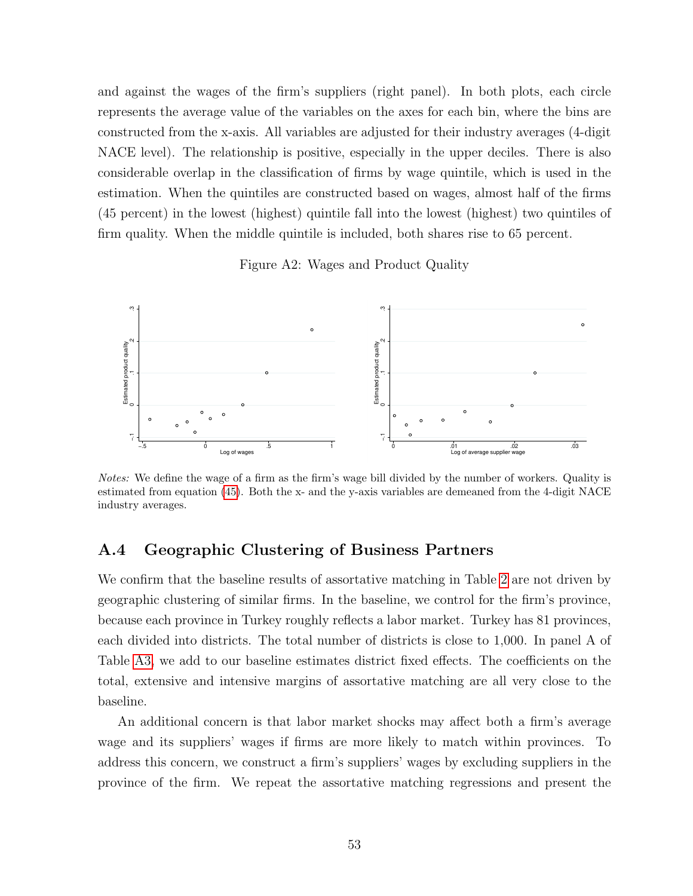and against the wages of the firm's suppliers (right panel). In both plots, each circle represents the average value of the variables on the axes for each bin, where the bins are constructed from the x-axis. All variables are adjusted for their industry averages (4-digit NACE level). The relationship is positive, especially in the upper deciles. There is also considerable overlap in the classification of firms by wage quintile, which is used in the estimation. When the quintiles are constructed based on wages, almost half of the firms (45 percent) in the lowest (highest) quintile fall into the lowest (highest) two quintiles of firm quality. When the middle quintile is included, both shares rise to 65 percent.

Figure A2: Wages and Product Quality

*Notes:* We define the wage of a firm as the firm's wage bill divided by the number of workers. Quality is estimated from equation (45). Both the x- and the y-axis variables are demeaned from the 4-digit NACE industry averages.

## A.4 Geographic Clustering of Business Partners

We confirm that the baseline results of assortative matching in Table 2 are not driven by geographic clustering of similar firms. In the baseline, we control for the firm's province, because each province in Turkey roughly reflects a labor market. Turkey has 81 provinces, each divided into districts. The total number of districts is close to 1,000. In panel A of Table A3, we add to our baseline estimates district fixed effects. The coefficients on the total, extensive and intensive margins of assortative matching are all very close to the baseline.

An additional concern is that labor market shocks may affect both a firm's average wage and its suppliers' wages if firms are more likely to match within provinces. To address this concern, we construct a firm's suppliers' wages by excluding suppliers in the province of the firm. We repeat the assortative matching regressions and present the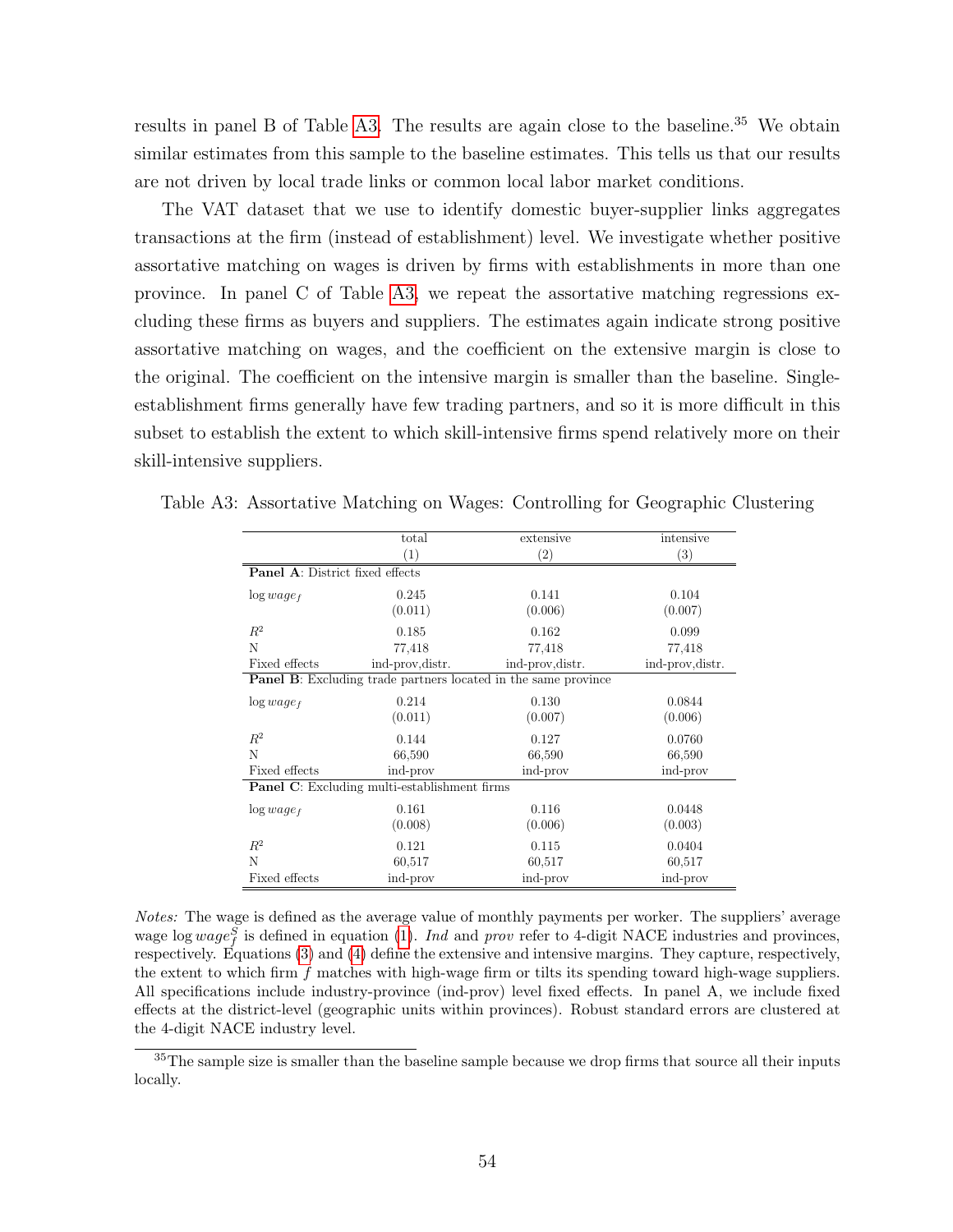results in panel B of Table A3. The results are again close to the baseline.[35] We obtain similar estimates from this sample to the baseline estimates. This tells us that our results are not driven by local trade links or common local labor market conditions.

The VAT dataset that we use to identify domestic buyer-supplier links aggregates transactions at the firm (instead of establishment) level. We investigate whether positive assortative matching on wages is driven by firms with establishments in more than one province. In panel C of Table A3, we repeat the assortative matching regressions excluding these firms as buyers and suppliers. The estimates again indicate strong positive assortative matching on wages, and the coefficient on the extensive margin is close to the original. The coefficient on the intensive margin is smaller than the baseline. Single-establishment firms generally have few trading partners, and so it is more difficult in this subset to establish the extent to which skill-intensive firms spend relatively more on their skill-intensive suppliers.

Table A3: Assortative Matching on Wages: Controlling for Geographic Clustering

| | total | extensive | intensive |
|---|---|---|---|
| | (1) | (2) | (3) |
| **Panel A**: District fixed effects | | | |
| $\log wage_f$ | 0.245 | 0.141 | 0.104 |
| | (0.011) | (0.006) | (0.007) |
| $R^2$ | 0.185 | 0.162 | 0.099 |
| N | 77,418 | 77,418 | 77,418 |
| Fixed effects | ind-prov,distr. | ind-prov,distr. | ind-prov,distr. |
| **Panel B**: Excluding trade partners located in the same province | | | |
| $\log wage_f$ | 0.214 | 0.130 | 0.0844 |
| | (0.011) | (0.007) | (0.006) |
| $R^2$ | 0.144 | 0.127 | 0.0760 |
| N | 66,590 | 66,590 | 66,590 |
| Fixed effects | ind-prov | ind-prov | ind-prov |
| **Panel C**: Excluding multi-establishment firms | | | |
| $\log wage_f$ | 0.161 | 0.116 | 0.0448 |
| | (0.008) | (0.006) | (0.003) |
| $R^2$ | 0.121 | 0.115 | 0.0404 |
| N | 60,517 | 60,517 | 60,517 |
| Fixed effects | ind-prov | ind-prov | ind-prov |

*Notes:* The wage is defined as the average value of monthly payments per worker. The suppliers' average wage $\log wage_f^S$ is defined in equation (1). *Ind* and *prov* refer to 4-digit NACE industries and provinces, respectively. Equations (3) and (4) define the extensive and intensive margins. They capture, respectively, the extent to which firm $f$ matches with high-wage firm or tilts its spending toward high-wage suppliers. All specifications include industry-province (ind-prov) level fixed effects. In panel A, we include fixed effects at the district-level (geographic units within provinces). Robust standard errors are clustered at the 4-digit NACE industry level.

[35] The sample size is smaller than the baseline sample because we drop firms that source all their inputs locally.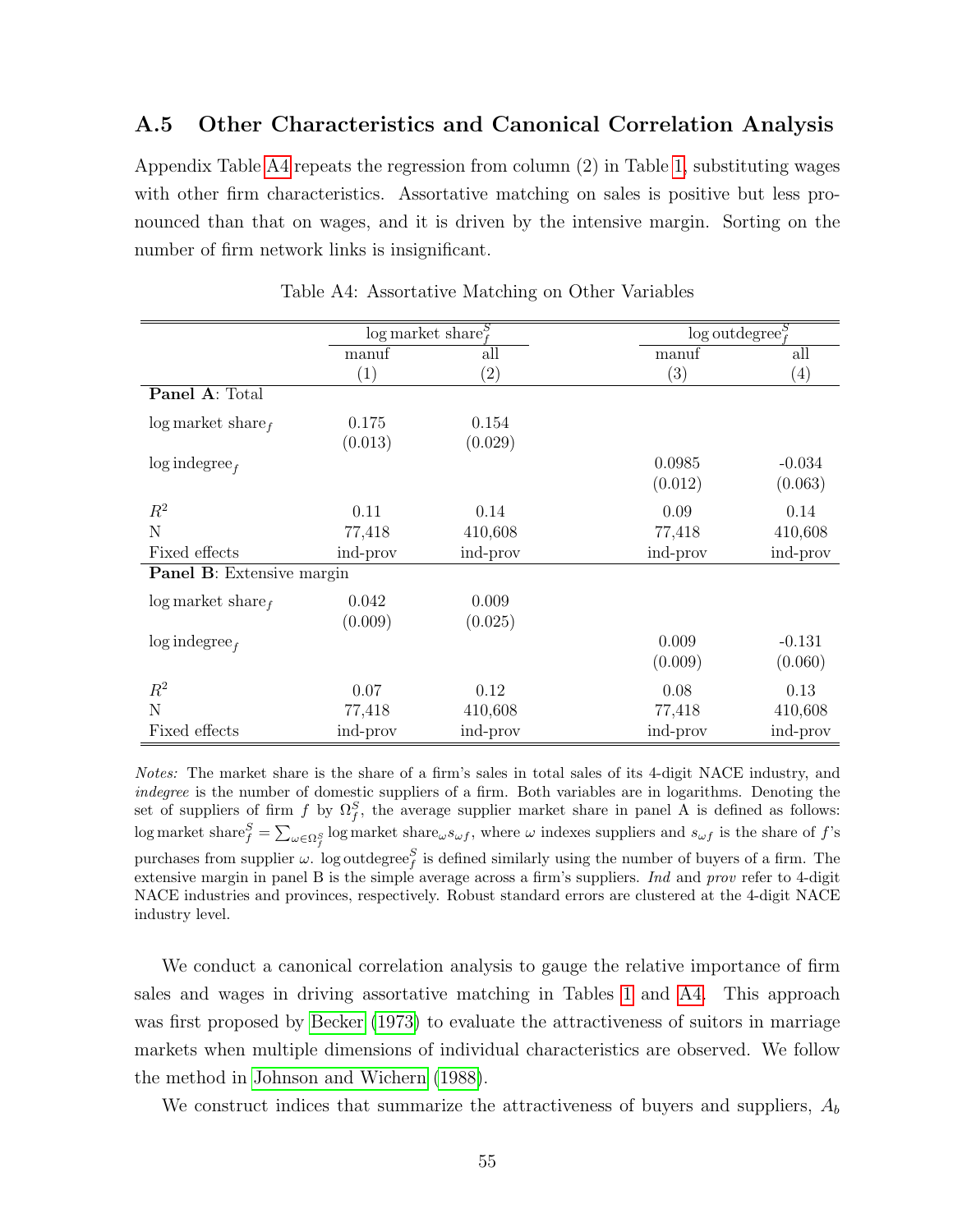## A.5 Other Characteristics and Canonical Correlation Analysis

Appendix Table A4 repeats the regression from column (2) in Table 1, substituting wages with other firm characteristics. Assortative matching on sales is positive but less pronounced than that on wages, and it is driven by the intensive margin. Sorting on the number of firm network links is insignificant.

Table A4: Assortative Matching on Other Variables

| | $\log \text{market share}_f^S$ | | $\log \text{outdegree}_f^S$ | |
|---|---|---|---|---|
| | manuf | all | manuf | all |
| | (1) | (2) | (3) | (4) |
| **Panel A**: Total | | | | |
| $\log \text{market share}_f$ | 0.175 | 0.154 | | |
| | (0.013) | (0.029) | | |
| $\log \text{indegree}_f$ | | | 0.0985 | -0.034 |
| | | | (0.012) | (0.063) |
| $R^2$ | 0.11 | 0.14 | 0.09 | 0.14 |
| N | 77,418 | 410,608 | 77,418 | 410,608 |
| Fixed effects | ind-prov | ind-prov | ind-prov | ind-prov |
| **Panel B**: Extensive margin | | | | |
| $\log \text{market share}_f$ | 0.042 | 0.009 | | |
| | (0.009) | (0.025) | | |
| $\log \text{indegree}_f$ | | | 0.009 | -0.131 |
| | | | (0.009) | (0.060) |
| $R^2$ | 0.07 | 0.12 | 0.08 | 0.13 |
| N | 77,418 | 410,608 | 77,418 | 410,608 |
| Fixed effects | ind-prov | ind-prov | ind-prov | ind-prov |

*Notes:* The market share is the share of a firm's sales in total sales of its 4-digit NACE industry, and *indegree* is the number of domestic suppliers of a firm. Both variables are in logarithms. Denoting the set of suppliers of firm $f$ by $\Omega_f^S$, the average supplier market share in panel A is defined as follows: $\log \text{market share}_f^S = \sum_{\omega \in \Omega_f^S} \log \text{market share}_\omega s_{\omega f}$, where $\omega$ indexes suppliers and $s_{\omega f}$ is the share of $f$'s purchases from supplier $\omega$. $\log \text{outdegree}_f^S$ is defined similarly using the number of buyers of a firm. The extensive margin in panel B is the simple average across a firm's suppliers. *Ind* and *prov* refer to 4-digit NACE industries and provinces, respectively. Robust standard errors are clustered at the 4-digit NACE industry level.

We conduct a canonical correlation analysis to gauge the relative importance of firm sales and wages in driving assortative matching in Tables 1 and A4. This approach was first proposed by Becker (1973) to evaluate the attractiveness of suitors in marriage markets when multiple dimensions of individual characteristics are observed. We follow the method in Johnson and Wichern (1988).

We construct indices that summarize the attractiveness of buyers and suppliers, $A_b$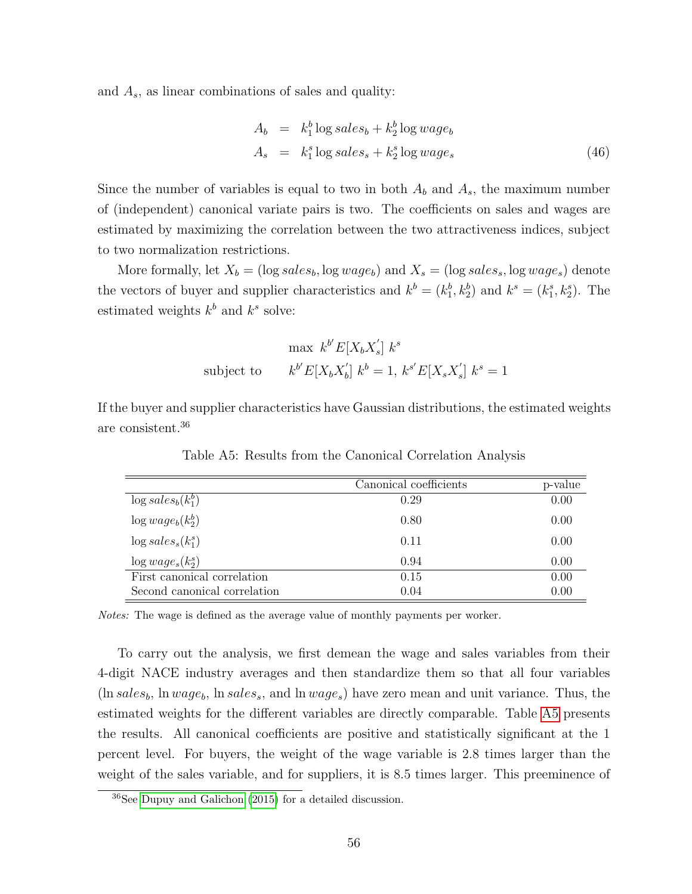and $A_s$, as linear combinations of sales and quality:

$$
\begin{aligned}
A_b &= k_1^b \log sales_b + k_2^b \log wage_b \\
A_s &= k_1^s \log sales_s + k_2^s \log wage_s
\end{aligned}
\tag{46}
$$

Since the number of variables is equal to two in both $A_b$ and $A_s$, the maximum number of (independent) canonical variate pairs is two. The coefficients on sales and wages are estimated by maximizing the correlation between the two attractiveness indices, subject to two normalization restrictions.

More formally, let $X_b = (\log sales_b, \log wage_b)$ and $X_s = (\log sales_s, \log wage_s)$ denote the vectors of buyer and supplier characteristics and $k^b = (k_1^b, k_2^b)$ and $k^s = (k_1^s, k_2^s)$. The estimated weights $k^b$ and $k^s$ solve:

$$
\begin{aligned}
& \max \ k^{b'} E[X_b X_s'] \ k^s \\
\text{subject to} \quad & k^{b'} E[X_b X_b'] \ k^b = 1, \ k^{s'} E[X_s X_s'] \ k^s = 1
\end{aligned}
$$

If the buyer and supplier characteristics have Gaussian distributions, the estimated weights are consistent.[36]

Table A5: Results from the Canonical Correlation Analysis

| | Canonical coefficients | p-value |
|---|---|---|
| $\log sales_b (k_1^b)$ | 0.29 | 0.00 |
| $\log wage_b (k_2^b)$ | 0.80 | 0.00 |
| $\log sales_s (k_1^s)$ | 0.11 | 0.00 |
| $\log wage_s (k_2^s)$ | 0.94 | 0.00 |
| First canonical correlation | 0.15 | 0.00 |
| Second canonical correlation | 0.04 | 0.00 |

*Notes:* The wage is defined as the average value of monthly payments per worker.

To carry out the analysis, we first demean the wage and sales variables from their 4-digit NACE industry averages and then standardize them so that all four variables ($\ln sales_b$, $\ln wage_b$, $\ln sales_s$, and $\ln wage_s$) have zero mean and unit variance. Thus, the estimated weights for the different variables are directly comparable. Table A5 presents the results. All canonical coefficients are positive and statistically significant at the 1 percent level. For buyers, the weight of the wage variable is 2.8 times larger than the weight of the sales variable, and for suppliers, it is 8.5 times larger. This preeminence of

[36] See Dupuy and Galichon (2015) for a detailed discussion.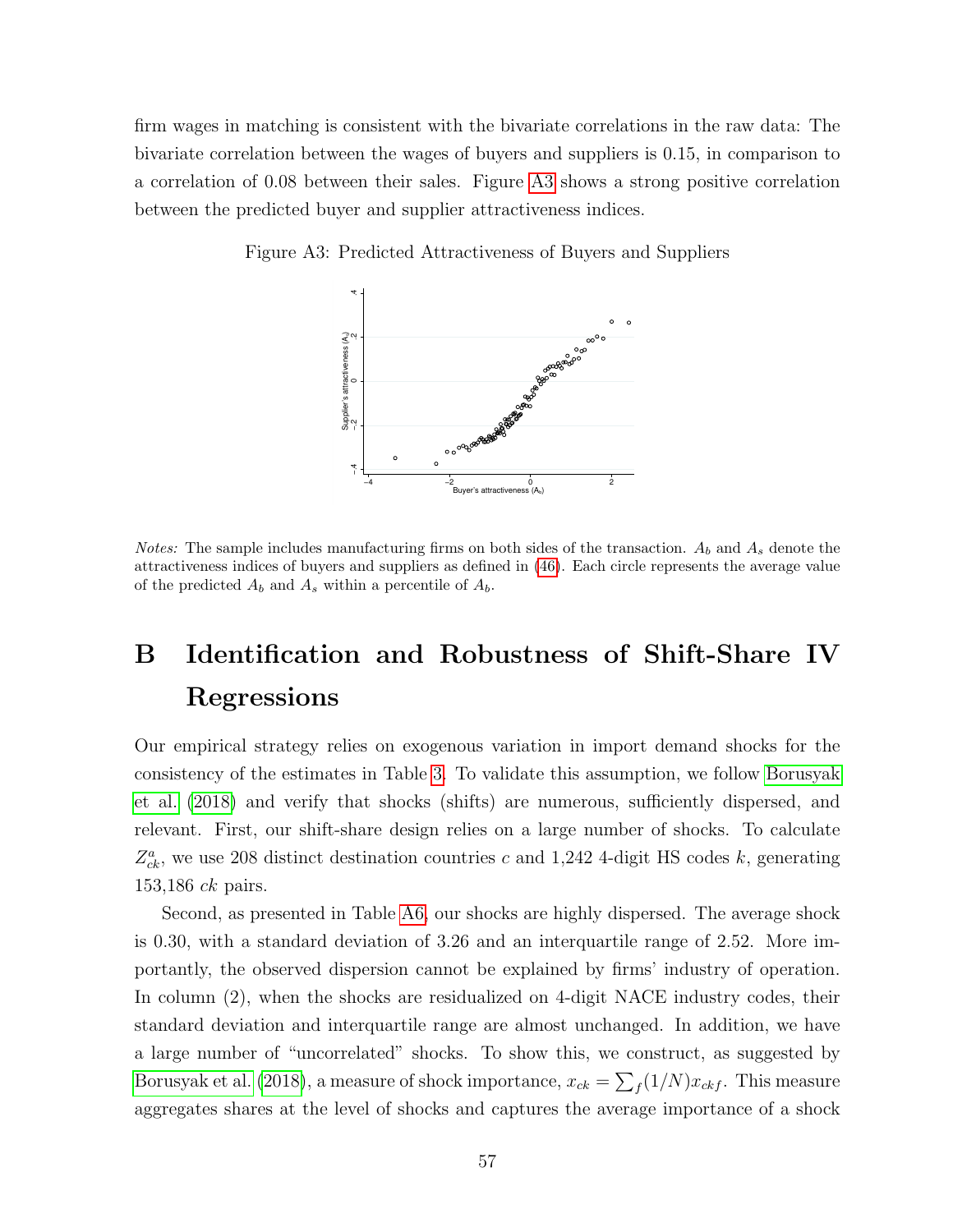firm wages in matching is consistent with the bivariate correlations in the raw data: The bivariate correlation between the wages of buyers and suppliers is 0.15, in comparison to a correlation of 0.08 between their sales. Figure A3 shows a strong positive correlation between the predicted buyer and supplier attractiveness indices.

Figure A3: Predicted Attractiveness of Buyers and Suppliers

*Notes:* The sample includes manufacturing firms on both sides of the transaction. $A_b$ and $A_s$ denote the attractiveness indices of buyers and suppliers as defined in (46). Each circle represents the average value of the predicted $A_b$ and $A_s$ within a percentile of $A_b$.

# B Identification and Robustness of Shift-Share IV Regressions

Our empirical strategy relies on exogenous variation in import demand shocks for the consistency of the estimates in Table 3. To validate this assumption, we follow Borusyak et al. (2018) and verify that shocks (shifts) are numerous, sufficiently dispersed, and relevant. First, our shift-share design relies on a large number of shocks. To calculate $Z^a_{ck}$, we use 208 distinct destination countries $c$ and 1,242 4-digit HS codes $k$, generating 153,186 $ck$ pairs.

Second, as presented in Table A6, our shocks are highly dispersed. The average shock is 0.30, with a standard deviation of 3.26 and an interquartile range of 2.52. More importantly, the observed dispersion cannot be explained by firms' industry of operation. In column (2), when the shocks are residualized on 4-digit NACE industry codes, their standard deviation and interquartile range are almost unchanged. In addition, we have a large number of "uncorrelated" shocks. To show this, we construct, as suggested by Borusyak et al. (2018), a measure of shock importance, $x_{ck} = \sum_f (1/N) x_{ckf}$. This measure aggregates shares at the level of shocks and captures the average importance of a shock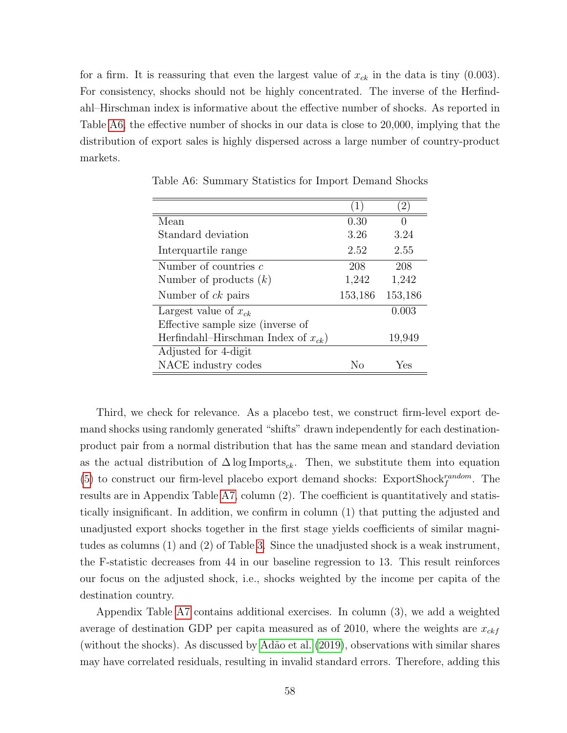for a firm. It is reassuring that even the largest value of $x_{ck}$ in the data is tiny (0.003). For consistency, shocks should not be highly concentrated. The inverse of the Herfindahl–Hirschman index is informative about the effective number of shocks. As reported in Table A6, the effective number of shocks in our data is close to 20,000, implying that the distribution of export sales is highly dispersed across a large number of country-product markets.

Table A6: Summary Statistics for Import Demand Shocks

| | (1) | (2) |
|---|---|---|
| Mean | 0.30 | 0 |
| Standard deviation | 3.26 | 3.24 |
| Interquartile range | 2.52 | 2.55 |
| Number of countries $c$ | 208 | 208 |
| Number of products $(k)$ | 1,242 | 1,242 |
| Number of $ck$ pairs | 153,186 | 153,186 |
| Largest value of $x_{ck}$ | | 0.003 |
| Effective sample size (inverse of Herfindahl–Hirschman Index of $x_{ck}$) | | 19,949 |
| Adjusted for 4-digit NACE industry codes | No | Yes |

Third, we check for relevance. As a placebo test, we construct firm-level export demand shocks using randomly generated "shifts" drawn independently for each destination-product pair from a normal distribution that has the same mean and standard deviation as the actual distribution of $\Delta \log \text{Imports}_{ck}$. Then, we substitute them into equation (5) to construct our firm-level placebo export demand shocks: $\text{ExportShock}_f^{random}$. The results are in Appendix Table A7, column (2). The coefficient is quantitatively and statistically insignificant. In addition, we confirm in column (1) that putting the adjusted and unadjusted export shocks together in the first stage yields coefficients of similar magnitudes as columns (1) and (2) of Table 3. Since the unadjusted shock is a weak instrument, the F-statistic decreases from 44 in our baseline regression to 13. This result reinforces our focus on the adjusted shock, i.e., shocks weighted by the income per capita of the destination country.

Appendix Table A7 contains additional exercises. In column (3), we add a weighted average of destination GDP per capita measured as of 2010, where the weights are $x_{ckf}$ (without the shocks). As discussed by Adão et al. (2019), observations with similar shares may have correlated residuals, resulting in invalid standard errors. Therefore, adding this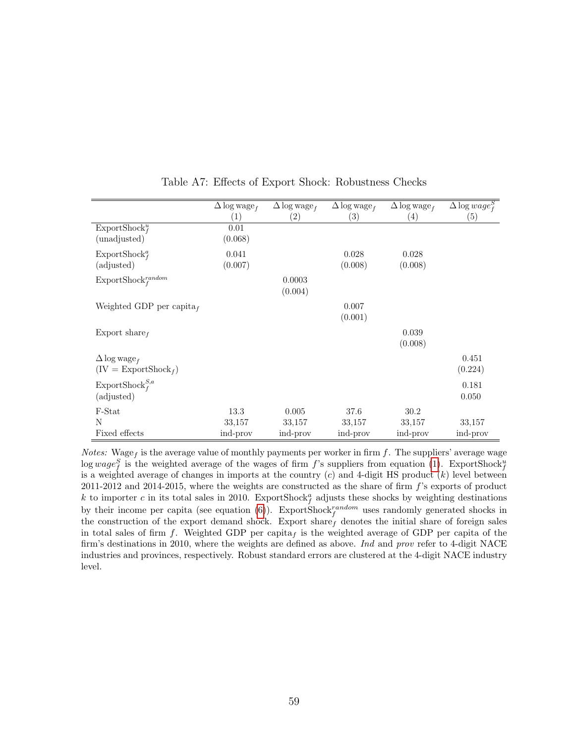Table A7: Effects of Export Shock: Robustness Checks

| | $\Delta \log \text{wage}_f$ | $\Delta \log \text{wage}_f$ | $\Delta \log \text{wage}_f$ | $\Delta \log \text{wage}_f$ | $\Delta \log wage_f^S$ |
|---|---|---|---|---|---|
| | (1) | (2) | (3) | (4) | (5) |
| $\text{ExportShock}_f^u$ | 0.01 | | | | |
| (unadjusted) | (0.068) | | | | |
| $\text{ExportShock}_f^a$ | 0.041 | | 0.028 | 0.028 | |
| (adjusted) | (0.007) | | (0.008) | (0.008) | |
| $\text{ExportShock}_f^{random}$ | | 0.0003 | | | |
| | | (0.004) | | | |
| Weighted GDP per $\text{capita}_f$ | | | 0.007 | | |
| | | | (0.001) | | |
| Export $\text{share}_f$ | | | | 0.039 | |
| | | | | (0.008) | |
| $\Delta \log \text{wage}_f$ | | | | | 0.451 |
| ($\text{IV} = \text{ExportShock}_f$) | | | | | (0.224) |
| $\text{ExportShock}_f^{S,a}$ | | | | | 0.181 |
| (adjusted) | | | | | 0.050 |
| F-Stat | 13.3 | 0.005 | 37.6 | 30.2 | |
| N | 33,157 | 33,157 | 33,157 | 33,157 | 33,157 |
| Fixed effects | ind-prov | ind-prov | ind-prov | ind-prov | ind-prov |

*Notes:* $\text{Wage}_f$ is the average value of monthly payments per worker in firm $f$. The suppliers' average wage $\log wage_f^S$ is the weighted average of the wages of firm $f$'s suppliers from equation (1). $\text{ExportShock}_f^u$ is a weighted average of changes in imports at the country ($c$) and 4-digit HS product ($k$) level between 2011-2012 and 2014-2015, where the weights are constructed as the share of firm $f$'s exports of product $k$ to importer $c$ in its total sales in 2010. $\text{ExportShock}_f^a$ adjusts these shocks by weighting destinations by their income per capita (see equation (6)). $\text{ExportShock}_f^{random}$ uses randomly generated shocks in the construction of the export demand shock. Export $\text{share}_f$ denotes the initial share of foreign sales in total sales of firm $f$. Weighted GDP per $\text{capita}_f$ is the weighted average of GDP per capita of the firm's destinations in 2010, where the weights are defined as above. *Ind* and *prov* refer to 4-digit NACE industries and provinces, respectively. Robust standard errors are clustered at the 4-digit NACE industry level.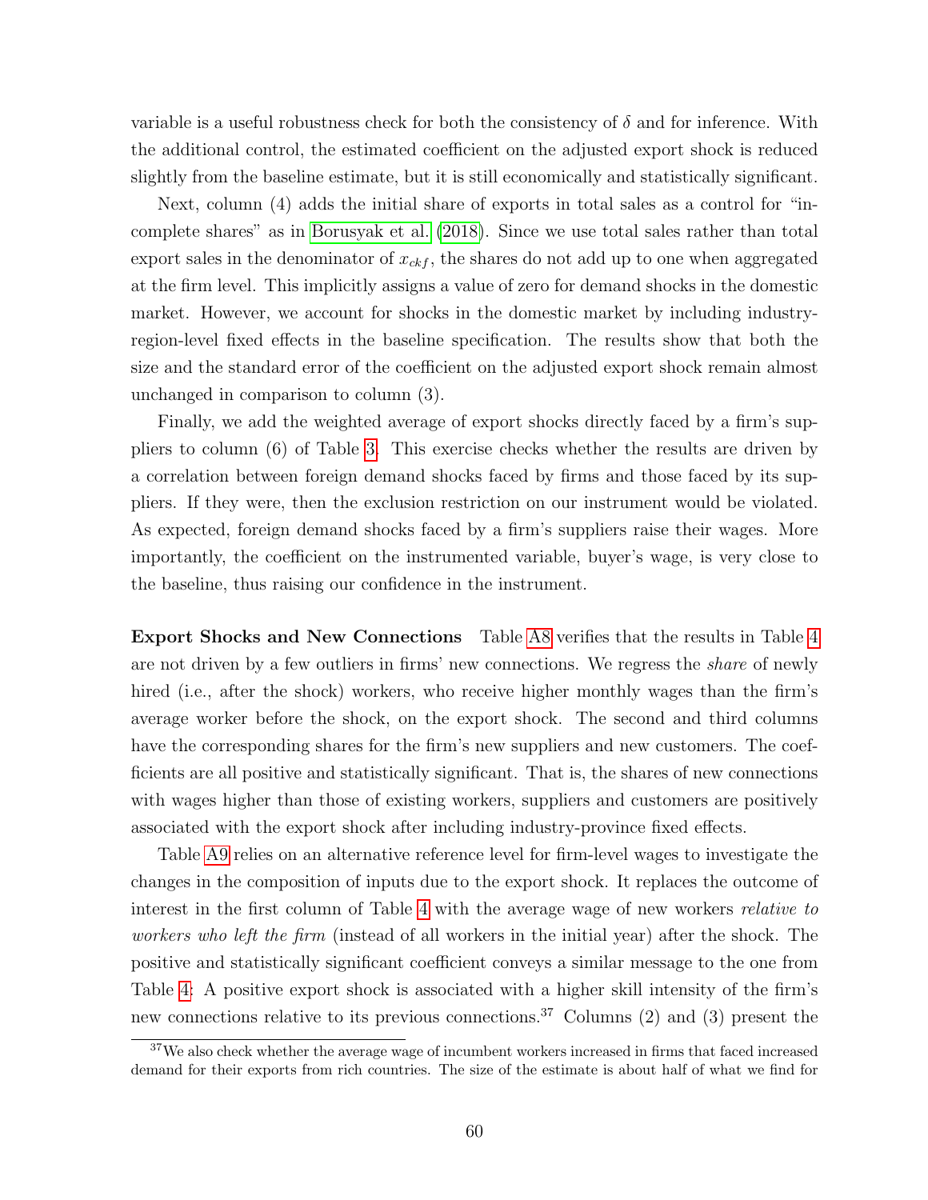variable is a useful robustness check for both the consistency of $\delta$ and for inference. With the additional control, the estimated coefficient on the adjusted export shock is reduced slightly from the baseline estimate, but it is still economically and statistically significant.

Next, column (4) adds the initial share of exports in total sales as a control for "incomplete shares" as in Borusyak et al. (2018). Since we use total sales rather than total export sales in the denominator of $x_{ckf}$, the shares do not add up to one when aggregated at the firm level. This implicitly assigns a value of zero for demand shocks in the domestic market. However, we account for shocks in the domestic market by including industry-region-level fixed effects in the baseline specification. The results show that both the size and the standard error of the coefficient on the adjusted export shock remain almost unchanged in comparison to column (3).

Finally, we add the weighted average of export shocks directly faced by a firm's suppliers to column (6) of Table 3. This exercise checks whether the results are driven by a correlation between foreign demand shocks faced by firms and those faced by its suppliers. If they were, then the exclusion restriction on our instrument would be violated. As expected, foreign demand shocks faced by a firm's suppliers raise their wages. More importantly, the coefficient on the instrumented variable, buyer's wage, is very close to the baseline, thus raising our confidence in the instrument.

**Export Shocks and New Connections** Table A8 verifies that the results in Table 4 are not driven by a few outliers in firms' new connections. We regress the *share* of newly hired (i.e., after the shock) workers, who receive higher monthly wages than the firm's average worker before the shock, on the export shock. The second and third columns have the corresponding shares for the firm's new suppliers and new customers. The coefficients are all positive and statistically significant. That is, the shares of new connections with wages higher than those of existing workers, suppliers and customers are positively associated with the export shock after including industry-province fixed effects.

Table A9 relies on an alternative reference level for firm-level wages to investigate the changes in the composition of inputs due to the export shock. It replaces the outcome of interest in the first column of Table 4 with the average wage of new workers *relative to workers who left the firm* (instead of all workers in the initial year) after the shock. The positive and statistically significant coefficient conveys a similar message to the one from Table 4: A positive export shock is associated with a higher skill intensity of the firm's new connections relative to its previous connections.[37] Columns (2) and (3) present the

[37] We also check whether the average wage of incumbent workers increased in firms that faced increased demand for their exports from rich countries. The size of the estimate is about half of what we find for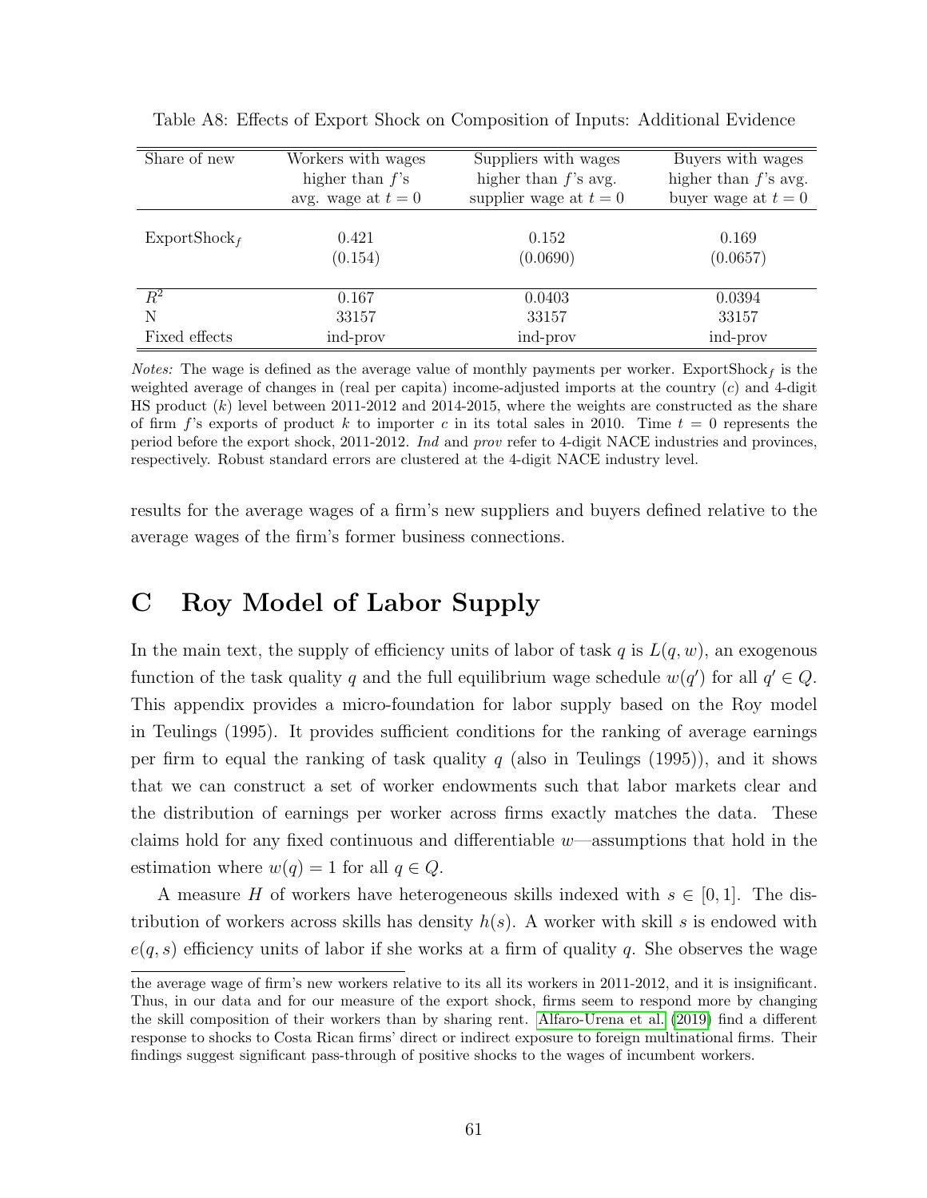Table A8: Effects of Export Shock on Composition of Inputs: Additional Evidence

| Share of new | Workers with wages higher than $f$'s avg. wage at $t = 0$ | Suppliers with wages higher than $f$'s avg. supplier wage at $t = 0$ | Buyers with wages higher than $f$'s avg. buyer wage at $t = 0$ |
|---|---|---|---|
| ExportShock$_f$ | 0.421 | 0.152 | 0.169 |
| | (0.154) | (0.0690) | (0.0657) |
| $R^2$ | 0.167 | 0.0403 | 0.0394 |
| N | 33157 | 33157 | 33157 |
| Fixed effects | ind-prov | ind-prov | ind-prov |

*Notes:* The wage is defined as the average value of monthly payments per worker. ExportShock$_f$ is the weighted average of changes in (real per capita) income-adjusted imports at the country ($c$) and 4-digit HS product ($k$) level between 2011-2012 and 2014-2015, where the weights are constructed as the share of firm $f$'s exports of product $k$ to importer $c$ in its total sales in 2010. Time $t = 0$ represents the period before the export shock, 2011-2012. *Ind* and *prov* refer to 4-digit NACE industries and provinces, respectively. Robust standard errors are clustered at the 4-digit NACE industry level.

results for the average wages of a firm's new suppliers and buyers defined relative to the average wages of the firm's former business connections.

# C Roy Model of Labor Supply

In the main text, the supply of efficiency units of labor of task $q$ is $L(q, w)$, an exogenous function of the task quality $q$ and the full equilibrium wage schedule $w(q')$ for all $q' \in Q$. This appendix provides a micro-foundation for labor supply based on the Roy model in Teulings (1995). It provides sufficient conditions for the ranking of average earnings per firm to equal the ranking of task quality $q$ (also in Teulings (1995)), and it shows that we can construct a set of worker endowments such that labor markets clear and the distribution of earnings per worker across firms exactly matches the data. These claims hold for any fixed continuous and differentiable $w$—assumptions that hold in the estimation where $w(q) = 1$ for all $q \in Q$.

A measure $H$ of workers have heterogeneous skills indexed with $s \in [0, 1]$. The distribution of workers across skills has density $h(s)$. A worker with skill $s$ is endowed with $e(q, s)$ efficiency units of labor if she works at a firm of quality $q$. She observes the wage

the average wage of firm's new workers relative to its all its workers in 2011-2012, and it is insignificant. Thus, in our data and for our measure of the export shock, firms seem to respond more by changing the skill composition of their workers than by sharing rent. Alfaro-Urena et al. (2019) find a different response to shocks to Costa Rican firms' direct or indirect exposure to foreign multinational firms. Their findings suggest significant pass-through of positive shocks to the wages of incumbent workers.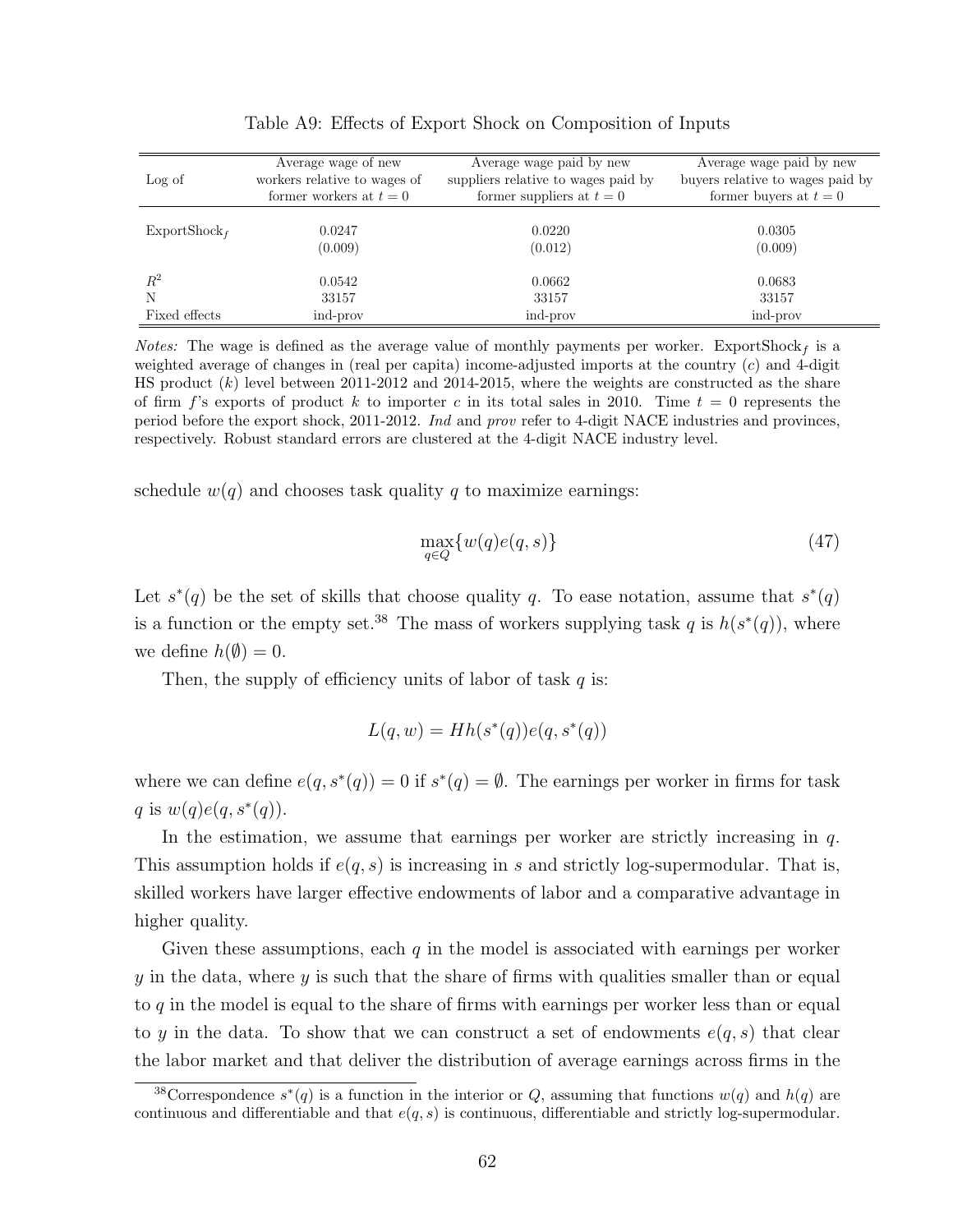Table A9: Effects of Export Shock on Composition of Inputs

| Log of | Average wage of new workers relative to wages of former workers at $t = 0$ | Average wage paid by new suppliers relative to wages paid by former suppliers at $t = 0$ | Average wage paid by new buyers relative to wages paid by former buyers at $t = 0$ |
|---|---|---|---|
| $\text{ExportShock}_f$ | 0.0247 | 0.0220 | 0.0305 |
| | (0.009) | (0.012) | (0.009) |
| $R^2$ | 0.0542 | 0.0662 | 0.0683 |
| N | 33157 | 33157 | 33157 |
| Fixed effects | ind-prov | ind-prov | ind-prov |

*Notes:* The wage is defined as the average value of monthly payments per worker. $\text{ExportShock}_f$ is a weighted average of changes in (real per capita) income-adjusted imports at the country ($c$) and 4-digit HS product ($k$) level between 2011-2012 and 2014-2015, where the weights are constructed as the share of firm $f$'s exports of product $k$ to importer $c$ in its total sales in 2010. Time $t = 0$ represents the period before the export shock, 2011-2012. *Ind* and *prov* refer to 4-digit NACE industries and provinces, respectively. Robust standard errors are clustered at the 4-digit NACE industry level.

schedule $w(q)$ and chooses task quality $q$ to maximize earnings:

$$\max_{q \in Q} \{w(q)e(q, s)\} \tag{47}$$

Let $s^*(q)$ be the set of skills that choose quality $q$. To ease notation, assume that $s^*(q)$ is a function or the empty set.[38] The mass of workers supplying task $q$ is $h(s^*(q))$, where we define $h(\emptyset) = 0$.

Then, the supply of efficiency units of labor of task $q$ is:

$$L(q, w) = Hh(s^*(q))e(q, s^*(q))$$

where we can define $e(q, s^*(q)) = 0$ if $s^*(q) = \emptyset$. The earnings per worker in firms for task $q$ is $w(q)e(q, s^*(q))$.

In the estimation, we assume that earnings per worker are strictly increasing in $q$. This assumption holds if $e(q, s)$ is increasing in $s$ and strictly log-supermodular. That is, skilled workers have larger effective endowments of labor and a comparative advantage in higher quality.

Given these assumptions, each $q$ in the model is associated with earnings per worker $y$ in the data, where $y$ is such that the share of firms with qualities smaller than or equal to $q$ in the model is equal to the share of firms with earnings per worker less than or equal to $y$ in the data. To show that we can construct a set of endowments $e(q, s)$ that clear the labor market and that deliver the distribution of average earnings across firms in the

[38] Correspondence $s^*(q)$ is a function in the interior or $Q$, assuming that functions $w(q)$ and $h(q)$ are continuous and differentiable and that $e(q, s)$ is continuous, differentiable and strictly log-supermodular.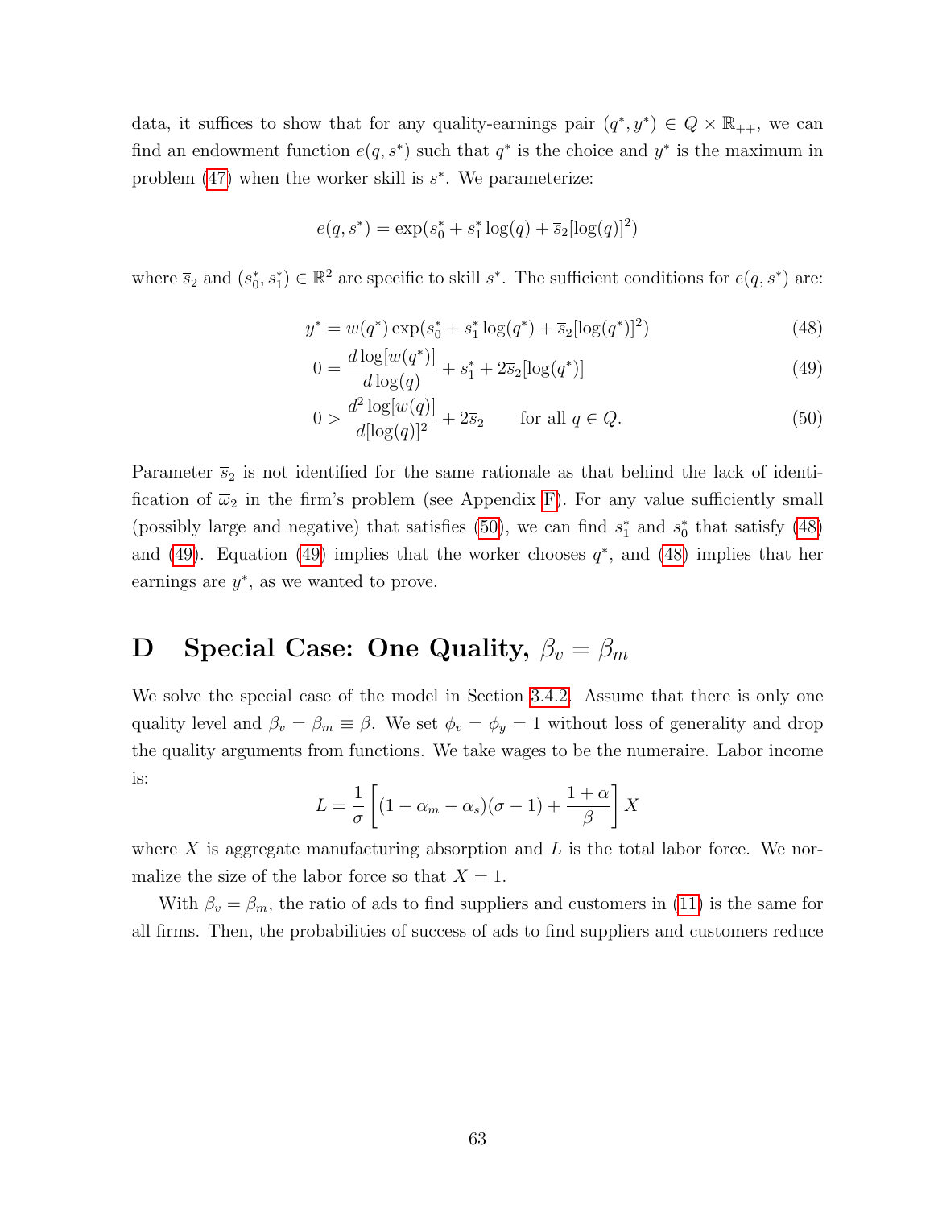data, it suffices to show that for any quality-earnings pair $(q^*, y^*) \in Q \times \mathbb{R}_{++}$, we can find an endowment function $e(q, s^*)$ such that $q^*$ is the choice and $y^*$ is the maximum in problem (47) when the worker skill is $s^*$. We parameterize:

$$e(q, s^*) = \exp(s_0^* + s_1^* \log(q) + \overline{s}_2[\log(q)]^2)$$

where $\overline{s}_2$ and $(s_0^*, s_1^*) \in \mathbb{R}^2$ are specific to skill $s^*$. The sufficient conditions for $e(q, s^*)$ are:

$$y^* = w(q^*) \exp(s_0^* + s_1^* \log(q^*) + \overline{s}_2[\log(q^*)]^2) \tag{48}$$

$$0 = \frac{d \log[w(q^*)]}{d \log(q)} + s_1^* + 2\overline{s}_2[\log(q^*)] \tag{49}$$

$$0 > \frac{d^2 \log[w(q)]}{d[\log(q)]^2} + 2\overline{s}_2 \qquad \text{for all } q \in Q. \tag{50}$$

Parameter $\overline{s}_2$ is not identified for the same rationale as that behind the lack of identification of $\overline{\omega}_2$ in the firm's problem (see Appendix F). For any value sufficiently small (possibly large and negative) that satisfies (50), we can find $s_1^*$ and $s_0^*$ that satisfy (48) and (49). Equation (49) implies that the worker chooses $q^*$, and (48) implies that her earnings are $y^*$, as we wanted to prove.

# D Special Case: One Quality, $\beta_v = \beta_m$

We solve the special case of the model in Section 3.4.2. Assume that there is only one quality level and $\beta_v = \beta_m \equiv \beta$. We set $\phi_v = \phi_y = 1$ without loss of generality and drop the quality arguments from functions. We take wages to be the numeraire. Labor income is:

$$L = \frac{1}{\sigma}\left[(1 - \alpha_m - \alpha_s)(\sigma - 1) + \frac{1 + \alpha}{\beta}\right] X$$

where $X$ is aggregate manufacturing absorption and $L$ is the total labor force. We normalize the size of the labor force so that $X = 1$.

With $\beta_v = \beta_m$, the ratio of ads to find suppliers and customers in (11) is the same for all firms. Then, the probabilities of success of ads to find suppliers and customers reduce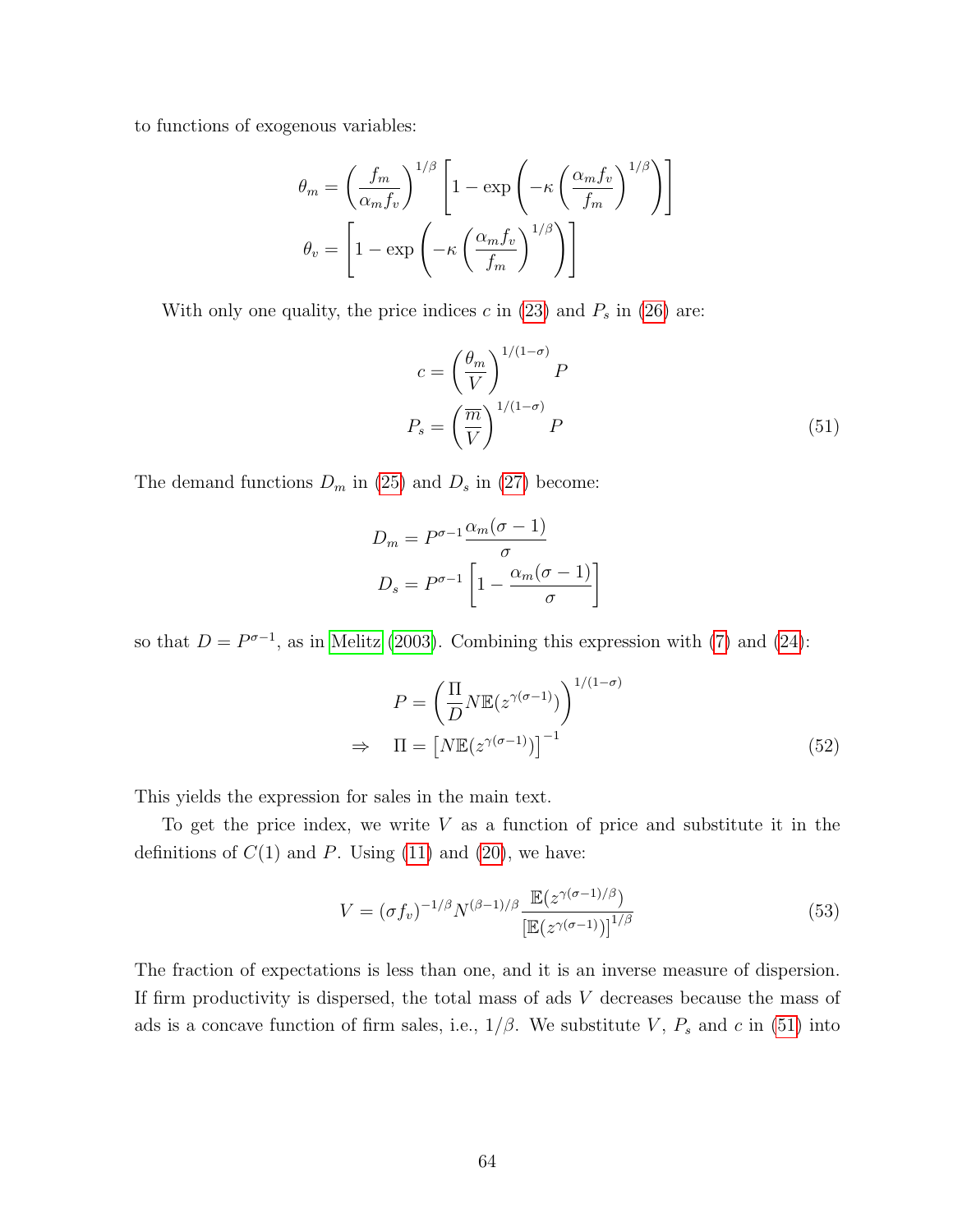to functions of exogenous variables:

$$\theta_m = \left(\frac{f_m}{\alpha_m f_v}\right)^{1/\beta}\left[1 - \exp\left(-\kappa\left(\frac{\alpha_m f_v}{f_m}\right)^{1/\beta}\right)\right]$$
$$\theta_v = \left[1 - \exp\left(-\kappa\left(\frac{\alpha_m f_v}{f_m}\right)^{1/\beta}\right)\right]$$

With only one quality, the price indices $c$ in (23) and $P_s$ in (26) are:

$$c = \left(\frac{\theta_m}{V}\right)^{1/(1-\sigma)} P$$
$$P_s = \left(\frac{\overline{m}}{V}\right)^{1/(1-\sigma)} P \tag{51}$$

The demand functions $D_m$ in (25) and $D_s$ in (27) become:

$$D_m = P^{\sigma-1}\frac{\alpha_m(\sigma-1)}{\sigma}$$
$$D_s = P^{\sigma-1}\left[1 - \frac{\alpha_m(\sigma-1)}{\sigma}\right]$$

so that $D = P^{\sigma-1}$, as in Melitz (2003). Combining this expression with (7) and (24):

$$P = \left(\frac{\Pi}{D} N \mathbb{E}(z^{\gamma(\sigma-1)})\right)^{1/(1-\sigma)}$$
$$\Rightarrow \quad \Pi = \left[N\mathbb{E}(z^{\gamma(\sigma-1)})\right]^{-1} \tag{52}$$

This yields the expression for sales in the main text.

To get the price index, we write $V$ as a function of price and substitute it in the definitions of $C(1)$ and $P$. Using (11) and (20), we have:

$$V = (\sigma f_v)^{-1/\beta} N^{(\beta-1)/\beta} \frac{\mathbb{E}(z^{\gamma(\sigma-1)/\beta})}{\left[\mathbb{E}(z^{\gamma(\sigma-1)})\right]^{1/\beta}} \tag{53}$$

The fraction of expectations is less than one, and it is an inverse measure of dispersion. If firm productivity is dispersed, the total mass of ads $V$ decreases because the mass of ads is a concave function of firm sales, i.e., $1/\beta$. We substitute $V$, $P_s$ and $c$ in (51) into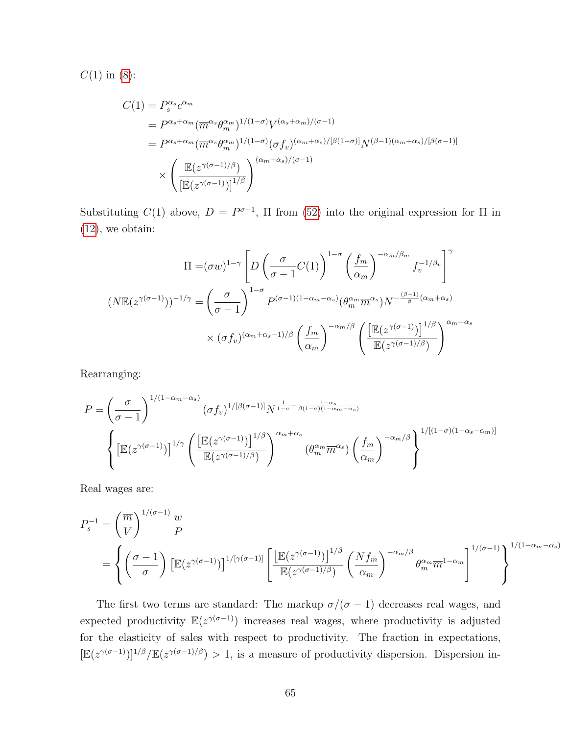$C(1)$ in (8):

$$
\begin{aligned}
C(1) &= P_s^{\alpha_s} c^{\alpha_m} \\
&= P^{\alpha_s+\alpha_m} (\overline{m}^{\alpha_s} \theta_m^{\alpha_m})^{1/(1-\sigma)} V^{(\alpha_s+\alpha_m)/(\sigma-1)} \\
&= P^{\alpha_s+\alpha_m} (\overline{m}^{\alpha_s} \theta_m^{\alpha_m})^{1/(1-\sigma)} (\sigma f_v)^{(\alpha_m+\alpha_s)/[\beta(1-\sigma)]} N^{(\beta-1)(\alpha_m+\alpha_s)/[\beta(\sigma-1)]} \\
&\quad \times \left( \frac{\mathbb{E}(z^{\gamma(\sigma-1)/\beta})}{\left[\mathbb{E}(z^{\gamma(\sigma-1)})\right]^{1/\beta}} \right)^{(\alpha_m+\alpha_s)/(\sigma-1)}
\end{aligned}
$$

Substituting $C(1)$ above, $D = P^{\sigma-1}$, $\Pi$ from (52) into the original expression for $\Pi$ in (12), we obtain:

$$
\begin{aligned}
\Pi =& (\sigma w)^{1-\gamma} \left[ D \left( \frac{\sigma}{\sigma-1} C(1) \right)^{1-\sigma} \left( \frac{f_m}{\alpha_m} \right)^{-\alpha_m/\beta_m} f_v^{-1/\beta_v} \right]^{\gamma} \\
(N\mathbb{E}(z^{\gamma(\sigma-1)}))^{-1/\gamma} =& \left( \frac{\sigma}{\sigma-1} \right)^{1-\sigma} P^{(\sigma-1)(1-\alpha_m-\alpha_s)} (\theta_m^{\alpha_m} \overline{m}^{\alpha_s}) N^{-\frac{(\beta-1)}{\beta}(\alpha_m+\alpha_s)} \\
& \times (\sigma f_v)^{(\alpha_m+\alpha_s-1)/\beta} \left( \frac{f_m}{\alpha_m} \right)^{-\alpha_m/\beta} \left( \frac{\left[\mathbb{E}(z^{\gamma(\sigma-1)})\right]^{1/\beta}}{\mathbb{E}(z^{\gamma(\sigma-1)/\beta})} \right)^{\alpha_m+\alpha_s}
\end{aligned}
$$

Rearranging:

$$
\begin{aligned}
P =& \left( \frac{\sigma}{\sigma-1} \right)^{1/(1-\alpha_m-\alpha_s)} (\sigma f_v)^{1/[\beta(\sigma-1)]} N^{\frac{1}{1-\sigma} - \frac{1-\alpha_s}{\beta(1-\sigma)(1-\alpha_m-\alpha_s)}} \\
& \left\{ \left[\mathbb{E}(z^{\gamma(\sigma-1)})\right]^{1/\gamma} \left( \frac{\left[\mathbb{E}(z^{\gamma(\sigma-1)})\right]^{1/\beta}}{\mathbb{E}(z^{\gamma(\sigma-1)/\beta})} \right)^{\alpha_m+\alpha_s} (\theta_m^{\alpha_m} \overline{m}^{\alpha_s}) \left( \frac{f_m}{\alpha_m} \right)^{-\alpha_m/\beta} \right\}^{1/[(1-\sigma)(1-\alpha_s-\alpha_m)]}
\end{aligned}
$$

Real wages are:

$$
\begin{aligned}
P_s^{-1} =& \left( \frac{\overline{m}}{V} \right)^{1/(\sigma-1)} \frac{w}{P} \\
=& \left\{ \left( \frac{\sigma-1}{\sigma} \right) \left[\mathbb{E}(z^{\gamma(\sigma-1)})\right]^{1/[\gamma(\sigma-1)]} \left[ \frac{\left[\mathbb{E}(z^{\gamma(\sigma-1)})\right]^{1/\beta}}{\mathbb{E}(z^{\gamma(\sigma-1)/\beta})} \left( \frac{N f_m}{\alpha_m} \right)^{-\alpha_m/\beta} \theta_m^{\alpha_m} \overline{m}^{1-\alpha_m} \right]^{1/(\sigma-1)} \right\}^{1/(1-\alpha_m-\alpha_s)}
\end{aligned}
$$

The first two terms are standard: The markup $\sigma/(\sigma-1)$ decreases real wages, and expected productivity $\mathbb{E}(z^{\gamma(\sigma-1)})$ increases real wages, where productivity is adjusted for the elasticity of sales with respect to productivity. The fraction in expectations, $[\mathbb{E}(z^{\gamma(\sigma-1)})]^{1/\beta}/\mathbb{E}(z^{\gamma(\sigma-1)/\beta}) > 1$, is a measure of productivity dispersion. Dispersion in-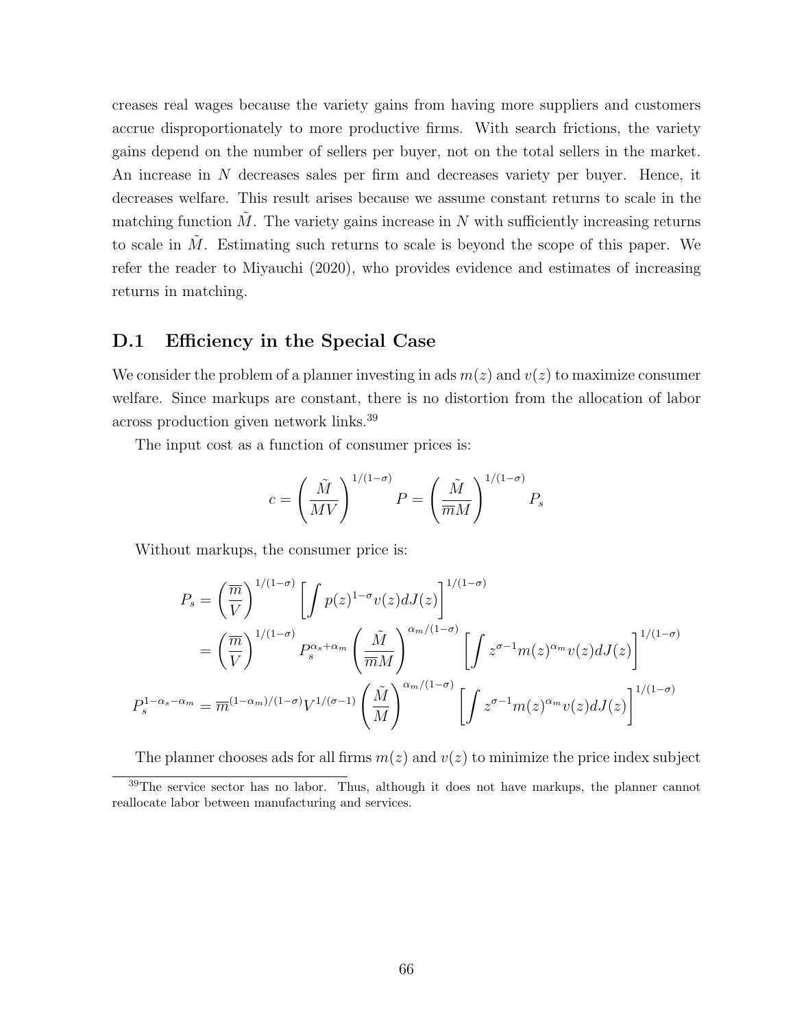creases real wages because the variety gains from having more suppliers and customers accrue disproportionately to more productive firms. With search frictions, the variety gains depend on the number of sellers per buyer, not on the total sellers in the market. An increase in $N$ decreases sales per firm and decreases variety per buyer. Hence, it decreases welfare. This result arises because we assume constant returns to scale in the matching function $\tilde{M}$. The variety gains increase in $N$ with sufficiently increasing returns to scale in $\tilde{M}$. Estimating such returns to scale is beyond the scope of this paper. We refer the reader to Miyauchi (2020), who provides evidence and estimates of increasing returns in matching.

## D.1 Efficiency in the Special Case

We consider the problem of a planner investing in ads $m(z)$ and $v(z)$ to maximize consumer welfare. Since markups are constant, there is no distortion from the allocation of labor across production given network links.[39]

The input cost as a function of consumer prices is:

$$c = \left(\frac{\tilde{M}}{MV}\right)^{1/(1-\sigma)} P = \left(\frac{\tilde{M}}{\overline{m}M}\right)^{1/(1-\sigma)} P_s$$

Without markups, the consumer price is:

$$\begin{aligned}
P_s &= \left(\frac{\overline{m}}{V}\right)^{1/(1-\sigma)} \left[\int p(z)^{1-\sigma} v(z) dJ(z)\right]^{1/(1-\sigma)} \\
&= \left(\frac{\overline{m}}{V}\right)^{1/(1-\sigma)} P_s^{\alpha_s+\alpha_m} \left(\frac{\tilde{M}}{\overline{m}M}\right)^{\alpha_m/(1-\sigma)} \left[\int z^{\sigma-1} m(z)^{\alpha_m} v(z) dJ(z)\right]^{1/(1-\sigma)} \\
P_s^{1-\alpha_s-\alpha_m} &= \overline{m}^{(1-\alpha_m)/(1-\sigma)} V^{1/(\sigma-1)} \left(\frac{\tilde{M}}{M}\right)^{\alpha_m/(1-\sigma)} \left[\int z^{\sigma-1} m(z)^{\alpha_m} v(z) dJ(z)\right]^{1/(1-\sigma)}
\end{aligned}$$

The planner chooses ads for all firms $m(z)$ and $v(z)$ to minimize the price index subject

[39] The service sector has no labor. Thus, although it does not have markups, the planner cannot reallocate labor between manufacturing and services.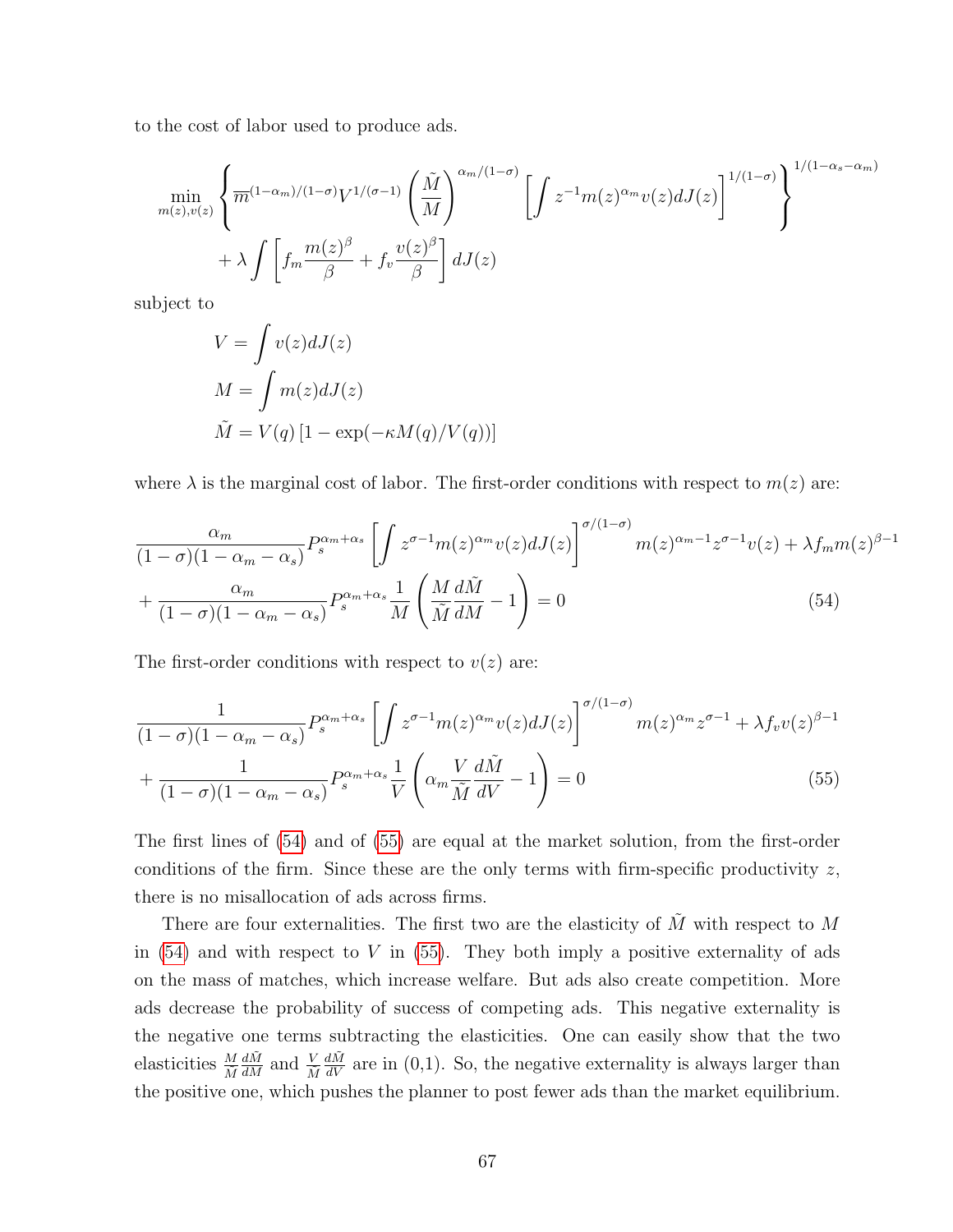to the cost of labor used to produce ads.

$$
\min_{m(z),v(z)} \left\{ \overline{m}^{(1-\alpha_m)/(1-\sigma)} V^{1/(\sigma-1)} \left(\frac{\tilde{M}}{M}\right)^{\alpha_m/(1-\sigma)} \left[\int z^{-1} m(z)^{\alpha_m} v(z) dJ(z)\right]^{1/(1-\sigma)} \right\}^{1/(1-\alpha_s-\alpha_m)}
$$
$$
+ \lambda \int \left[ f_m \frac{m(z)^\beta}{\beta} + f_v \frac{v(z)^\beta}{\beta} \right] dJ(z)
$$

subject to

$$
V = \int v(z) dJ(z)
$$
$$
M = \int m(z) dJ(z)
$$
$$
\tilde{M} = V(q) \left[1 - \exp(-\kappa M(q)/V(q))\right]
$$

where $\lambda$ is the marginal cost of labor. The first-order conditions with respect to $m(z)$ are:

$$
\frac{\alpha_m}{(1-\sigma)(1-\alpha_m-\alpha_s)} P_s^{\alpha_m+\alpha_s} \left[\int z^{\sigma-1} m(z)^{\alpha_m} v(z) dJ(z)\right]^{\sigma/(1-\sigma)} m(z)^{\alpha_m-1} z^{\sigma-1} v(z) + \lambda f_m m(z)^{\beta-1}
$$
$$
+ \frac{\alpha_m}{(1-\sigma)(1-\alpha_m-\alpha_s)} P_s^{\alpha_m+\alpha_s} \frac{1}{M} \left( \frac{M}{\tilde{M}} \frac{d\tilde{M}}{dM} - 1 \right) = 0 \tag{54}
$$

The first-order conditions with respect to $v(z)$ are:

$$
\frac{1}{(1-\sigma)(1-\alpha_m-\alpha_s)} P_s^{\alpha_m+\alpha_s} \left[\int z^{\sigma-1} m(z)^{\alpha_m} v(z) dJ(z)\right]^{\sigma/(1-\sigma)} m(z)^{\alpha_m} z^{\sigma-1} + \lambda f_v v(z)^{\beta-1}
$$
$$
+ \frac{1}{(1-\sigma)(1-\alpha_m-\alpha_s)} P_s^{\alpha_m+\alpha_s} \frac{1}{V} \left( \alpha_m \frac{V}{\tilde{M}} \frac{d\tilde{M}}{dV} - 1 \right) = 0 \tag{55}
$$

The first lines of (54) and of (55) are equal at the market solution, from the first-order conditions of the firm. Since these are the only terms with firm-specific productivity $z$, there is no misallocation of ads across firms.

There are four externalities. The first two are the elasticity of $\tilde{M}$ with respect to $M$ in (54) and with respect to $V$ in (55). They both imply a positive externality of ads on the mass of matches, which increase welfare. But ads also create competition. More ads decrease the probability of success of competing ads. This negative externality is the negative one terms subtracting the elasticities. One can easily show that the two elasticities $\frac{M}{\tilde{M}}\frac{d\tilde{M}}{dM}$ and $\frac{V}{\tilde{M}}\frac{d\tilde{M}}{dV}$ are in (0,1). So, the negative externality is always larger than the positive one, which pushes the planner to post fewer ads than the market equilibrium.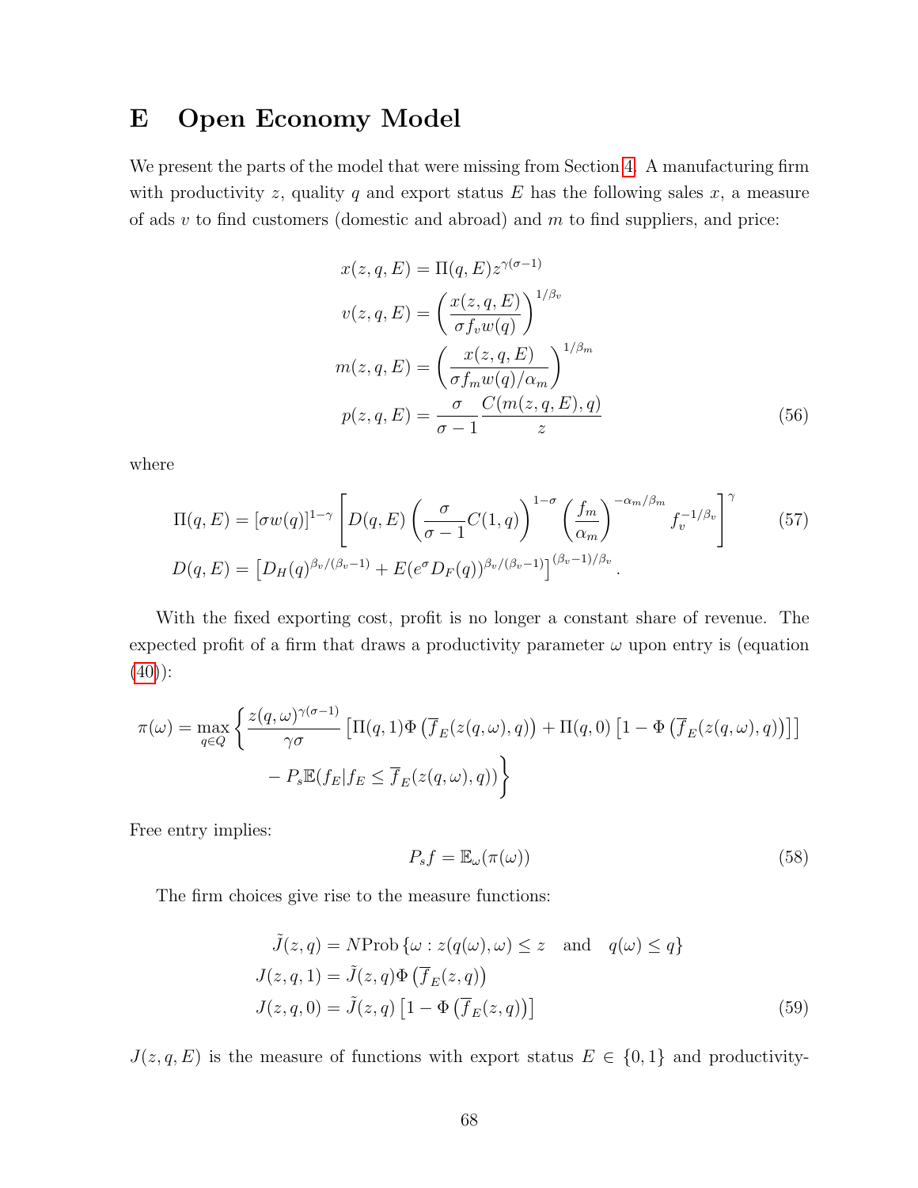# E Open Economy Model

We present the parts of the model that were missing from Section 4. A manufacturing firm with productivity $z$, quality $q$ and export status $E$ has the following sales $x$, a measure of ads $v$ to find customers (domestic and abroad) and $m$ to find suppliers, and price:

$$
\begin{aligned}
x(z,q,E) &= \Pi(q,E) z^{\gamma(\sigma-1)} \\
v(z,q,E) &= \left(\frac{x(z,q,E)}{\sigma f_v w(q)}\right)^{1/\beta_v} \\
m(z,q,E) &= \left(\frac{x(z,q,E)}{\sigma f_m w(q)/\alpha_m}\right)^{1/\beta_m} \\
p(z,q,E) &= \frac{\sigma}{\sigma-1}\frac{C(m(z,q,E),q)}{z}
\end{aligned} \tag{56}
$$

where

$$
\begin{aligned}
\Pi(q,E) &= [\sigma w(q)]^{1-\gamma}\left[D(q,E)\left(\frac{\sigma}{\sigma-1}C(1,q)\right)^{1-\sigma}\left(\frac{f_m}{\alpha_m}\right)^{-\alpha_m/\beta_m} f_v^{-1/\beta_v}\right]^{\gamma} \\
D(q,E) &= \left[D_H(q)^{\beta_v/(\beta_v-1)} + E(e^{\sigma}D_F(q))^{\beta_v/(\beta_v-1)}\right]^{(\beta_v-1)/\beta_v}.
\end{aligned} \tag{57}
$$

With the fixed exporting cost, profit is no longer a constant share of revenue. The expected profit of a firm that draws a productivity parameter $\omega$ upon entry is (equation (40)):

$$
\begin{aligned}
\pi(\omega) = \max_{q\in Q}\Bigg\{ &\frac{z(q,\omega)^{\gamma(\sigma-1)}}{\gamma\sigma}\left[\Pi(q,1)\Phi\left(\overline{f}_E(z(q,\omega),q)\right) + \Pi(q,0)\left[1-\Phi\left(\overline{f}_E(z(q,\omega),q)\right)\right]\right] \\
&- P_s\mathbb{E}(f_E|f_E \leq \overline{f}_E(z(q,\omega),q))\Bigg\}
\end{aligned}
$$

Free entry implies:

$$
P_s f = \mathbb{E}_{\omega}(\pi(\omega)) \tag{58}
$$

The firm choices give rise to the measure functions:

$$
\begin{aligned}
\tilde{J}(z,q) &= N\text{Prob}\left\{\omega : z(q(\omega),\omega) \leq z \quad \text{and} \quad q(\omega) \leq q\right\} \\
J(z,q,1) &= \tilde{J}(z,q)\Phi\left(\overline{f}_E(z,q)\right) \\
J(z,q,0) &= \tilde{J}(z,q)\left[1-\Phi\left(\overline{f}_E(z,q)\right)\right]
\end{aligned} \tag{59}
$$

$J(z,q,E)$ is the measure of functions with export status $E \in \{0,1\}$ and productivity-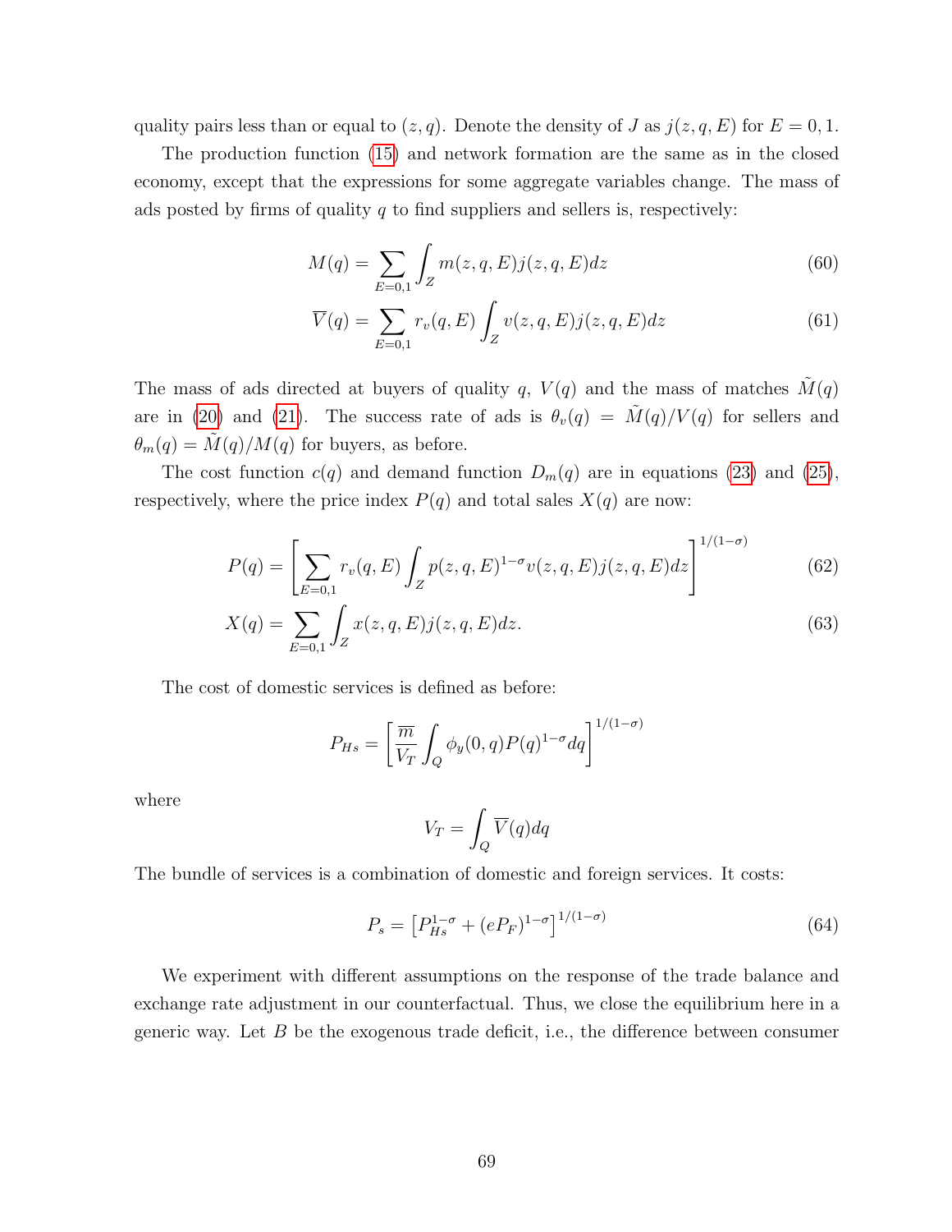quality pairs less than or equal to $(z, q)$. Denote the density of $J$ as $j(z, q, E)$ for $E = 0, 1$.

The production function (15) and network formation are the same as in the closed economy, except that the expressions for some aggregate variables change. The mass of ads posted by firms of quality $q$ to find suppliers and sellers is, respectively:

$$M(q) = \sum_{E=0,1} \int_Z m(z, q, E) j(z, q, E) dz \tag{60}$$

$$\overline{V}(q) = \sum_{E=0,1} r_v(q, E) \int_Z v(z, q, E) j(z, q, E) dz \tag{61}$$

The mass of ads directed at buyers of quality $q$, $V(q)$ and the mass of matches $\tilde{M}(q)$ are in (20) and (21). The success rate of ads is $\theta_v(q) = \tilde{M}(q)/V(q)$ for sellers and $\theta_m(q) = \tilde{M}(q)/M(q)$ for buyers, as before.

The cost function $c(q)$ and demand function $D_m(q)$ are in equations (23) and (25), respectively, where the price index $P(q)$ and total sales $X(q)$ are now:

$$P(q) = \left[ \sum_{E=0,1} r_v(q, E) \int_Z p(z, q, E)^{1-\sigma} v(z, q, E) j(z, q, E) dz \right]^{1/(1-\sigma)} \tag{62}$$

$$X(q) = \sum_{E=0,1} \int_Z x(z, q, E) j(z, q, E) dz. \tag{63}$$

The cost of domestic services is defined as before:

$$P_{Hs} = \left[ \frac{\overline{m}}{V_T} \int_Q \phi_y(0, q) P(q)^{1-\sigma} dq \right]^{1/(1-\sigma)}$$

where

$$V_T = \int_Q \overline{V}(q) dq$$

The bundle of services is a combination of domestic and foreign services. It costs:

$$P_s = \left[ P_{Hs}^{1-\sigma} + (eP_F)^{1-\sigma} \right]^{1/(1-\sigma)} \tag{64}$$

We experiment with different assumptions on the response of the trade balance and exchange rate adjustment in our counterfactual. Thus, we close the equilibrium here in a generic way. Let $B$ be the exogenous trade deficit, i.e., the difference between consumer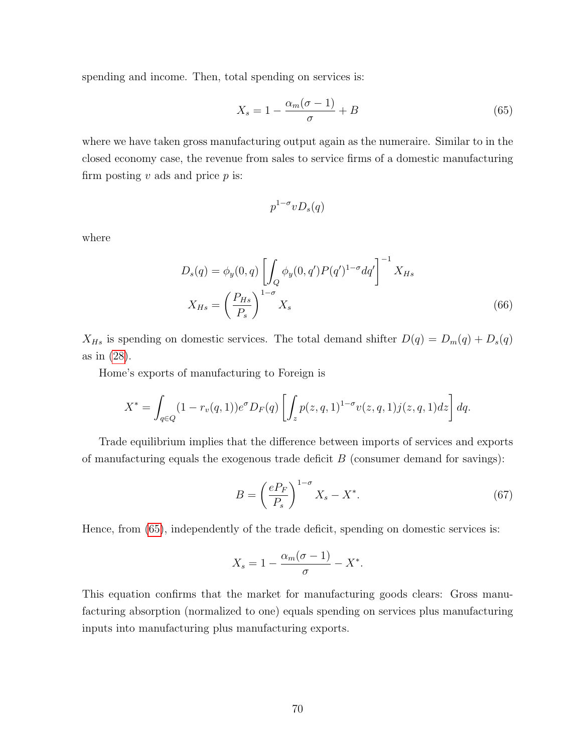spending and income. Then, total spending on services is:

$$X_s = 1 - \frac{\alpha_m(\sigma - 1)}{\sigma} + B \tag{65}$$

where we have taken gross manufacturing output again as the numeraire. Similar to in the closed economy case, the revenue from sales to service firms of a domestic manufacturing firm posting $v$ ads and price $p$ is:

$$p^{1-\sigma} v D_s(q)$$

where

$$D_s(q) = \phi_y(0, q) \left[ \int_Q \phi_y(0, q') P(q')^{1-\sigma} dq' \right]^{-1} X_{Hs}$$

$$X_{Hs} = \left( \frac{P_{Hs}}{P_s} \right)^{1-\sigma} X_s \tag{66}$$

$X_{Hs}$ is spending on domestic services. The total demand shifter $D(q) = D_m(q) + D_s(q)$ as in (28).

Home's exports of manufacturing to Foreign is

$$X^* = \int_{q \in Q} (1 - r_v(q, 1)) e^{\sigma} D_F(q) \left[ \int_z p(z, q, 1)^{1-\sigma} v(z, q, 1) j(z, q, 1) dz \right] dq.$$

Trade equilibrium implies that the difference between imports of services and exports of manufacturing equals the exogenous trade deficit $B$ (consumer demand for savings):

$$B = \left( \frac{eP_F}{P_s} \right)^{1-\sigma} X_s - X^*. \tag{67}$$

Hence, from (65), independently of the trade deficit, spending on domestic services is:

$$X_s = 1 - \frac{\alpha_m(\sigma - 1)}{\sigma} - X^*.$$

This equation confirms that the market for manufacturing goods clears: Gross manufacturing absorption (normalized to one) equals spending on services plus manufacturing inputs into manufacturing plus manufacturing exports.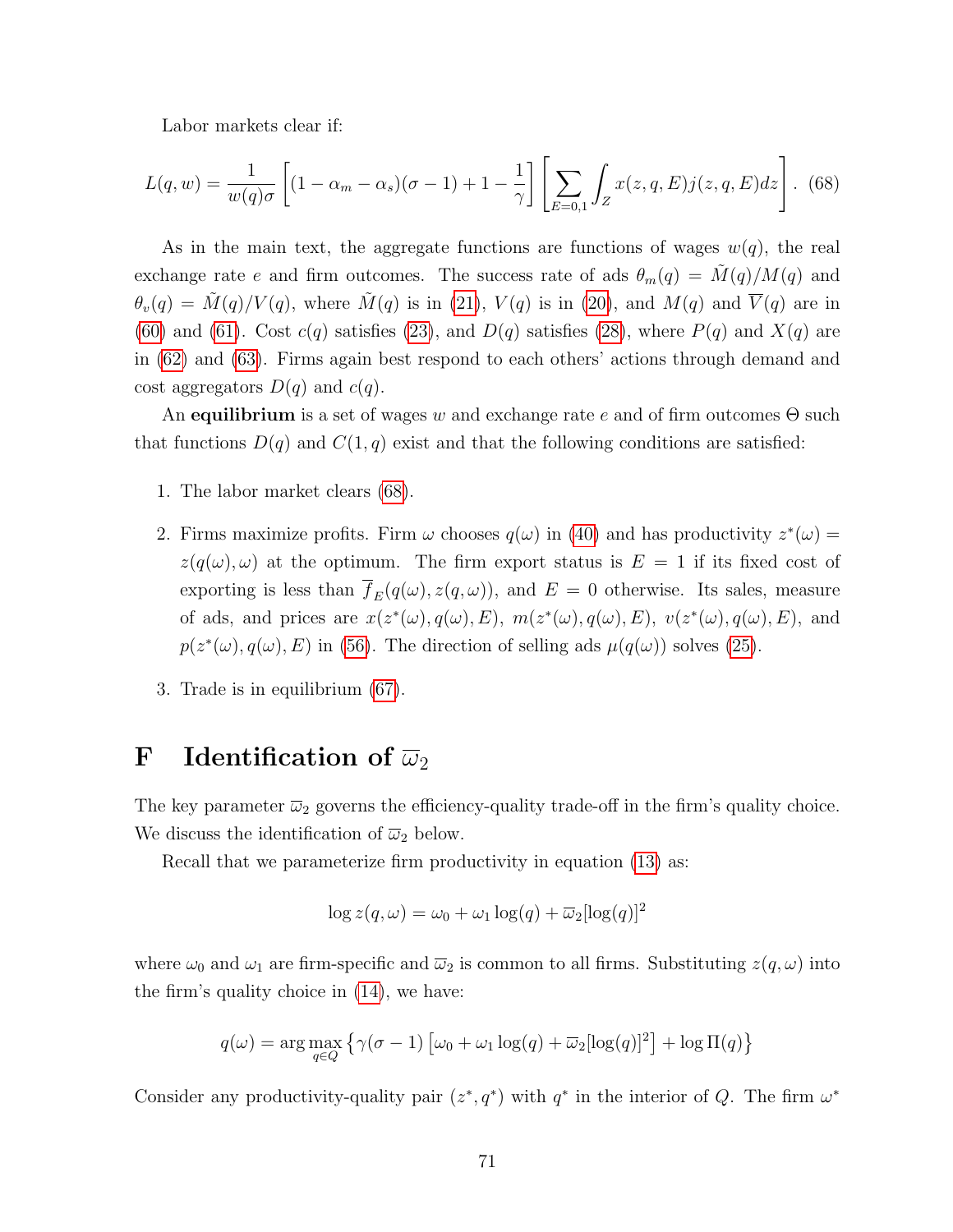Labor markets clear if:

$$L(q,w) = \frac{1}{w(q)\sigma}\left[(1-\alpha_m-\alpha_s)(\sigma-1)+1-\frac{1}{\gamma}\right]\left[\sum_{E=0,1}\int_Z x(z,q,E)j(z,q,E)dz\right]. \quad (68)$$

As in the main text, the aggregate functions are functions of wages $w(q)$, the real exchange rate $e$ and firm outcomes. The success rate of ads $\theta_m(q) = \tilde{M}(q)/M(q)$ and $\theta_v(q) = \tilde{M}(q)/V(q)$, where $\tilde{M}(q)$ is in (21), $V(q)$ is in (20), and $M(q)$ and $\overline{V}(q)$ are in (60) and (61). Cost $c(q)$ satisfies (23), and $D(q)$ satisfies (28), where $P(q)$ and $X(q)$ are in (62) and (63). Firms again best respond to each others' actions through demand and cost aggregators $D(q)$ and $c(q)$.

An **equilibrium** is a set of wages $w$ and exchange rate $e$ and of firm outcomes $\Theta$ such that functions $D(q)$ and $C(1,q)$ exist and that the following conditions are satisfied:

1. The labor market clears (68).
2. Firms maximize profits. Firm $\omega$ chooses $q(\omega)$ in (40) and has productivity $z^*(\omega) = z(q(\omega),\omega)$ at the optimum. The firm export status is $E = 1$ if its fixed cost of exporting is less than $\overline{f}_E(q(\omega), z(q,\omega))$, and $E = 0$ otherwise. Its sales, measure of ads, and prices are $x(z^*(\omega), q(\omega), E)$, $m(z^*(\omega), q(\omega), E)$, $v(z^*(\omega), q(\omega), E)$, and $p(z^*(\omega), q(\omega), E)$ in (56). The direction of selling ads $\mu(q(\omega))$ solves (25).
3. Trade is in equilibrium (67).

# F Identification of $\overline{\omega}_2$

The key parameter $\overline{\omega}_2$ governs the efficiency-quality trade-off in the firm's quality choice. We discuss the identification of $\overline{\omega}_2$ below.

Recall that we parameterize firm productivity in equation (13) as:

$$\log z(q,\omega) = \omega_0 + \omega_1 \log(q) + \overline{\omega}_2[\log(q)]^2$$

where $\omega_0$ and $\omega_1$ are firm-specific and $\overline{\omega}_2$ is common to all firms. Substituting $z(q,\omega)$ into the firm's quality choice in (14), we have:

$$q(\omega) = \arg\max_{q\in Q}\left\{\gamma(\sigma-1)\left[\omega_0 + \omega_1\log(q) + \overline{\omega}_2[\log(q)]^2\right] + \log\Pi(q)\right\}$$

Consider any productivity-quality pair $(z^*, q^*)$ with $q^*$ in the interior of $Q$. The firm $\omega^*$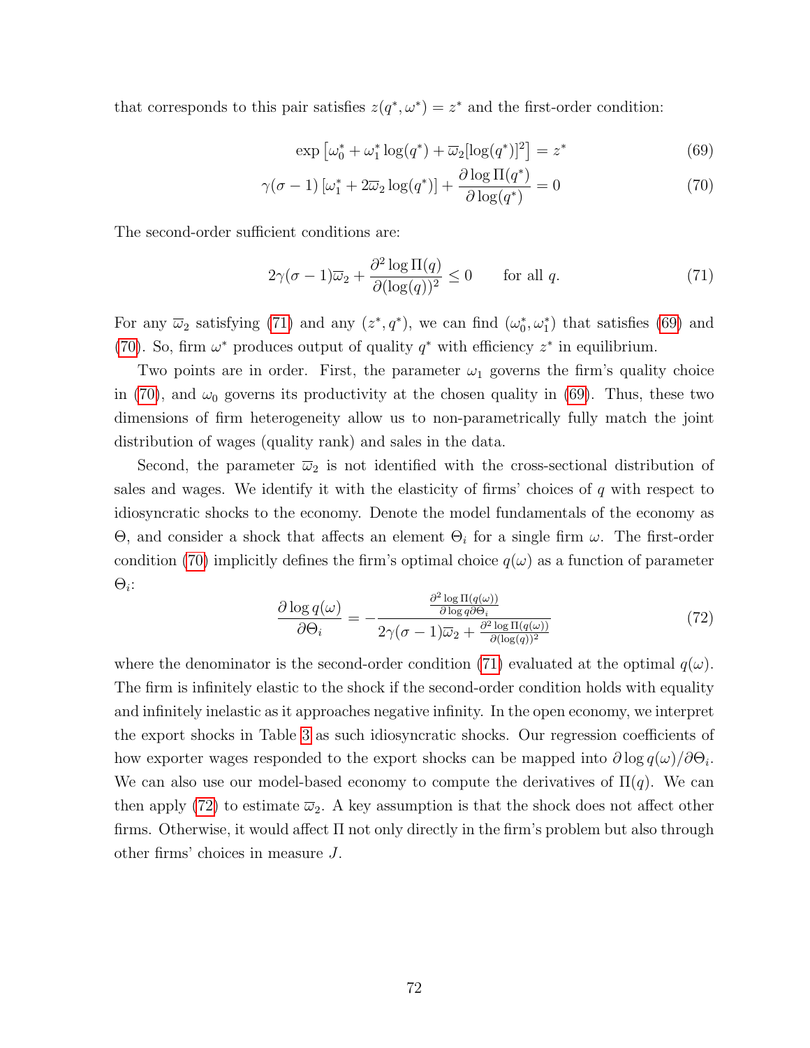that corresponds to this pair satisfies $z(q^*, \omega^*) = z^*$ and the first-order condition:

$$\exp\left[\omega_0^* + \omega_1^* \log(q^*) + \overline{\omega}_2[\log(q^*)]^2\right] = z^* \tag{69}$$

$$\gamma(\sigma - 1)\left[\omega_1^* + 2\overline{\omega}_2 \log(q^*)\right] + \frac{\partial \log \Pi(q^*)}{\partial \log(q^*)} = 0 \tag{70}$$

The second-order sufficient conditions are:

$$2\gamma(\sigma - 1)\overline{\omega}_2 + \frac{\partial^2 \log \Pi(q)}{\partial (\log(q))^2} \leq 0 \qquad \text{for all } q. \tag{71}$$

For any $\overline{\omega}_2$ satisfying (71) and any $(z^*, q^*)$, we can find $(\omega_0^*, \omega_1^*)$ that satisfies (69) and (70). So, firm $\omega^*$ produces output of quality $q^*$ with efficiency $z^*$ in equilibrium.

Two points are in order. First, the parameter $\omega_1$ governs the firm's quality choice in (70), and $\omega_0$ governs its productivity at the chosen quality in (69). Thus, these two dimensions of firm heterogeneity allow us to non-parametrically fully match the joint distribution of wages (quality rank) and sales in the data.

Second, the parameter $\overline{\omega}_2$ is not identified with the cross-sectional distribution of sales and wages. We identify it with the elasticity of firms' choices of $q$ with respect to idiosyncratic shocks to the economy. Denote the model fundamentals of the economy as $\Theta$, and consider a shock that affects an element $\Theta_i$ for a single firm $\omega$. The first-order condition (70) implicitly defines the firm's optimal choice $q(\omega)$ as a function of parameter $\Theta_i$:

$$\frac{\partial \log q(\omega)}{\partial \Theta_i} = -\frac{\frac{\partial^2 \log \Pi(q(\omega))}{\partial \log q \partial \Theta_i}}{2\gamma(\sigma - 1)\overline{\omega}_2 + \frac{\partial^2 \log \Pi(q(\omega))}{\partial (\log(q))^2}} \tag{72}$$

where the denominator is the second-order condition (71) evaluated at the optimal $q(\omega)$. The firm is infinitely elastic to the shock if the second-order condition holds with equality and infinitely inelastic as it approaches negative infinity. In the open economy, we interpret the export shocks in Table 3 as such idiosyncratic shocks. Our regression coefficients of how exporter wages responded to the export shocks can be mapped into $\partial \log q(\omega)/\partial \Theta_i$. We can also use our model-based economy to compute the derivatives of $\Pi(q)$. We can then apply (72) to estimate $\overline{\omega}_2$. A key assumption is that the shock does not affect other firms. Otherwise, it would affect $\Pi$ not only directly in the firm's problem but also through other firms' choices in measure $J$.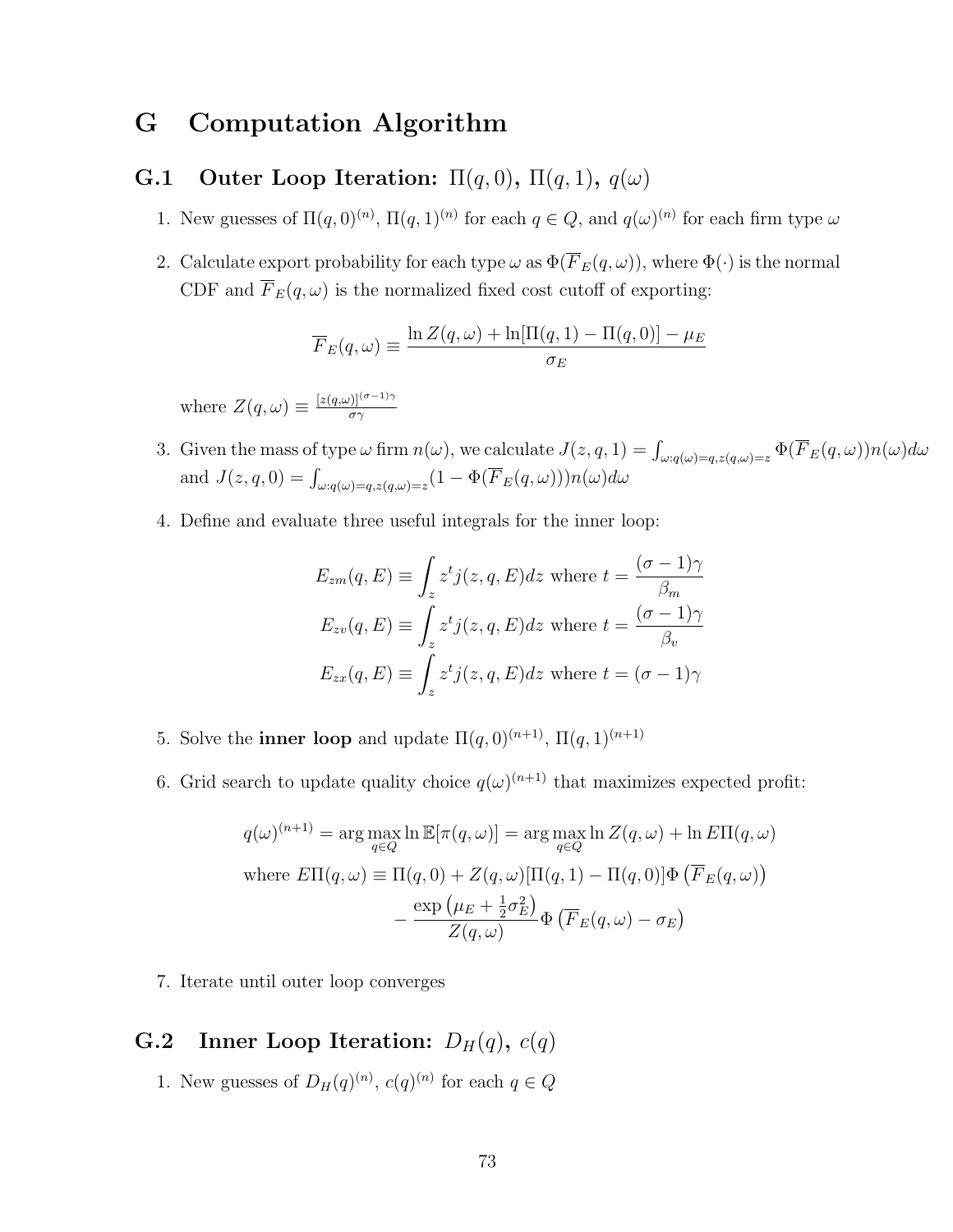# G Computation Algorithm

## G.1 Outer Loop Iteration: $\Pi(q,0)$, $\Pi(q,1)$, $q(\omega)$

1. New guesses of $\Pi(q,0)^{(n)}$, $\Pi(q,1)^{(n)}$ for each $q \in Q$, and $q(\omega)^{(n)}$ for each firm type $\omega$

2. Calculate export probability for each type $\omega$ as $\Phi(\overline{F}_E(q,\omega))$, where $\Phi(\cdot)$ is the normal CDF and $\overline{F}_E(q,\omega)$ is the normalized fixed cost cutoff of exporting:

$$\overline{F}_E(q,\omega) \equiv \frac{\ln Z(q,\omega) + \ln[\Pi(q,1) - \Pi(q,0)] - \mu_E}{\sigma_E}$$

   where $Z(q,\omega) \equiv \frac{[z(q,\omega)]^{(\sigma-1)\gamma}}{\sigma\gamma}$

3. Given the mass of type $\omega$ firm $n(\omega)$, we calculate $J(z,q,1) = \int_{\omega:q(\omega)=q,z(q,\omega)=z} \Phi(\overline{F}_E(q,\omega))n(\omega)d\omega$ and $J(z,q,0) = \int_{\omega:q(\omega)=q,z(q,\omega)=z} (1 - \Phi(\overline{F}_E(q,\omega)))n(\omega)d\omega$

4. Define and evaluate three useful integrals for the inner loop:

$$E_{zm}(q,E) \equiv \int_z z^t j(z,q,E)dz \text{ where } t = \frac{(\sigma-1)\gamma}{\beta_m}$$
$$E_{zv}(q,E) \equiv \int_z z^t j(z,q,E)dz \text{ where } t = \frac{(\sigma-1)\gamma}{\beta_v}$$
$$E_{zx}(q,E) \equiv \int_z z^t j(z,q,E)dz \text{ where } t = (\sigma-1)\gamma$$

5. Solve the **inner loop** and update $\Pi(q,0)^{(n+1)}$, $\Pi(q,1)^{(n+1)}$

6. Grid search to update quality choice $q(\omega)^{(n+1)}$ that maximizes expected profit:

$$q(\omega)^{(n+1)} = \arg\max_{q\in Q} \ln \mathbb{E}[\pi(q,\omega)] = \arg\max_{q\in Q} \ln Z(q,\omega) + \ln E\Pi(q,\omega)$$
$$\text{where } E\Pi(q,\omega) \equiv \Pi(q,0) + Z(q,\omega)[\Pi(q,1) - \Pi(q,0)]\Phi\left(\overline{F}_E(q,\omega)\right)$$
$$- \frac{\exp\left(\mu_E + \frac{1}{2}\sigma_E^2\right)}{Z(q,\omega)}\Phi\left(\overline{F}_E(q,\omega) - \sigma_E\right)$$

7. Iterate until outer loop converges

## G.2 Inner Loop Iteration: $D_H(q)$, $c(q)$

1. New guesses of $D_H(q)^{(n)}$, $c(q)^{(n)}$ for each $q \in Q$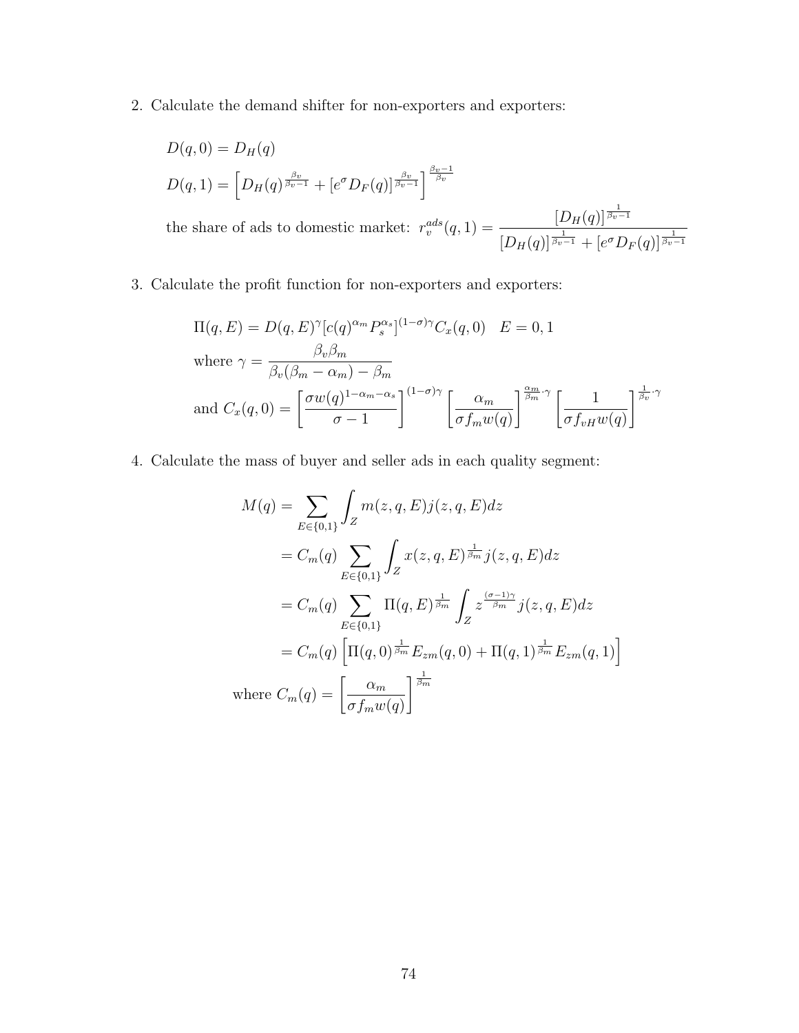2. Calculate the demand shifter for non-exporters and exporters:

$$D(q,0) = D_H(q)$$

$$D(q,1) = \left[D_H(q)^{\frac{\beta_v}{\beta_v - 1}} + [e^{\sigma} D_F(q)]^{\frac{\beta_v}{\beta_v - 1}}\right]^{\frac{\beta_v - 1}{\beta_v}}$$

$$\text{the share of ads to domestic market: } r_v^{ads}(q,1) = \frac{[D_H(q)]^{\frac{1}{\beta_v - 1}}}{[D_H(q)]^{\frac{1}{\beta_v - 1}} + [e^{\sigma} D_F(q)]^{\frac{1}{\beta_v - 1}}}$$

3. Calculate the profit function for non-exporters and exporters:

$$\Pi(q,E) = D(q,E)^{\gamma}[c(q)^{\alpha_m} P_s^{\alpha_s}]^{(1-\sigma)\gamma} C_x(q,0) \quad E = 0,1$$

$$\text{where } \gamma = \frac{\beta_v \beta_m}{\beta_v(\beta_m - \alpha_m) - \beta_m}$$

$$\text{and } C_x(q,0) = \left[\frac{\sigma w(q)^{1-\alpha_m-\alpha_s}}{\sigma - 1}\right]^{(1-\sigma)\gamma} \left[\frac{\alpha_m}{\sigma f_m w(q)}\right]^{\frac{\alpha_m}{\beta_m}\cdot\gamma} \left[\frac{1}{\sigma f_{vH} w(q)}\right]^{\frac{1}{\beta_v}\cdot\gamma}$$

4. Calculate the mass of buyer and seller ads in each quality segment:

$$\begin{aligned}
M(q) &= \sum_{E\in\{0,1\}} \int_Z m(z,q,E) j(z,q,E) dz \\
&= C_m(q) \sum_{E\in\{0,1\}} \int_Z x(z,q,E)^{\frac{1}{\beta_m}} j(z,q,E) dz \\
&= C_m(q) \sum_{E\in\{0,1\}} \Pi(q,E)^{\frac{1}{\beta_m}} \int_Z z^{\frac{(\sigma-1)\gamma}{\beta_m}} j(z,q,E) dz \\
&= C_m(q) \left[\Pi(q,0)^{\frac{1}{\beta_m}} E_{zm}(q,0) + \Pi(q,1)^{\frac{1}{\beta_m}} E_{zm}(q,1)\right]
\end{aligned}$$

$$\text{where } C_m(q) = \left[\frac{\alpha_m}{\sigma f_m w(q)}\right]^{\frac{1}{\beta_m}}$$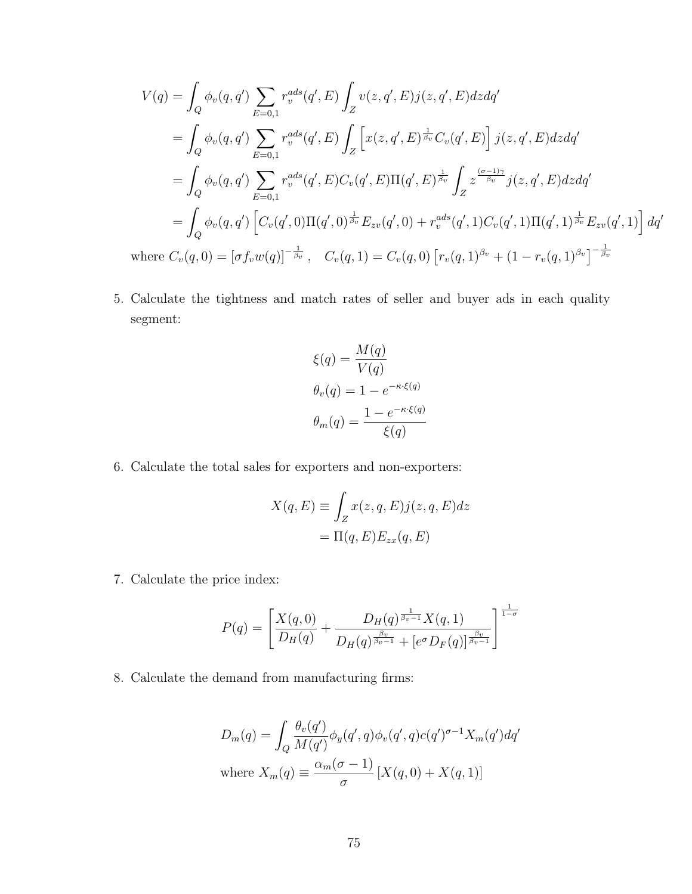$$
\begin{aligned}
V(q) &= \int_Q \phi_v(q,q') \sum_{E=0,1} r_v^{ads}(q',E) \int_Z v(z,q',E) j(z,q',E) dz dq' \\
&= \int_Q \phi_v(q,q') \sum_{E=0,1} r_v^{ads}(q',E) \int_Z \left[ x(z,q',E)^{\frac{1}{\beta_v}} C_v(q',E) \right] j(z,q',E) dz dq' \\
&= \int_Q \phi_v(q,q') \sum_{E=0,1} r_v^{ads}(q',E) C_v(q',E) \Pi(q',E)^{\frac{1}{\beta_v}} \int_Z z^{\frac{(\sigma-1)\gamma}{\beta_v}} j(z,q',E) dz dq' \\
&= \int_Q \phi_v(q,q') \left[ C_v(q',0) \Pi(q',0)^{\frac{1}{\beta_v}} E_{zv}(q',0) + r_v^{ads}(q',1) C_v(q',1) \Pi(q',1)^{\frac{1}{\beta_v}} E_{zv}(q',1) \right] dq'
\end{aligned}
$$

where $C_v(q,0) = [\sigma f_v w(q)]^{-\frac{1}{\beta_v}}, \quad C_v(q,1) = C_v(q,0) \left[ r_v(q,1)^{\beta_v} + (1 - r_v(q,1)^{\beta_v} \right]^{-\frac{1}{\beta_v}}$

5. Calculate the tightness and match rates of seller and buyer ads in each quality segment:

$$
\begin{aligned}
\xi(q) &= \frac{M(q)}{V(q)} \\
\theta_v(q) &= 1 - e^{-\kappa \cdot \xi(q)} \\
\theta_m(q) &= \frac{1 - e^{-\kappa \cdot \xi(q)}}{\xi(q)}
\end{aligned}
$$

6. Calculate the total sales for exporters and non-exporters:

$$
\begin{aligned}
X(q,E) &\equiv \int_Z x(z,q,E) j(z,q,E) dz \\
&= \Pi(q,E) E_{zx}(q,E)
\end{aligned}
$$

7. Calculate the price index:

$$
P(q) = \left[ \frac{X(q,0)}{D_H(q)} + \frac{D_H(q)^{\frac{1}{\beta_v - 1}} X(q,1)}{D_H(q)^{\frac{\beta_v}{\beta_v - 1}} + [e^{\sigma} D_F(q)]^{\frac{\beta_v}{\beta_v - 1}}} \right]^{\frac{1}{1-\sigma}}
$$

8. Calculate the demand from manufacturing firms:

$$
D_m(q) = \int_Q \frac{\theta_v(q')}{M(q')} \phi_y(q',q) \phi_v(q',q) c(q')^{\sigma-1} X_m(q') dq'
$$

$$
\text{where } X_m(q) \equiv \frac{\alpha_m(\sigma-1)}{\sigma} [X(q,0) + X(q,1)]
$$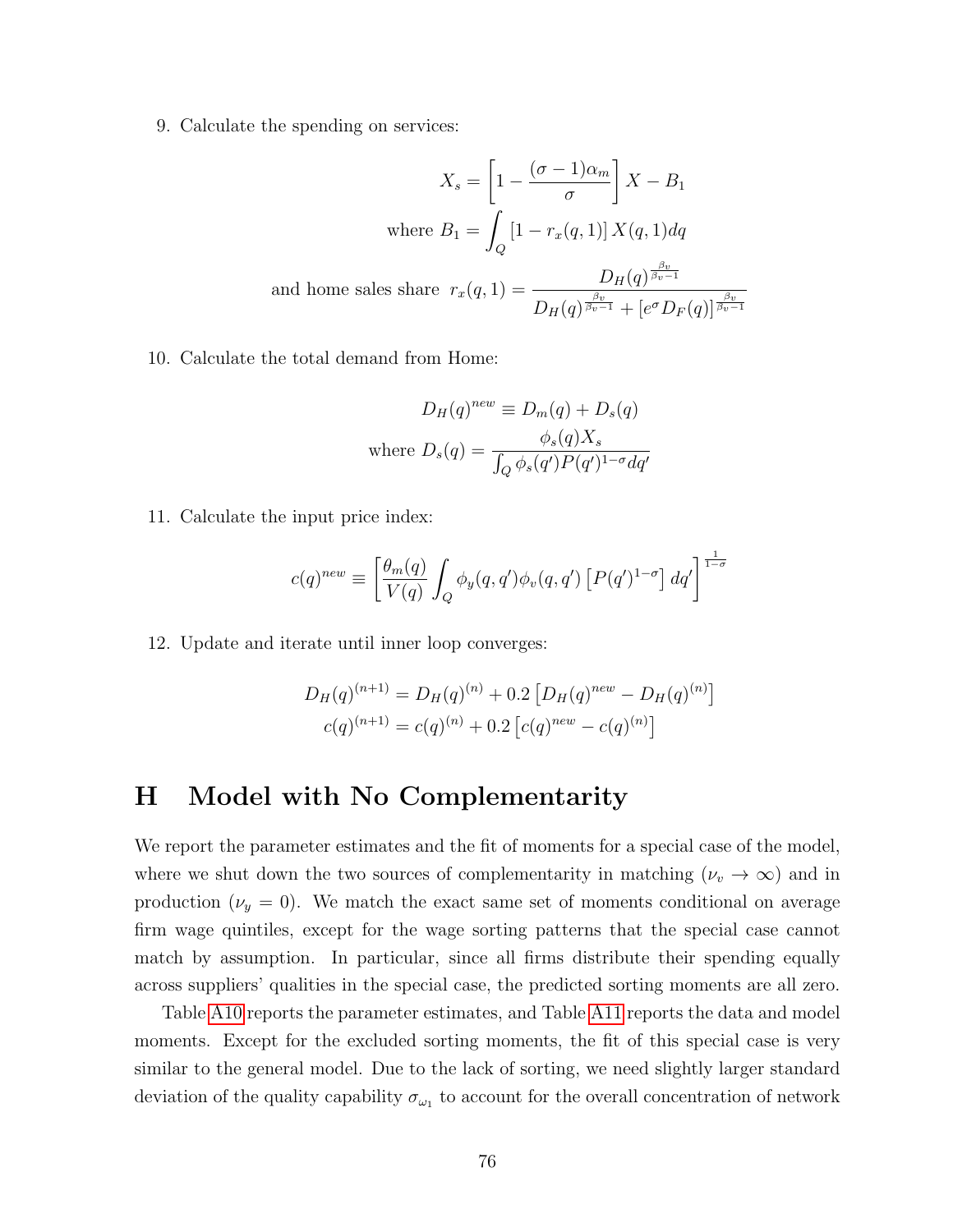9. Calculate the spending on services:

$$X_s = \left[1 - \frac{(\sigma-1)\alpha_m}{\sigma}\right] X - B_1$$

$$\text{where } B_1 = \int_Q \left[1 - r_x(q,1)\right] X(q,1) dq$$

$$\text{and home sales share } r_x(q,1) = \frac{D_H(q)^{\frac{\beta_v}{\beta_v - 1}}}{D_H(q)^{\frac{\beta_v}{\beta_v - 1}} + \left[e^{\sigma} D_F(q)\right]^{\frac{\beta_v}{\beta_v - 1}}}$$

10. Calculate the total demand from Home:

$$D_H(q)^{new} \equiv D_m(q) + D_s(q)$$

$$\text{where } D_s(q) = \frac{\phi_s(q) X_s}{\int_Q \phi_s(q') P(q')^{1-\sigma} dq'}$$

11. Calculate the input price index:

$$c(q)^{new} \equiv \left[\frac{\theta_m(q)}{V(q)} \int_Q \phi_y(q,q') \phi_v(q,q') \left[P(q')^{1-\sigma}\right] dq'\right]^{\frac{1}{1-\sigma}}$$

12. Update and iterate until inner loop converges:

$$D_H(q)^{(n+1)} = D_H(q)^{(n)} + 0.2\left[D_H(q)^{new} - D_H(q)^{(n)}\right]$$

$$c(q)^{(n+1)} = c(q)^{(n)} + 0.2\left[c(q)^{new} - c(q)^{(n)}\right]$$

# H Model with No Complementarity

We report the parameter estimates and the fit of moments for a special case of the model, where we shut down the two sources of complementarity in matching ($\nu_v \to \infty$) and in production ($\nu_y = 0$). We match the exact same set of moments conditional on average firm wage quintiles, except for the wage sorting patterns that the special case cannot match by assumption. In particular, since all firms distribute their spending equally across suppliers' qualities in the special case, the predicted sorting moments are all zero.

Table A10 reports the parameter estimates, and Table A11 reports the data and model moments. Except for the excluded sorting moments, the fit of this special case is very similar to the general model. Due to the lack of sorting, we need slightly larger standard deviation of the quality capability $\sigma_{\omega_1}$ to account for the overall concentration of network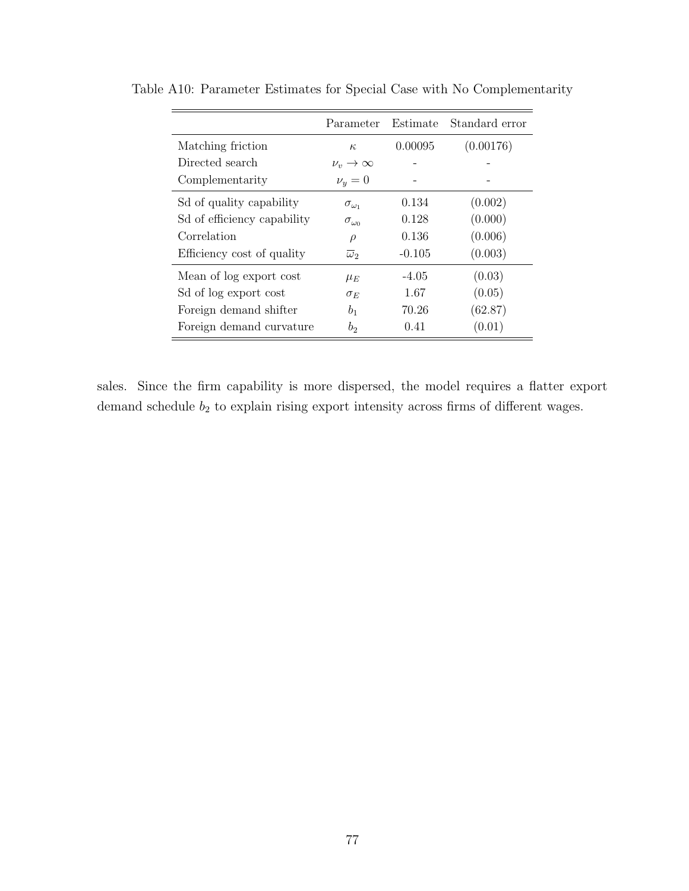Table A10: Parameter Estimates for Special Case with No Complementarity

| | Parameter | Estimate | Standard error |
|---|---|---|---|
| Matching friction | $\kappa$ | 0.00095 | (0.00176) |
| Directed search | $\nu_v \to \infty$ | - | - |
| Complementarity | $\nu_y = 0$ | - | - |
| Sd of quality capability | $\sigma_{\omega_1}$ | 0.134 | (0.002) |
| Sd of efficiency capability | $\sigma_{\omega_0}$ | 0.128 | (0.000) |
| Correlation | $\rho$ | 0.136 | (0.006) |
| Efficiency cost of quality | $\overline{\omega}_2$ | -0.105 | (0.003) |
| Mean of log export cost | $\mu_E$ | -4.05 | (0.03) |
| Sd of log export cost | $\sigma_E$ | 1.67 | (0.05) |
| Foreign demand shifter | $b_1$ | 70.26 | (62.87) |
| Foreign demand curvature | $b_2$ | 0.41 | (0.01) |

sales. Since the firm capability is more dispersed, the model requires a flatter export demand schedule $b_2$ to explain rising export intensity across firms of different wages.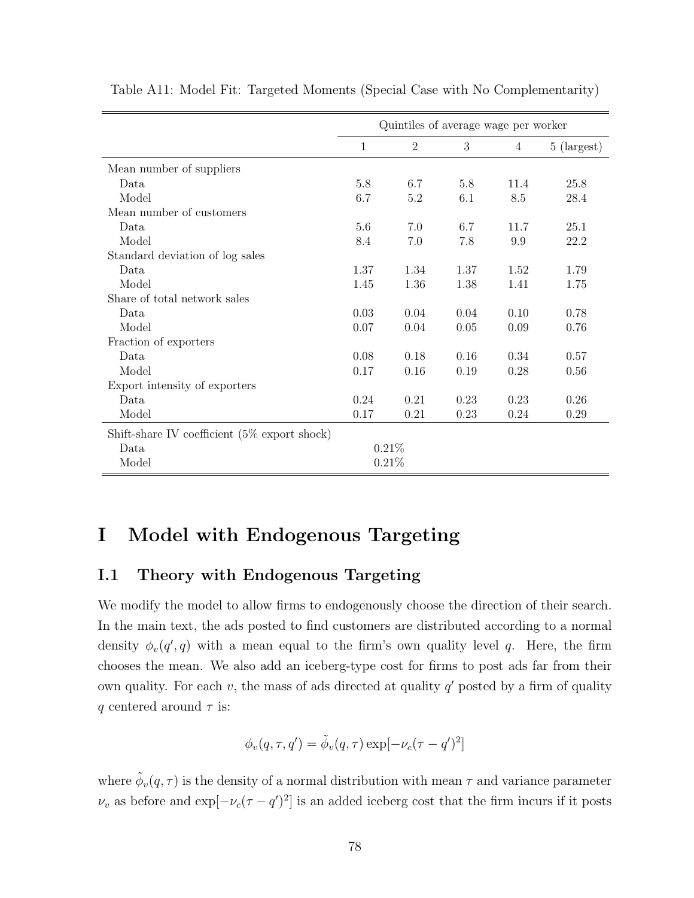Table A11: Model Fit: Targeted Moments (Special Case with No Complementarity)

| | Quintiles of average wage per worker | | | | |
|---|---|---|---|---|---|
| | 1 | 2 | 3 | 4 | 5 (largest) |
| Mean number of suppliers | | | | | |
| Data | 5.8 | 6.7 | 5.8 | 11.4 | 25.8 |
| Model | 6.7 | 5.2 | 6.1 | 8.5 | 28.4 |
| Mean number of customers | | | | | |
| Data | 5.6 | 7.0 | 6.7 | 11.7 | 25.1 |
| Model | 8.4 | 7.0 | 7.8 | 9.9 | 22.2 |
| Standard deviation of log sales | | | | | |
| Data | 1.37 | 1.34 | 1.37 | 1.52 | 1.79 |
| Model | 1.45 | 1.36 | 1.38 | 1.41 | 1.75 |
| Share of total network sales | | | | | |
| Data | 0.03 | 0.04 | 0.04 | 0.10 | 0.78 |
| Model | 0.07 | 0.04 | 0.05 | 0.09 | 0.76 |
| Fraction of exporters | | | | | |
| Data | 0.08 | 0.18 | 0.16 | 0.34 | 0.57 |
| Model | 0.17 | 0.16 | 0.19 | 0.28 | 0.56 |
| Export intensity of exporters | | | | | |
| Data | 0.24 | 0.21 | 0.23 | 0.23 | 0.26 |
| Model | 0.17 | 0.21 | 0.23 | 0.24 | 0.29 |
| Shift-share IV coefficient (5% export shock) | | | | | |
| Data | 0.21% | | | | |
| Model | 0.21% | | | | |

# I Model with Endogenous Targeting

## I.1 Theory with Endogenous Targeting

We modify the model to allow firms to endogenously choose the direction of their search. In the main text, the ads posted to find customers are distributed according to a normal density $\phi_v(q', q)$ with a mean equal to the firm's own quality level $q$. Here, the firm chooses the mean. We also add an iceberg-type cost for firms to post ads far from their own quality. For each $v$, the mass of ads directed at quality $q'$ posted by a firm of quality $q$ centered around $\tau$ is:

$$\phi_v(q, \tau, q') = \tilde{\phi}_v(q, \tau) \exp[-\nu_c(\tau - q')^2]$$

where $\tilde{\phi}_v(q, \tau)$ is the density of a normal distribution with mean $\tau$ and variance parameter $\nu_v$ as before and $\exp[-\nu_c(\tau - q')^2]$ is an added iceberg cost that the firm incurs if it posts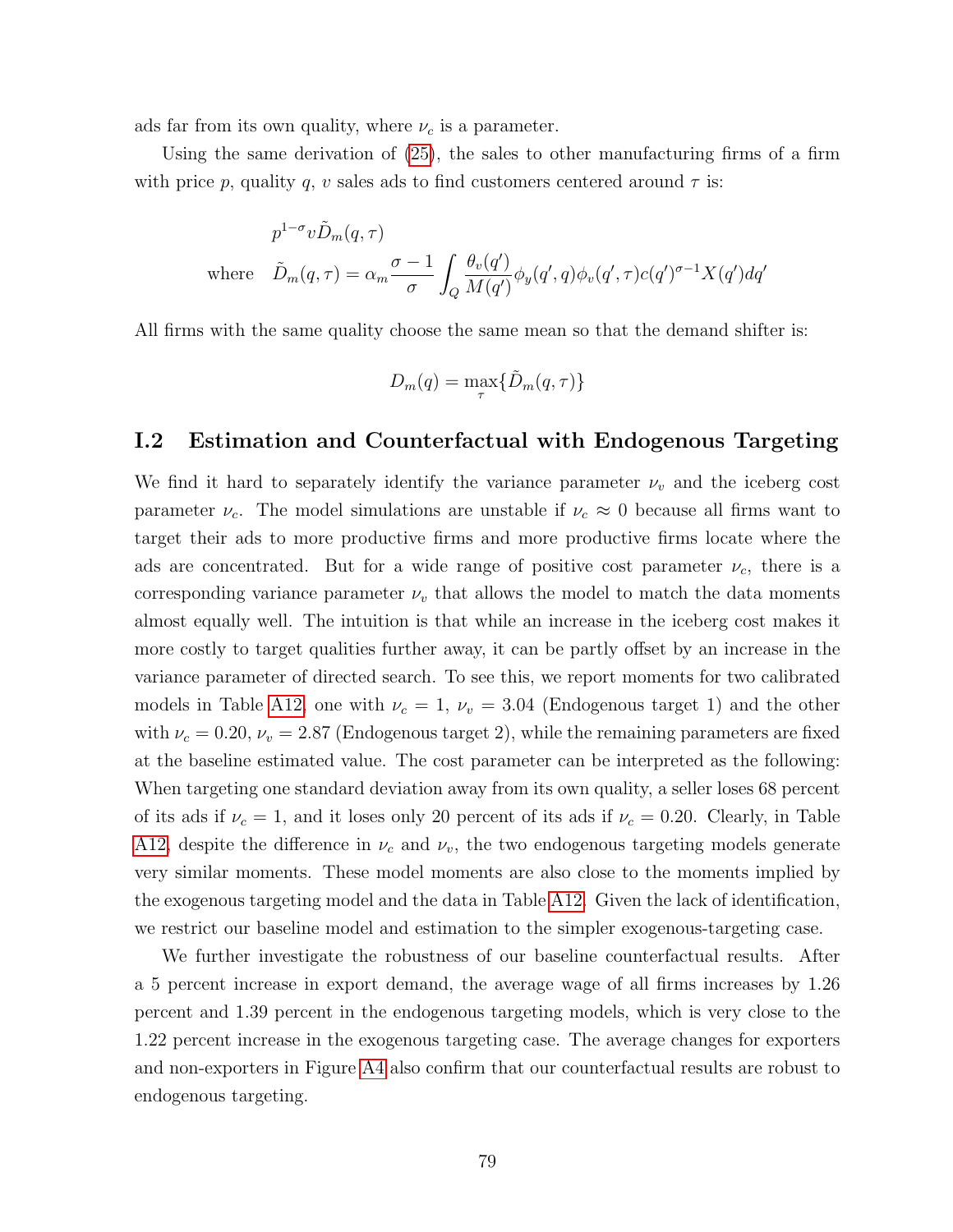ads far from its own quality, where $\nu_c$ is a parameter.

Using the same derivation of (25), the sales to other manufacturing firms of a firm with price $p$, quality $q$, $v$ sales ads to find customers centered around $\tau$ is:

$$p^{1-\sigma} v \tilde{D}_m(q, \tau)$$

$$\text{where} \quad \tilde{D}_m(q, \tau) = \alpha_m \frac{\sigma - 1}{\sigma} \int_Q \frac{\theta_v(q')}{M(q')} \phi_y(q', q) \phi_v(q', \tau) c(q')^{\sigma-1} X(q') dq'$$

All firms with the same quality choose the same mean so that the demand shifter is:

$$D_m(q) = \max_{\tau} \{\tilde{D}_m(q, \tau)\}$$

## I.2 Estimation and Counterfactual with Endogenous Targeting

We find it hard to separately identify the variance parameter $\nu_v$ and the iceberg cost parameter $\nu_c$. The model simulations are unstable if $\nu_c \approx 0$ because all firms want to target their ads to more productive firms and more productive firms locate where the ads are concentrated. But for a wide range of positive cost parameter $\nu_c$, there is a corresponding variance parameter $\nu_v$ that allows the model to match the data moments almost equally well. The intuition is that while an increase in the iceberg cost makes it more costly to target qualities further away, it can be partly offset by an increase in the variance parameter of directed search. To see this, we report moments for two calibrated models in Table A12, one with $\nu_c = 1$, $\nu_v = 3.04$ (Endogenous target 1) and the other with $\nu_c = 0.20$, $\nu_v = 2.87$ (Endogenous target 2), while the remaining parameters are fixed at the baseline estimated value. The cost parameter can be interpreted as the following: When targeting one standard deviation away from its own quality, a seller loses 68 percent of its ads if $\nu_c = 1$, and it loses only 20 percent of its ads if $\nu_c = 0.20$. Clearly, in Table A12, despite the difference in $\nu_c$ and $\nu_v$, the two endogenous targeting models generate very similar moments. These model moments are also close to the moments implied by the exogenous targeting model and the data in Table A12. Given the lack of identification, we restrict our baseline model and estimation to the simpler exogenous-targeting case.

We further investigate the robustness of our baseline counterfactual results. After a 5 percent increase in export demand, the average wage of all firms increases by 1.26 percent and 1.39 percent in the endogenous targeting models, which is very close to the 1.22 percent increase in the exogenous targeting case. The average changes for exporters and non-exporters in Figure A4 also confirm that our counterfactual results are robust to endogenous targeting.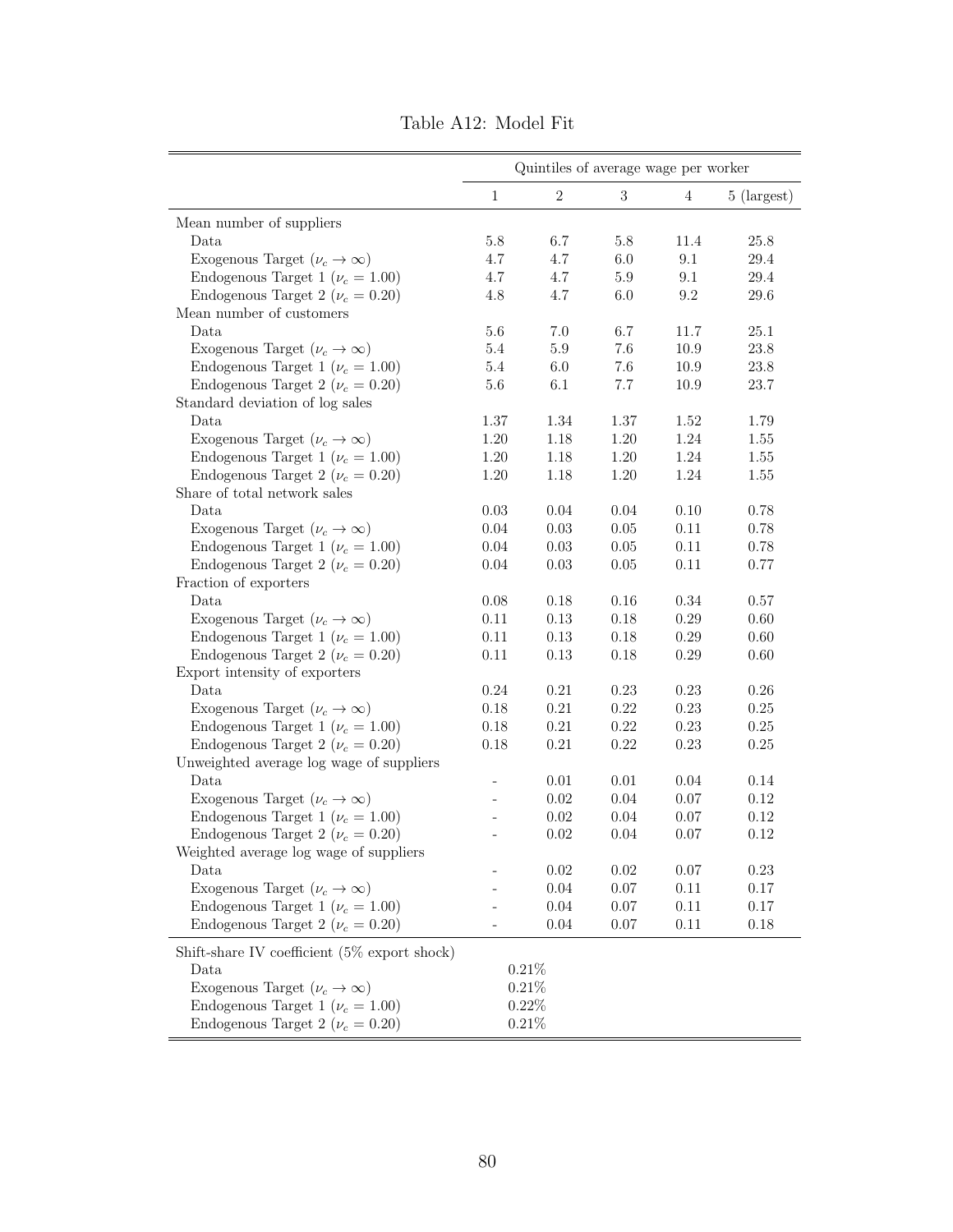Table A12: Model Fit

| | Quintiles of average wage per worker | | | | |
|---|---|---|---|---|---|
| | 1 | 2 | 3 | 4 | 5 (largest) |
| Mean number of suppliers | | | | | |
| Data | 5.8 | 6.7 | 5.8 | 11.4 | 25.8 |
| Exogenous Target ($\nu_c \to \infty$) | 4.7 | 4.7 | 6.0 | 9.1 | 29.4 |
| Endogenous Target 1 ($\nu_c = 1.00$) | 4.7 | 4.7 | 5.9 | 9.1 | 29.4 |
| Endogenous Target 2 ($\nu_c = 0.20$) | 4.8 | 4.7 | 6.0 | 9.2 | 29.6 |
| Mean number of customers | | | | | |
| Data | 5.6 | 7.0 | 6.7 | 11.7 | 25.1 |
| Exogenous Target ($\nu_c \to \infty$) | 5.4 | 5.9 | 7.6 | 10.9 | 23.8 |
| Endogenous Target 1 ($\nu_c = 1.00$) | 5.4 | 6.0 | 7.6 | 10.9 | 23.8 |
| Endogenous Target 2 ($\nu_c = 0.20$) | 5.6 | 6.1 | 7.7 | 10.9 | 23.7 |
| Standard deviation of log sales | | | | | |
| Data | 1.37 | 1.34 | 1.37 | 1.52 | 1.79 |
| Exogenous Target ($\nu_c \to \infty$) | 1.20 | 1.18 | 1.20 | 1.24 | 1.55 |
| Endogenous Target 1 ($\nu_c = 1.00$) | 1.20 | 1.18 | 1.20 | 1.24 | 1.55 |
| Endogenous Target 2 ($\nu_c = 0.20$) | 1.20 | 1.18 | 1.20 | 1.24 | 1.55 |
| Share of total network sales | | | | | |
| Data | 0.03 | 0.04 | 0.04 | 0.10 | 0.78 |
| Exogenous Target ($\nu_c \to \infty$) | 0.04 | 0.03 | 0.05 | 0.11 | 0.78 |
| Endogenous Target 1 ($\nu_c = 1.00$) | 0.04 | 0.03 | 0.05 | 0.11 | 0.78 |
| Endogenous Target 2 ($\nu_c = 0.20$) | 0.04 | 0.03 | 0.05 | 0.11 | 0.77 |
| Fraction of exporters | | | | | |
| Data | 0.08 | 0.18 | 0.16 | 0.34 | 0.57 |
| Exogenous Target ($\nu_c \to \infty$) | 0.11 | 0.13 | 0.18 | 0.29 | 0.60 |
| Endogenous Target 1 ($\nu_c = 1.00$) | 0.11 | 0.13 | 0.18 | 0.29 | 0.60 |
| Endogenous Target 2 ($\nu_c = 0.20$) | 0.11 | 0.13 | 0.18 | 0.29 | 0.60 |
| Export intensity of exporters | | | | | |
| Data | 0.24 | 0.21 | 0.23 | 0.23 | 0.26 |
| Exogenous Target ($\nu_c \to \infty$) | 0.18 | 0.21 | 0.22 | 0.23 | 0.25 |
| Endogenous Target 1 ($\nu_c = 1.00$) | 0.18 | 0.21 | 0.22 | 0.23 | 0.25 |
| Endogenous Target 2 ($\nu_c = 0.20$) | 0.18 | 0.21 | 0.22 | 0.23 | 0.25 |
| Unweighted average log wage of suppliers | | | | | |
| Data | - | 0.01 | 0.01 | 0.04 | 0.14 |
| Exogenous Target ($\nu_c \to \infty$) | - | 0.02 | 0.04 | 0.07 | 0.12 |
| Endogenous Target 1 ($\nu_c = 1.00$) | - | 0.02 | 0.04 | 0.07 | 0.12 |
| Endogenous Target 2 ($\nu_c = 0.20$) | - | 0.02 | 0.04 | 0.07 | 0.12 |
| Weighted average log wage of suppliers | | | | | |
| Data | - | 0.02 | 0.02 | 0.07 | 0.23 |
| Exogenous Target ($\nu_c \to \infty$) | - | 0.04 | 0.07 | 0.11 | 0.17 |
| Endogenous Target 1 ($\nu_c = 1.00$) | - | 0.04 | 0.07 | 0.11 | 0.17 |
| Endogenous Target 2 ($\nu_c = 0.20$) | - | 0.04 | 0.07 | 0.11 | 0.18 |
| Shift-share IV coefficient (5% export shock) | | | | | |
| Data | 0.21% | | | | |
| Exogenous Target ($\nu_c \to \infty$) | 0.21% | | | | |
| Endogenous Target 1 ($\nu_c = 1.00$) | 0.22% | | | | |
| Endogenous Target 2 ($\nu_c = 0.20$) | 0.21% | | | | |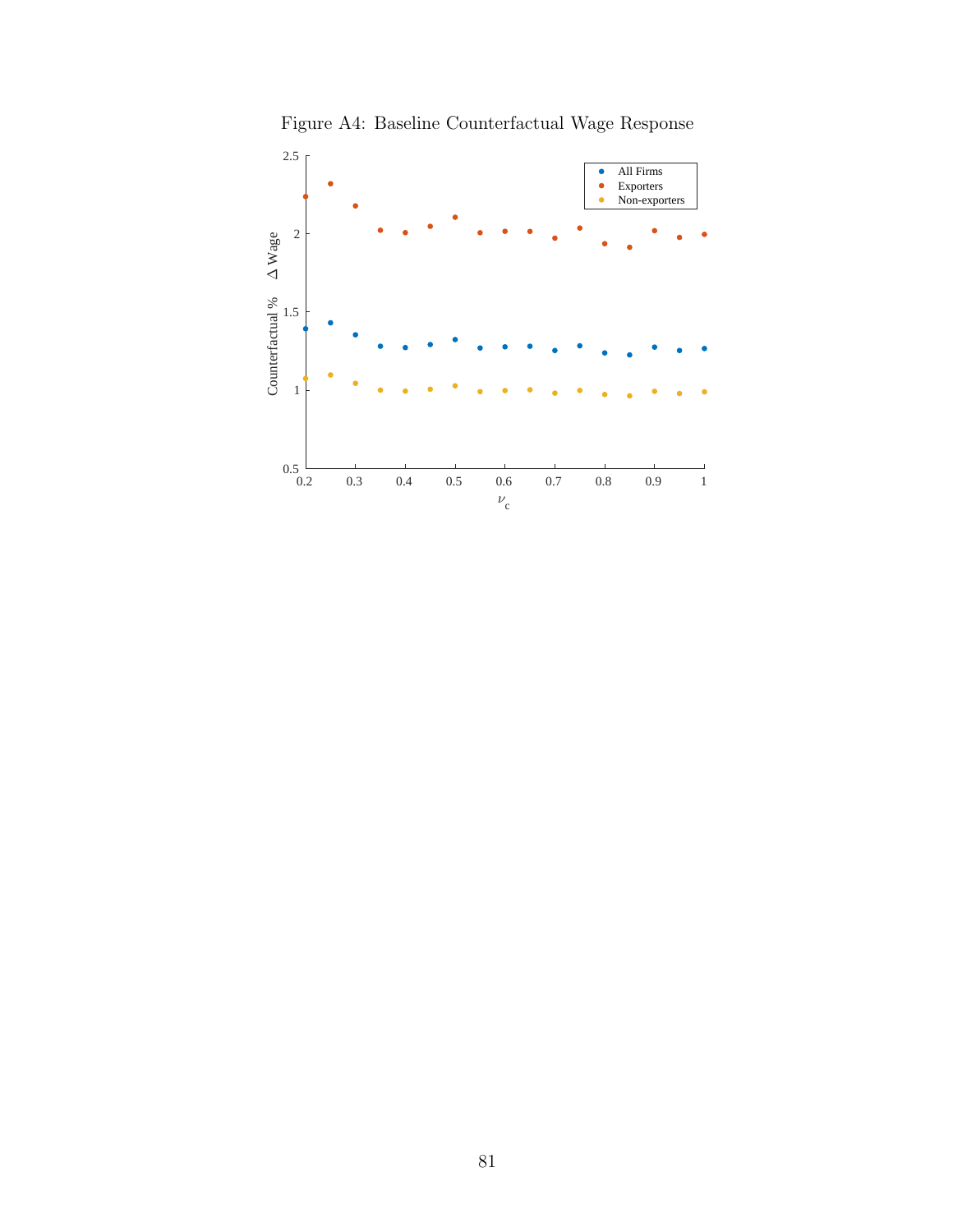Figure A4: Baseline Counterfactual Wage Response

Counterfactual % $\Delta$ Wage

2.5
2
1.5
1
0.5

0.2 0.3 0.4 0.5 0.6 0.7 0.8 0.9 1

$\nu_c$

All Firms
Exporters
Non-exporters